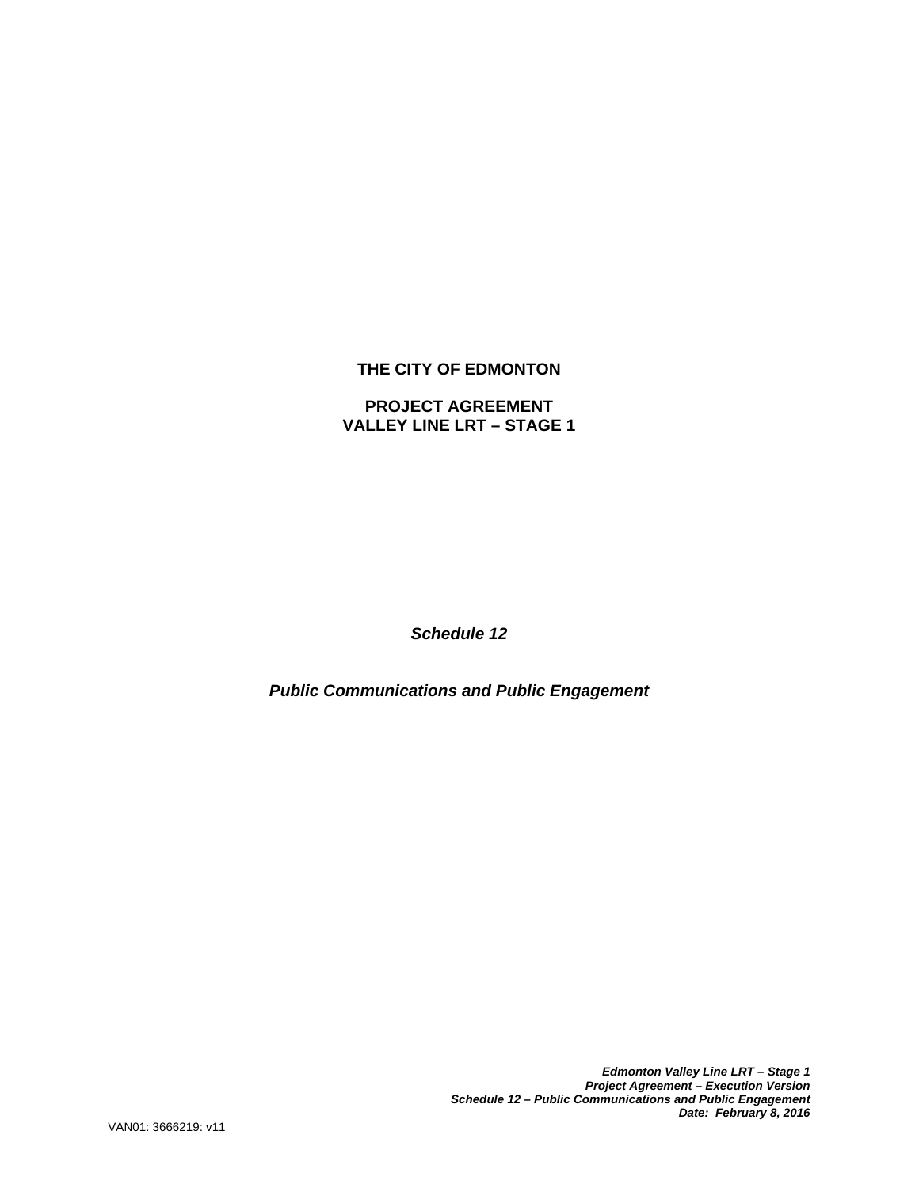**THE CITY OF EDMONTON**

**PROJECT AGREEMENT**
**VALLEY LINE LRT – STAGE 1**

***Schedule 12***

***Public Communications and Public Engagement***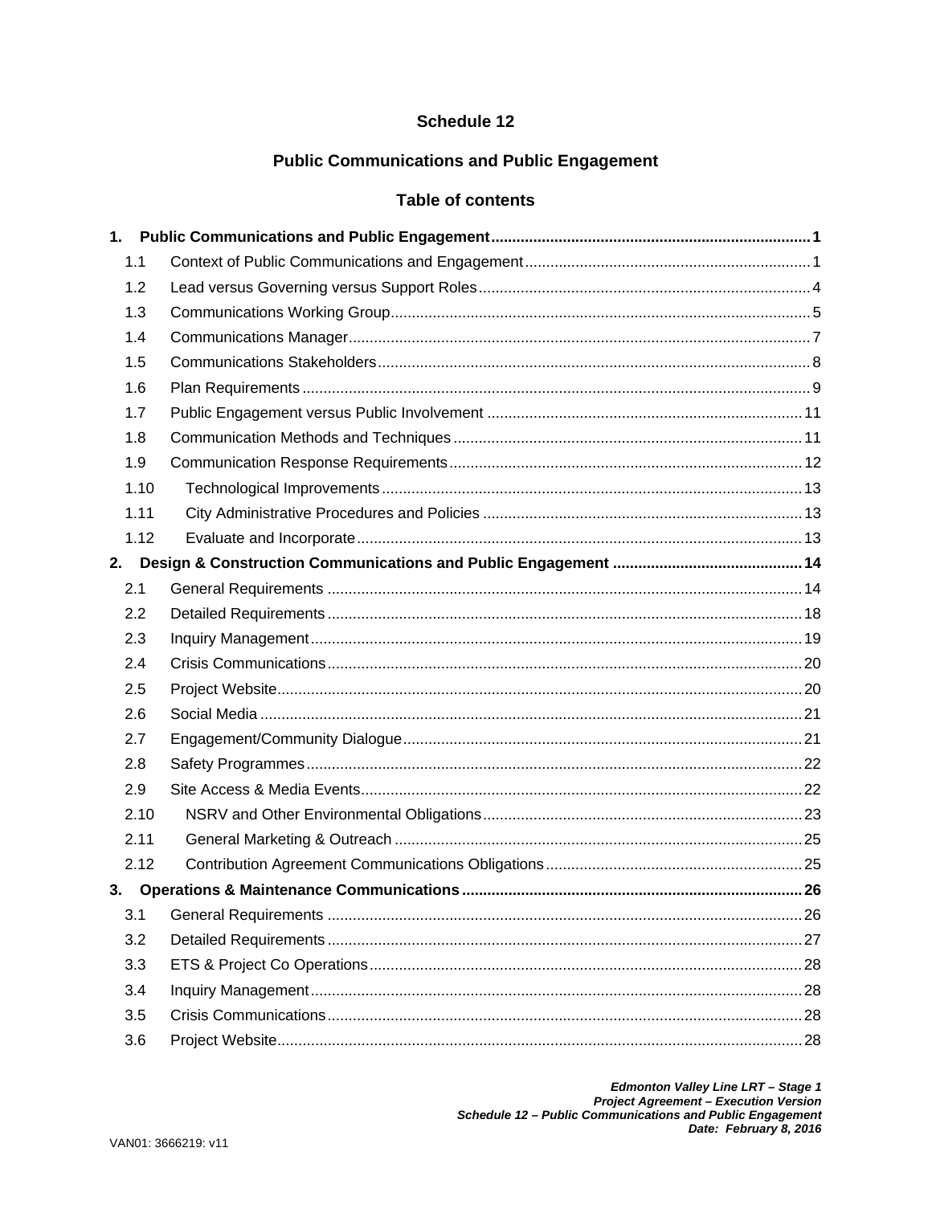# Schedule 12

## Public Communications and Public Engagement

### Table of contents

**1. Public Communications and Public Engagement ........................................................................... 1**

- 1.1 Context of Public Communications and Engagement .................................................................... 1
- 1.2 Lead versus Governing versus Support Roles .............................................................................. 4
- 1.3 Communications Working Group ................................................................................................... 5
- 1.4 Communications Manager ............................................................................................................. 7
- 1.5 Communications Stakeholders ...................................................................................................... 8
- 1.6 Plan Requirements ........................................................................................................................ 9
- 1.7 Public Engagement versus Public Involvement ........................................................................... 11
- 1.8 Communication Methods and Techniques .................................................................................. 11
- 1.9 Communication Response Requirements ................................................................................... 12
- 1.10 Technological Improvements ................................................................................................... 13
- 1.11 City Administrative Procedures and Policies ............................................................................ 13
- 1.12 Evaluate and Incorporate ......................................................................................................... 13

**2. Design & Construction Communications and Public Engagement ............................................ 14**

- 2.1 General Requirements ................................................................................................................ 14
- 2.2 Detailed Requirements ................................................................................................................ 18
- 2.3 Inquiry Management .................................................................................................................... 19
- 2.4 Crisis Communications ................................................................................................................ 20
- 2.5 Project Website ............................................................................................................................ 20
- 2.6 Social Media ................................................................................................................................ 21
- 2.7 Engagement/Community Dialogue .............................................................................................. 21
- 2.8 Safety Programmes ..................................................................................................................... 22
- 2.9 Site Access & Media Events ........................................................................................................ 22
- 2.10 NSRV and Other Environmental Obligations ............................................................................ 23
- 2.11 General Marketing & Outreach ................................................................................................. 25
- 2.12 Contribution Agreement Communications Obligations ............................................................. 25

**3. Operations & Maintenance Communications ................................................................................ 26**

- 3.1 General Requirements ................................................................................................................ 26
- 3.2 Detailed Requirements ................................................................................................................ 27
- 3.3 ETS & Project Co Operations ...................................................................................................... 28
- 3.4 Inquiry Management .................................................................................................................... 28
- 3.5 Crisis Communications ................................................................................................................ 28
- 3.6 Project Website ............................................................................................................................ 28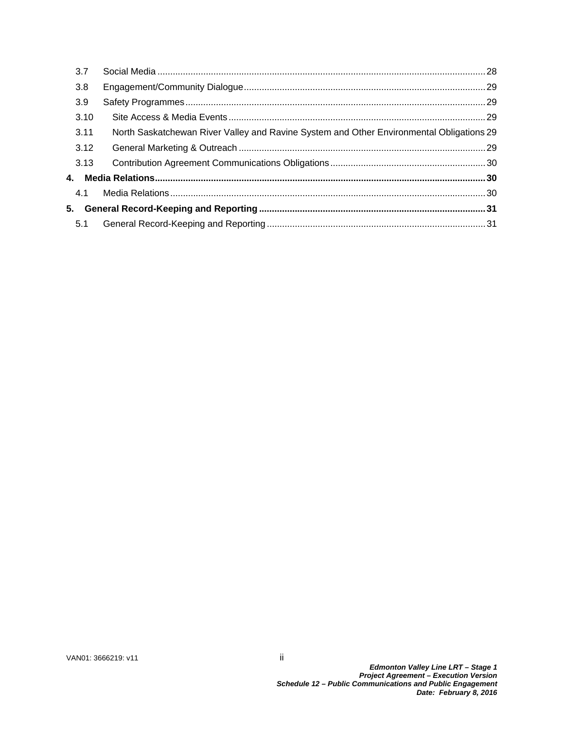| | | |
|---|---|---|
| 3.7 | Social Media | 28 |
| 3.8 | Engagement/Community Dialogue | 29 |
| 3.9 | Safety Programmes | 29 |
| 3.10 | Site Access & Media Events | 29 |
| 3.11 | North Saskatchewan River Valley and Ravine System and Other Environmental Obligations | 29 |
| 3.12 | General Marketing & Outreach | 29 |
| 3.13 | Contribution Agreement Communications Obligations | 30 |
| **4.** | **Media Relations** | **30** |
| 4.1 | Media Relations | 30 |
| **5.** | **General Record-Keeping and Reporting** | **31** |
| 5.1 | General Record-Keeping and Reporting | 31 |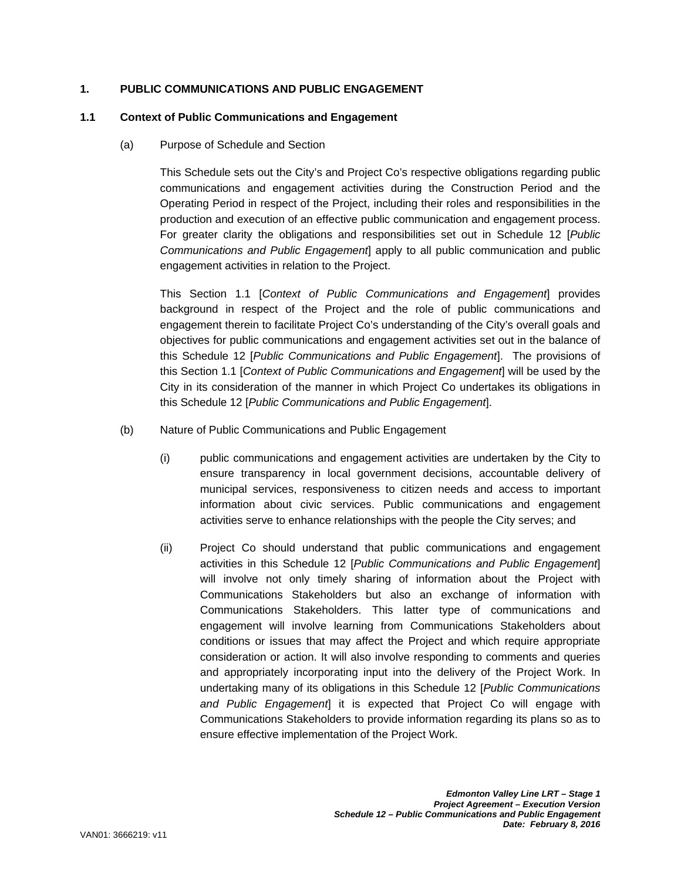# 1. PUBLIC COMMUNICATIONS AND PUBLIC ENGAGEMENT

## 1.1 Context of Public Communications and Engagement

(a) Purpose of Schedule and Section

This Schedule sets out the City's and Project Co's respective obligations regarding public communications and engagement activities during the Construction Period and the Operating Period in respect of the Project, including their roles and responsibilities in the production and execution of an effective public communication and engagement process. For greater clarity the obligations and responsibilities set out in Schedule 12 [*Public Communications and Public Engagement*] apply to all public communication and public engagement activities in relation to the Project.

This Section 1.1 [*Context of Public Communications and Engagement*] provides background in respect of the Project and the role of public communications and engagement therein to facilitate Project Co's understanding of the City's overall goals and objectives for public communications and engagement activities set out in the balance of this Schedule 12 [*Public Communications and Public Engagement*]. The provisions of this Section 1.1 [*Context of Public Communications and Engagement*] will be used by the City in its consideration of the manner in which Project Co undertakes its obligations in this Schedule 12 [*Public Communications and Public Engagement*].

(b) Nature of Public Communications and Public Engagement

(i) public communications and engagement activities are undertaken by the City to ensure transparency in local government decisions, accountable delivery of municipal services, responsiveness to citizen needs and access to important information about civic services. Public communications and engagement activities serve to enhance relationships with the people the City serves; and

(ii) Project Co should understand that public communications and engagement activities in this Schedule 12 [*Public Communications and Public Engagement*] will involve not only timely sharing of information about the Project with Communications Stakeholders but also an exchange of information with Communications Stakeholders. This latter type of communications and engagement will involve learning from Communications Stakeholders about conditions or issues that may affect the Project and which require appropriate consideration or action. It will also involve responding to comments and queries and appropriately incorporating input into the delivery of the Project Work. In undertaking many of its obligations in this Schedule 12 [*Public Communications and Public Engagement*] it is expected that Project Co will engage with Communications Stakeholders to provide information regarding its plans so as to ensure effective implementation of the Project Work.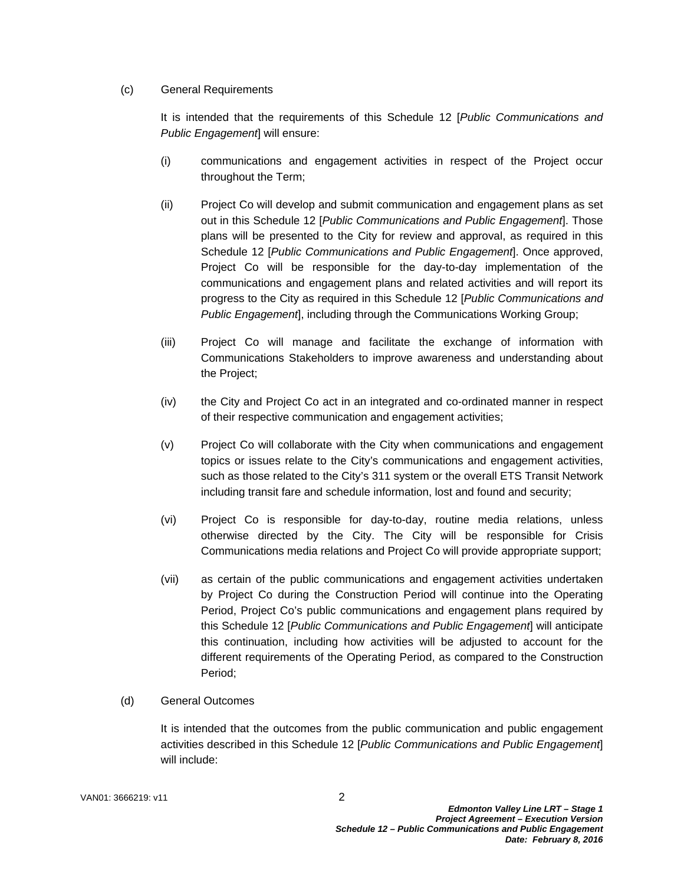(c) General Requirements

It is intended that the requirements of this Schedule 12 [*Public Communications and Public Engagement*] will ensure:

(i) communications and engagement activities in respect of the Project occur throughout the Term;

(ii) Project Co will develop and submit communication and engagement plans as set out in this Schedule 12 [*Public Communications and Public Engagement*]. Those plans will be presented to the City for review and approval, as required in this Schedule 12 [*Public Communications and Public Engagement*]. Once approved, Project Co will be responsible for the day-to-day implementation of the communications and engagement plans and related activities and will report its progress to the City as required in this Schedule 12 [*Public Communications and Public Engagement*], including through the Communications Working Group;

(iii) Project Co will manage and facilitate the exchange of information with Communications Stakeholders to improve awareness and understanding about the Project;

(iv) the City and Project Co act in an integrated and co-ordinated manner in respect of their respective communication and engagement activities;

(v) Project Co will collaborate with the City when communications and engagement topics or issues relate to the City's communications and engagement activities, such as those related to the City's 311 system or the overall ETS Transit Network including transit fare and schedule information, lost and found and security;

(vi) Project Co is responsible for day-to-day, routine media relations, unless otherwise directed by the City. The City will be responsible for Crisis Communications media relations and Project Co will provide appropriate support;

(vii) as certain of the public communications and engagement activities undertaken by Project Co during the Construction Period will continue into the Operating Period, Project Co's public communications and engagement plans required by this Schedule 12 [*Public Communications and Public Engagement*] will anticipate this continuation, including how activities will be adjusted to account for the different requirements of the Operating Period, as compared to the Construction Period;

(d) General Outcomes

It is intended that the outcomes from the public communication and public engagement activities described in this Schedule 12 [*Public Communications and Public Engagement*] will include: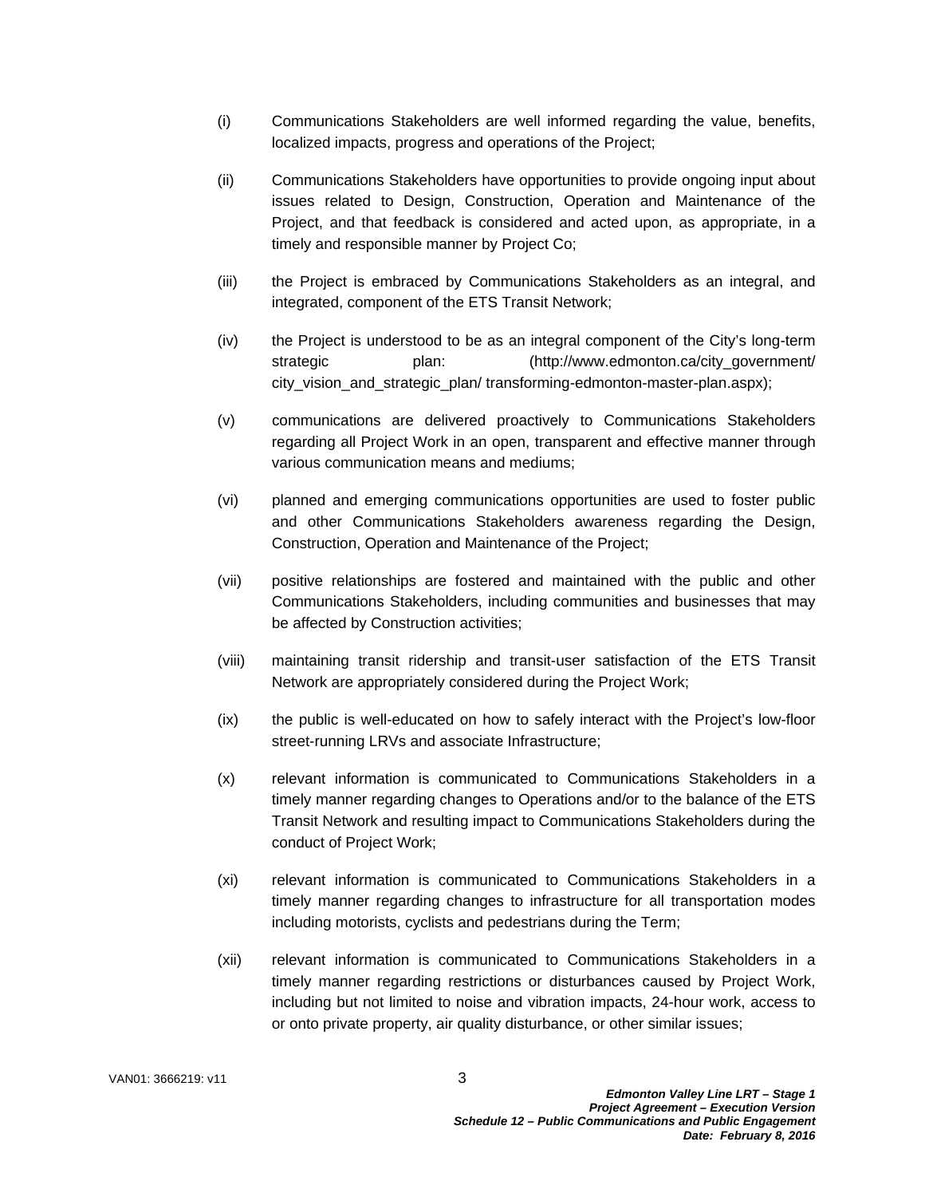(i) Communications Stakeholders are well informed regarding the value, benefits, localized impacts, progress and operations of the Project;

(ii) Communications Stakeholders have opportunities to provide ongoing input about issues related to Design, Construction, Operation and Maintenance of the Project, and that feedback is considered and acted upon, as appropriate, in a timely and responsible manner by Project Co;

(iii) the Project is embraced by Communications Stakeholders as an integral, and integrated, component of the ETS Transit Network;

(iv) the Project is understood to be as an integral component of the City's long-term strategic plan: (http://www.edmonton.ca/city_government/ city_vision_and_strategic_plan/ transforming-edmonton-master-plan.aspx);

(v) communications are delivered proactively to Communications Stakeholders regarding all Project Work in an open, transparent and effective manner through various communication means and mediums;

(vi) planned and emerging communications opportunities are used to foster public and other Communications Stakeholders awareness regarding the Design, Construction, Operation and Maintenance of the Project;

(vii) positive relationships are fostered and maintained with the public and other Communications Stakeholders, including communities and businesses that may be affected by Construction activities;

(viii) maintaining transit ridership and transit-user satisfaction of the ETS Transit Network are appropriately considered during the Project Work;

(ix) the public is well-educated on how to safely interact with the Project's low-floor street-running LRVs and associate Infrastructure;

(x) relevant information is communicated to Communications Stakeholders in a timely manner regarding changes to Operations and/or to the balance of the ETS Transit Network and resulting impact to Communications Stakeholders during the conduct of Project Work;

(xi) relevant information is communicated to Communications Stakeholders in a timely manner regarding changes to infrastructure for all transportation modes including motorists, cyclists and pedestrians during the Term;

(xii) relevant information is communicated to Communications Stakeholders in a timely manner regarding restrictions or disturbances caused by Project Work, including but not limited to noise and vibration impacts, 24-hour work, access to or onto private property, air quality disturbance, or other similar issues;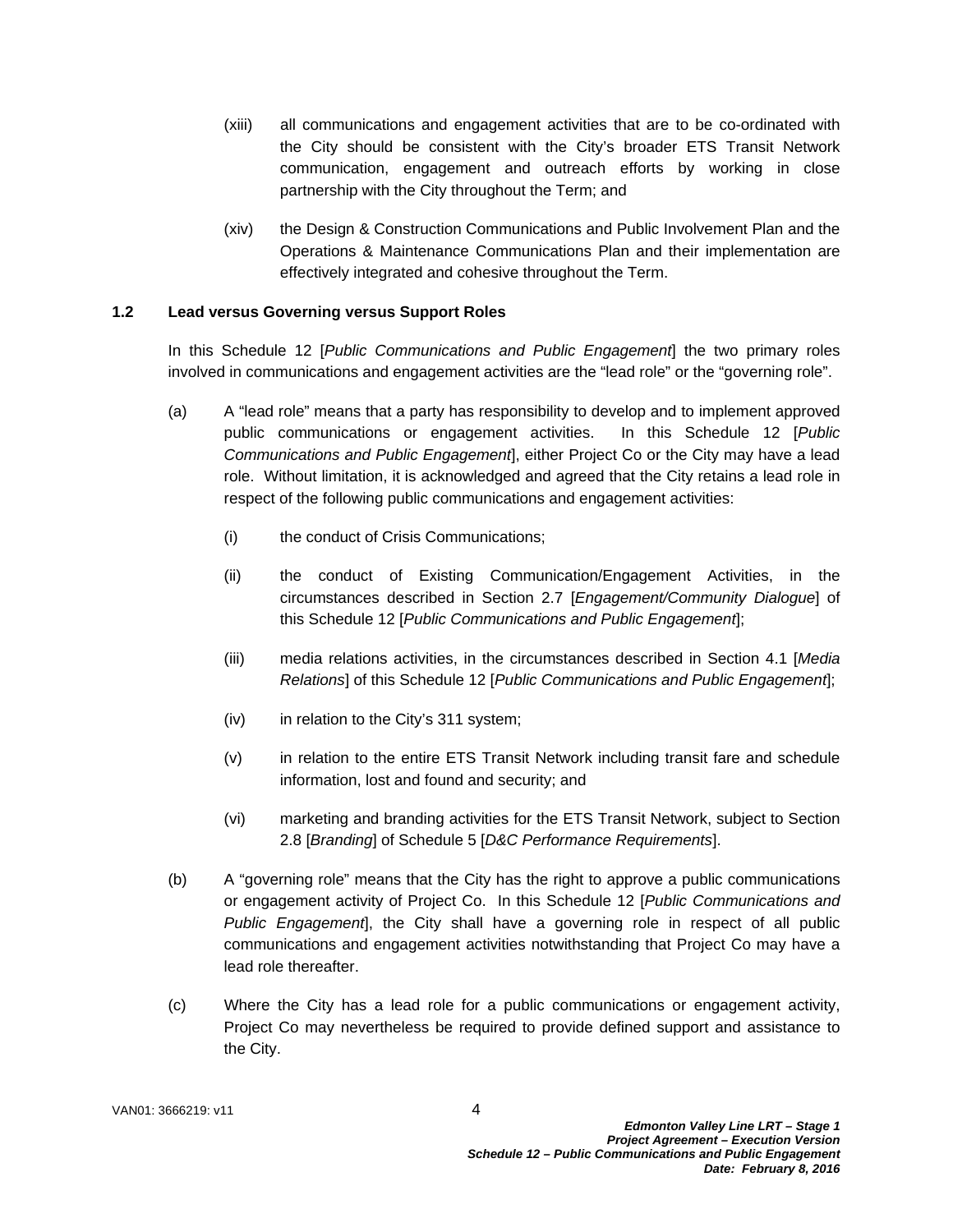(xiii) all communications and engagement activities that are to be co-ordinated with the City should be consistent with the City's broader ETS Transit Network communication, engagement and outreach efforts by working in close partnership with the City throughout the Term; and

(xiv) the Design & Construction Communications and Public Involvement Plan and the Operations & Maintenance Communications Plan and their implementation are effectively integrated and cohesive throughout the Term.

### 1.2 Lead versus Governing versus Support Roles

In this Schedule 12 [*Public Communications and Public Engagement*] the two primary roles involved in communications and engagement activities are the "lead role" or the "governing role".

(a) A "lead role" means that a party has responsibility to develop and to implement approved public communications or engagement activities. In this Schedule 12 [*Public Communications and Public Engagement*], either Project Co or the City may have a lead role. Without limitation, it is acknowledged and agreed that the City retains a lead role in respect of the following public communications and engagement activities:

 (i) the conduct of Crisis Communications;

 (ii) the conduct of Existing Communication/Engagement Activities, in the circumstances described in Section 2.7 [*Engagement/Community Dialogue*] of this Schedule 12 [*Public Communications and Public Engagement*];

 (iii) media relations activities, in the circumstances described in Section 4.1 [*Media Relations*] of this Schedule 12 [*Public Communications and Public Engagement*];

 (iv) in relation to the City's 311 system;

 (v) in relation to the entire ETS Transit Network including transit fare and schedule information, lost and found and security; and

 (vi) marketing and branding activities for the ETS Transit Network, subject to Section 2.8 [*Branding*] of Schedule 5 [*D&C Performance Requirements*].

(b) A "governing role" means that the City has the right to approve a public communications or engagement activity of Project Co. In this Schedule 12 [*Public Communications and Public Engagement*], the City shall have a governing role in respect of all public communications and engagement activities notwithstanding that Project Co may have a lead role thereafter.

(c) Where the City has a lead role for a public communications or engagement activity, Project Co may nevertheless be required to provide defined support and assistance to the City.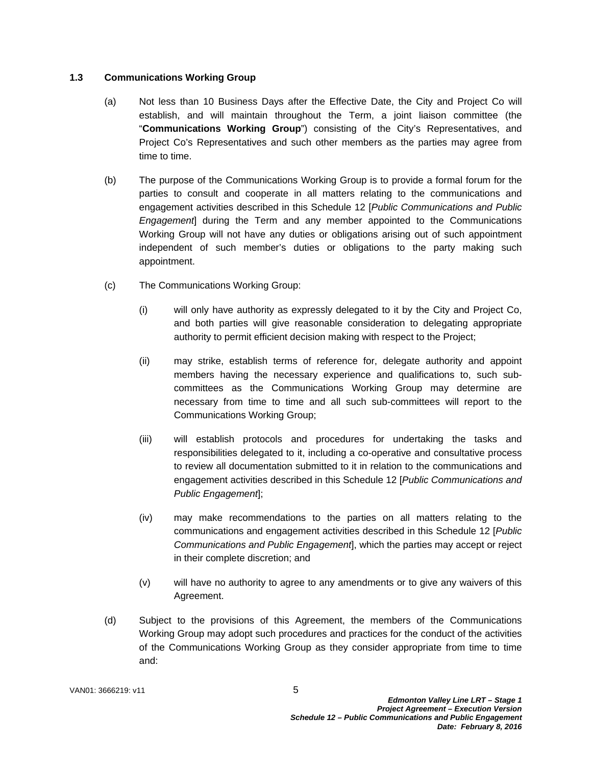### 1.3 Communications Working Group

(a) Not less than 10 Business Days after the Effective Date, the City and Project Co will establish, and will maintain throughout the Term, a joint liaison committee (the "**Communications Working Group**") consisting of the City's Representatives, and Project Co's Representatives and such other members as the parties may agree from time to time.

(b) The purpose of the Communications Working Group is to provide a formal forum for the parties to consult and cooperate in all matters relating to the communications and engagement activities described in this Schedule 12 [*Public Communications and Public Engagement*] during the Term and any member appointed to the Communications Working Group will not have any duties or obligations arising out of such appointment independent of such member's duties or obligations to the party making such appointment.

(c) The Communications Working Group:

(i) will only have authority as expressly delegated to it by the City and Project Co, and both parties will give reasonable consideration to delegating appropriate authority to permit efficient decision making with respect to the Project;

(ii) may strike, establish terms of reference for, delegate authority and appoint members having the necessary experience and qualifications to, such sub-committees as the Communications Working Group may determine are necessary from time to time and all such sub-committees will report to the Communications Working Group;

(iii) will establish protocols and procedures for undertaking the tasks and responsibilities delegated to it, including a co-operative and consultative process to review all documentation submitted to it in relation to the communications and engagement activities described in this Schedule 12 [*Public Communications and Public Engagement*];

(iv) may make recommendations to the parties on all matters relating to the communications and engagement activities described in this Schedule 12 [*Public Communications and Public Engagement*], which the parties may accept or reject in their complete discretion; and

(v) will have no authority to agree to any amendments or to give any waivers of this Agreement.

(d) Subject to the provisions of this Agreement, the members of the Communications Working Group may adopt such procedures and practices for the conduct of the activities of the Communications Working Group as they consider appropriate from time to time and: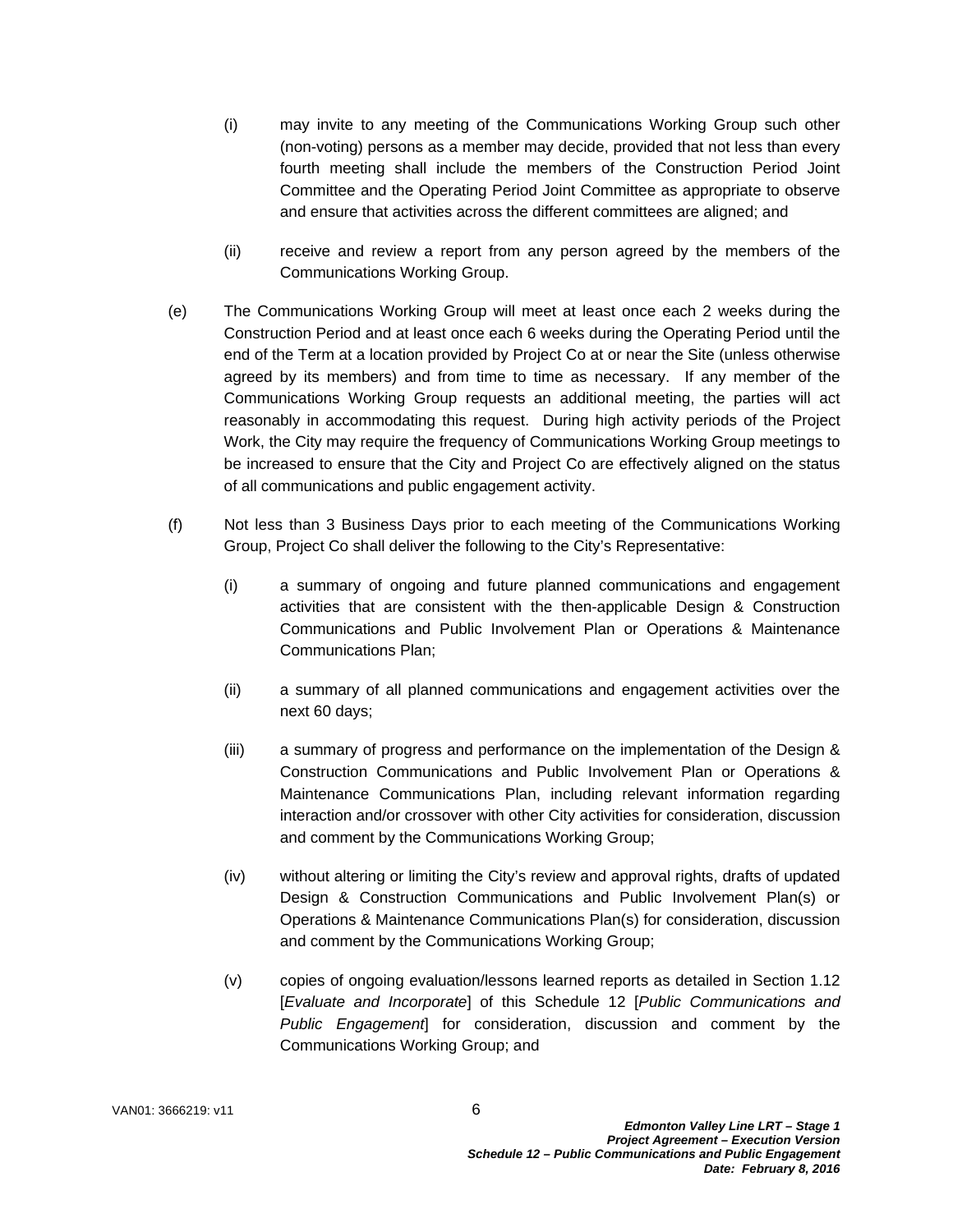(i) may invite to any meeting of the Communications Working Group such other (non-voting) persons as a member may decide, provided that not less than every fourth meeting shall include the members of the Construction Period Joint Committee and the Operating Period Joint Committee as appropriate to observe and ensure that activities across the different committees are aligned; and

(ii) receive and review a report from any person agreed by the members of the Communications Working Group.

(e) The Communications Working Group will meet at least once each 2 weeks during the Construction Period and at least once each 6 weeks during the Operating Period until the end of the Term at a location provided by Project Co at or near the Site (unless otherwise agreed by its members) and from time to time as necessary. If any member of the Communications Working Group requests an additional meeting, the parties will act reasonably in accommodating this request. During high activity periods of the Project Work, the City may require the frequency of Communications Working Group meetings to be increased to ensure that the City and Project Co are effectively aligned on the status of all communications and public engagement activity.

(f) Not less than 3 Business Days prior to each meeting of the Communications Working Group, Project Co shall deliver the following to the City's Representative:

(i) a summary of ongoing and future planned communications and engagement activities that are consistent with the then-applicable Design & Construction Communications and Public Involvement Plan or Operations & Maintenance Communications Plan;

(ii) a summary of all planned communications and engagement activities over the next 60 days;

(iii) a summary of progress and performance on the implementation of the Design & Construction Communications and Public Involvement Plan or Operations & Maintenance Communications Plan, including relevant information regarding interaction and/or crossover with other City activities for consideration, discussion and comment by the Communications Working Group;

(iv) without altering or limiting the City's review and approval rights, drafts of updated Design & Construction Communications and Public Involvement Plan(s) or Operations & Maintenance Communications Plan(s) for consideration, discussion and comment by the Communications Working Group;

(v) copies of ongoing evaluation/lessons learned reports as detailed in Section 1.12 [*Evaluate and Incorporate*] of this Schedule 12 [*Public Communications and Public Engagement*] for consideration, discussion and comment by the Communications Working Group; and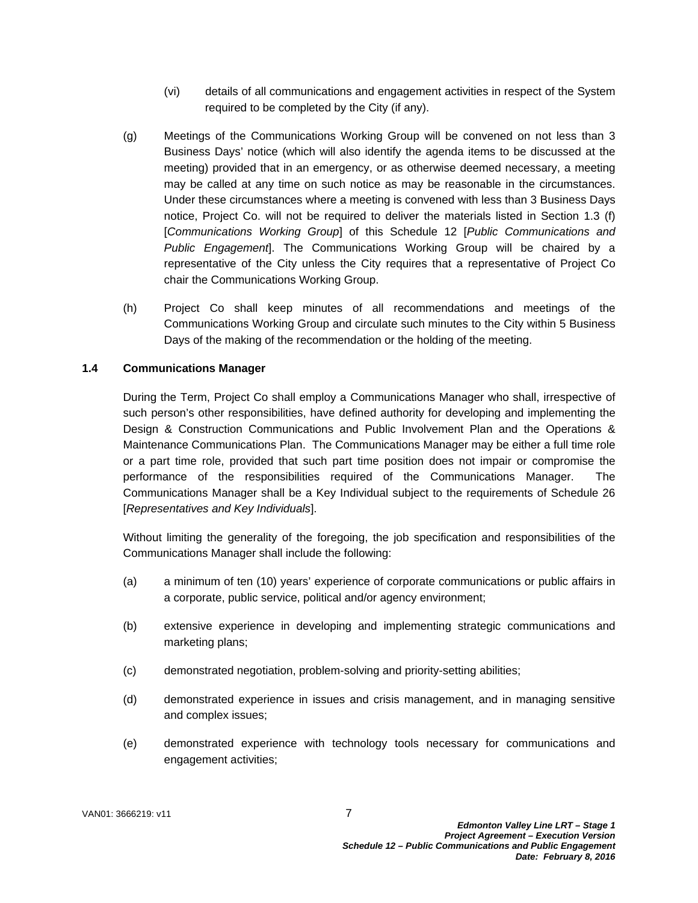(vi) details of all communications and engagement activities in respect of the System required to be completed by the City (if any).

(g) Meetings of the Communications Working Group will be convened on not less than 3 Business Days' notice (which will also identify the agenda items to be discussed at the meeting) provided that in an emergency, or as otherwise deemed necessary, a meeting may be called at any time on such notice as may be reasonable in the circumstances. Under these circumstances where a meeting is convened with less than 3 Business Days notice, Project Co. will not be required to deliver the materials listed in Section 1.3 (f) [*Communications Working Group*] of this Schedule 12 [*Public Communications and Public Engagement*]. The Communications Working Group will be chaired by a representative of the City unless the City requires that a representative of Project Co chair the Communications Working Group.

(h) Project Co shall keep minutes of all recommendations and meetings of the Communications Working Group and circulate such minutes to the City within 5 Business Days of the making of the recommendation or the holding of the meeting.

### 1.4 Communications Manager

During the Term, Project Co shall employ a Communications Manager who shall, irrespective of such person's other responsibilities, have defined authority for developing and implementing the Design & Construction Communications and Public Involvement Plan and the Operations & Maintenance Communications Plan. The Communications Manager may be either a full time role or a part time role, provided that such part time position does not impair or compromise the performance of the responsibilities required of the Communications Manager. The Communications Manager shall be a Key Individual subject to the requirements of Schedule 26 [*Representatives and Key Individuals*].

Without limiting the generality of the foregoing, the job specification and responsibilities of the Communications Manager shall include the following:

(a) a minimum of ten (10) years' experience of corporate communications or public affairs in a corporate, public service, political and/or agency environment;

(b) extensive experience in developing and implementing strategic communications and marketing plans;

(c) demonstrated negotiation, problem-solving and priority-setting abilities;

(d) demonstrated experience in issues and crisis management, and in managing sensitive and complex issues;

(e) demonstrated experience with technology tools necessary for communications and engagement activities;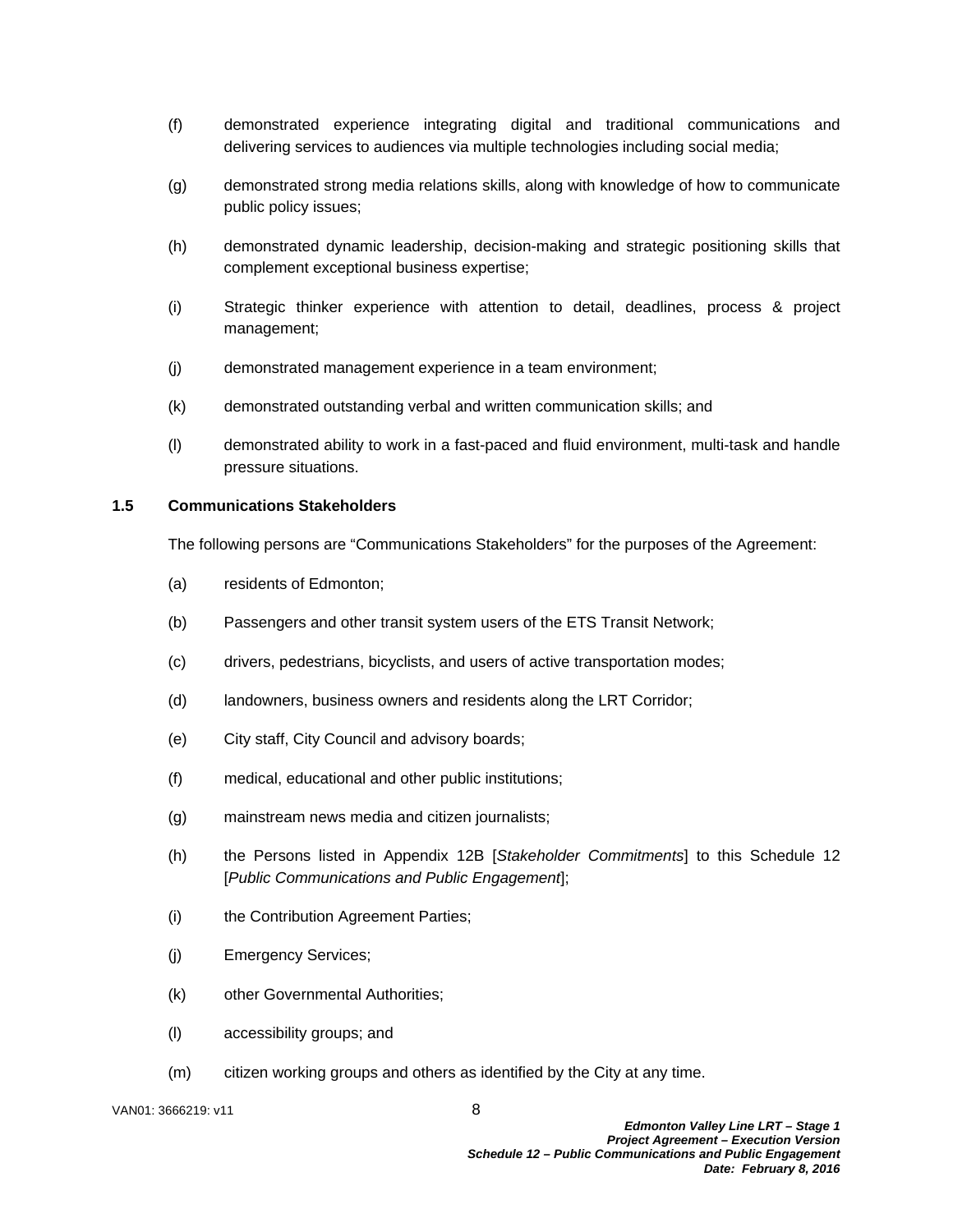(f) demonstrated experience integrating digital and traditional communications and delivering services to audiences via multiple technologies including social media;

(g) demonstrated strong media relations skills, along with knowledge of how to communicate public policy issues;

(h) demonstrated dynamic leadership, decision-making and strategic positioning skills that complement exceptional business expertise;

(i) Strategic thinker experience with attention to detail, deadlines, process & project management;

(j) demonstrated management experience in a team environment;

(k) demonstrated outstanding verbal and written communication skills; and

(l) demonstrated ability to work in a fast-paced and fluid environment, multi-task and handle pressure situations.

### 1.5 Communications Stakeholders

The following persons are "Communications Stakeholders" for the purposes of the Agreement:

(a) residents of Edmonton;

(b) Passengers and other transit system users of the ETS Transit Network;

(c) drivers, pedestrians, bicyclists, and users of active transportation modes;

(d) landowners, business owners and residents along the LRT Corridor;

(e) City staff, City Council and advisory boards;

(f) medical, educational and other public institutions;

(g) mainstream news media and citizen journalists;

(h) the Persons listed in Appendix 12B [*Stakeholder Commitments*] to this Schedule 12 [*Public Communications and Public Engagement*];

(i) the Contribution Agreement Parties;

(j) Emergency Services;

(k) other Governmental Authorities;

(l) accessibility groups; and

(m) citizen working groups and others as identified by the City at any time.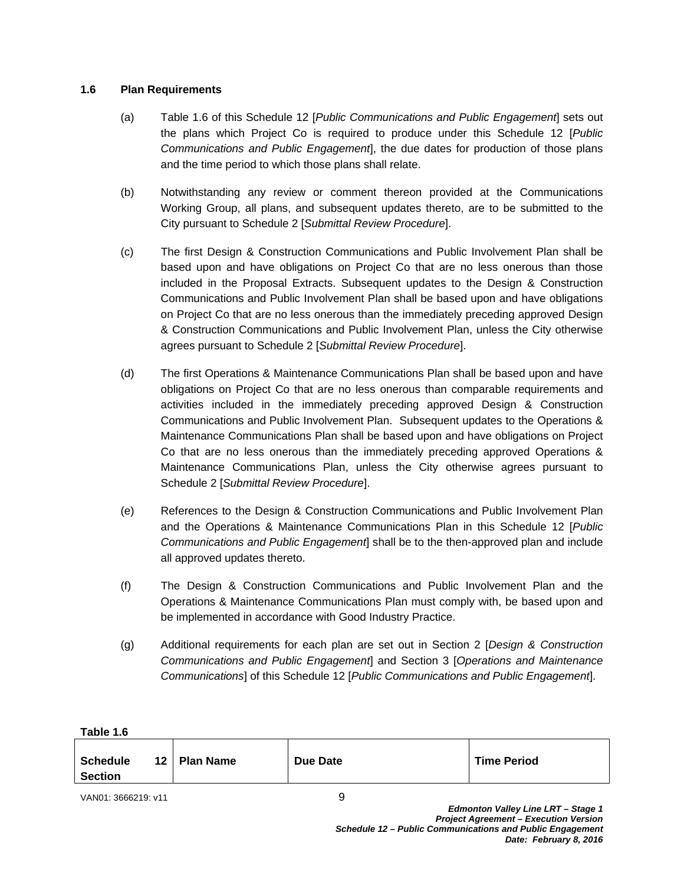### 1.6 Plan Requirements

(a) Table 1.6 of this Schedule 12 [*Public Communications and Public Engagement*] sets out the plans which Project Co is required to produce under this Schedule 12 [*Public Communications and Public Engagement*], the due dates for production of those plans and the time period to which those plans shall relate.

(b) Notwithstanding any review or comment thereon provided at the Communications Working Group, all plans, and subsequent updates thereto, are to be submitted to the City pursuant to Schedule 2 [*Submittal Review Procedure*].

(c) The first Design & Construction Communications and Public Involvement Plan shall be based upon and have obligations on Project Co that are no less onerous than those included in the Proposal Extracts. Subsequent updates to the Design & Construction Communications and Public Involvement Plan shall be based upon and have obligations on Project Co that are no less onerous than the immediately preceding approved Design & Construction Communications and Public Involvement Plan, unless the City otherwise agrees pursuant to Schedule 2 [*Submittal Review Procedure*].

(d) The first Operations & Maintenance Communications Plan shall be based upon and have obligations on Project Co that are no less onerous than comparable requirements and activities included in the immediately preceding approved Design & Construction Communications and Public Involvement Plan. Subsequent updates to the Operations & Maintenance Communications Plan shall be based upon and have obligations on Project Co that are no less onerous than the immediately preceding approved Operations & Maintenance Communications Plan, unless the City otherwise agrees pursuant to Schedule 2 [*Submittal Review Procedure*].

(e) References to the Design & Construction Communications and Public Involvement Plan and the Operations & Maintenance Communications Plan in this Schedule 12 [*Public Communications and Public Engagement*] shall be to the then-approved plan and include all approved updates thereto.

(f) The Design & Construction Communications and Public Involvement Plan and the Operations & Maintenance Communications Plan must comply with, be based upon and be implemented in accordance with Good Industry Practice.

(g) Additional requirements for each plan are set out in Section 2 [*Design & Construction Communications and Public Engagement*] and Section 3 [*Operations and Maintenance Communications*] of this Schedule 12 [*Public Communications and Public Engagement*].

**Table 1.6**

| Schedule 12 Section | Plan Name | Due Date | Time Period |
|---|---|---|---|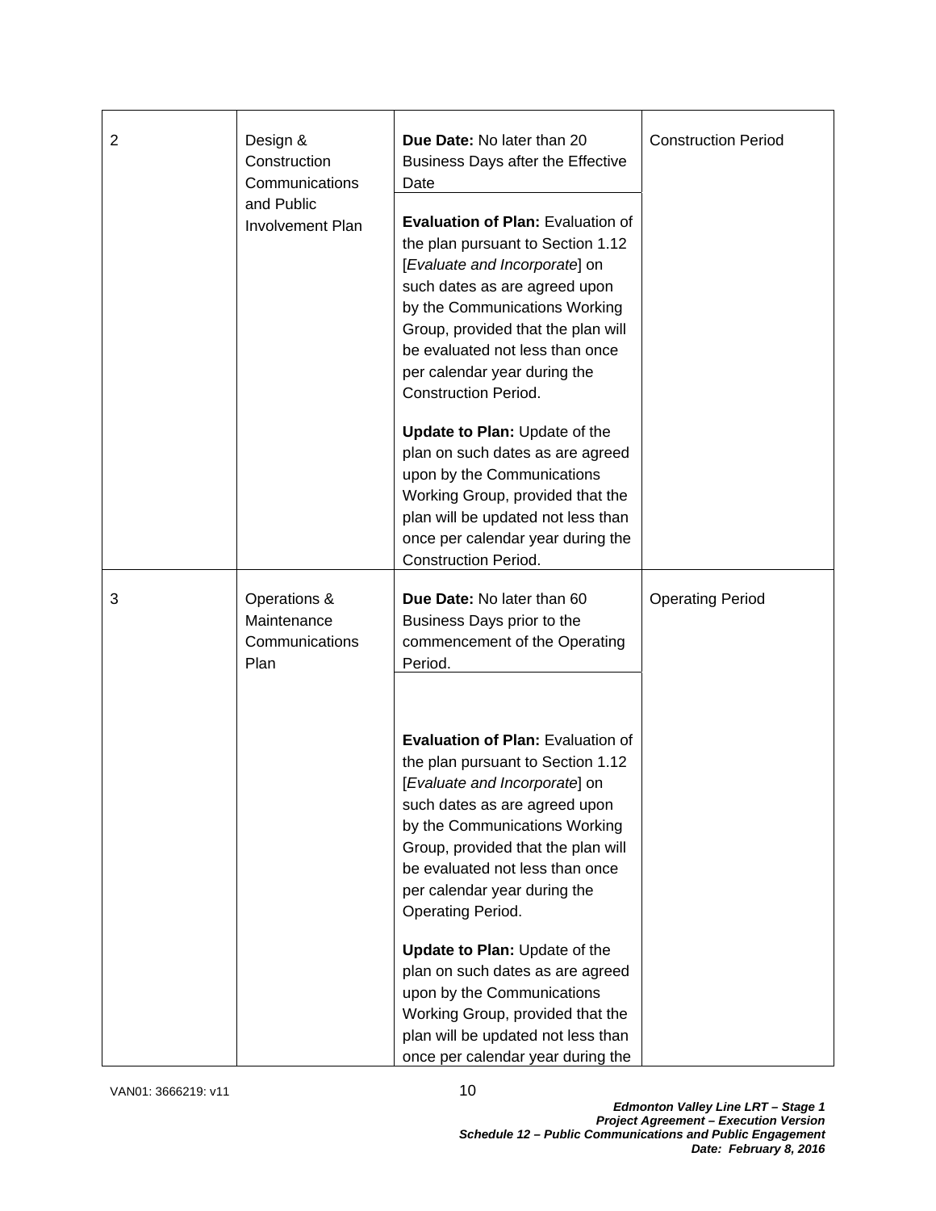| | | | |
|---|---|---|---|
| 2 | Design & Construction Communications and Public Involvement Plan | **Due Date:** No later than 20 Business Days after the Effective Date<br><br>**Evaluation of Plan:** Evaluation of the plan pursuant to Section 1.12 [*Evaluate and Incorporate*] on such dates as are agreed upon by the Communications Working Group, provided that the plan will be evaluated not less than once per calendar year during the Construction Period.<br><br>**Update to Plan:** Update of the plan on such dates as are agreed upon by the Communications Working Group, provided that the plan will be updated not less than once per calendar year during the Construction Period. | Construction Period |
| 3 | Operations & Maintenance Communications Plan | **Due Date:** No later than 60 Business Days prior to the commencement of the Operating Period.<br><br>**Evaluation of Plan:** Evaluation of the plan pursuant to Section 1.12 [*Evaluate and Incorporate*] on such dates as are agreed upon by the Communications Working Group, provided that the plan will be evaluated not less than once per calendar year during the Operating Period.<br><br>**Update to Plan:** Update of the plan on such dates as are agreed upon by the Communications Working Group, provided that the plan will be updated not less than once per calendar year during the | Operating Period |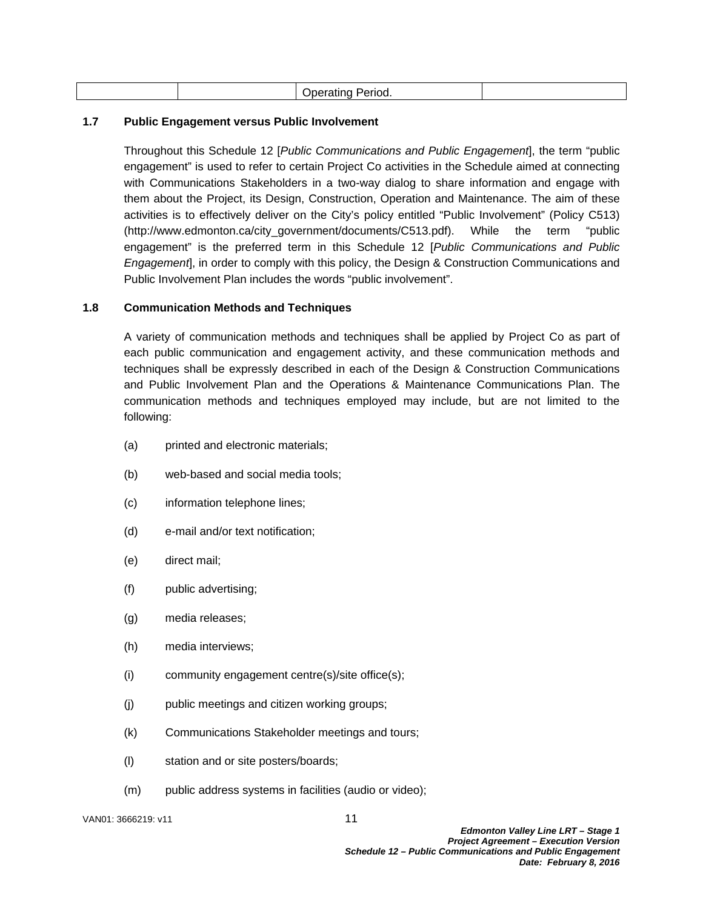| | | Operating Period. | |
|---|---|---|---|

### 1.7 Public Engagement versus Public Involvement

Throughout this Schedule 12 [*Public Communications and Public Engagement*], the term "public engagement" is used to refer to certain Project Co activities in the Schedule aimed at connecting with Communications Stakeholders in a two-way dialog to share information and engage with them about the Project, its Design, Construction, Operation and Maintenance. The aim of these activities is to effectively deliver on the City's policy entitled "Public Involvement" (Policy C513) (http://www.edmonton.ca/city_government/documents/C513.pdf). While the term "public engagement" is the preferred term in this Schedule 12 [*Public Communications and Public Engagement*], in order to comply with this policy, the Design & Construction Communications and Public Involvement Plan includes the words "public involvement".

### 1.8 Communication Methods and Techniques

A variety of communication methods and techniques shall be applied by Project Co as part of each public communication and engagement activity, and these communication methods and techniques shall be expressly described in each of the Design & Construction Communications and Public Involvement Plan and the Operations & Maintenance Communications Plan. The communication methods and techniques employed may include, but are not limited to the following:

(a) printed and electronic materials;

(b) web-based and social media tools;

(c) information telephone lines;

(d) e-mail and/or text notification;

(e) direct mail;

(f) public advertising;

(g) media releases;

(h) media interviews;

(i) community engagement centre(s)/site office(s);

(j) public meetings and citizen working groups;

(k) Communications Stakeholder meetings and tours;

(l) station and or site posters/boards;

(m) public address systems in facilities (audio or video);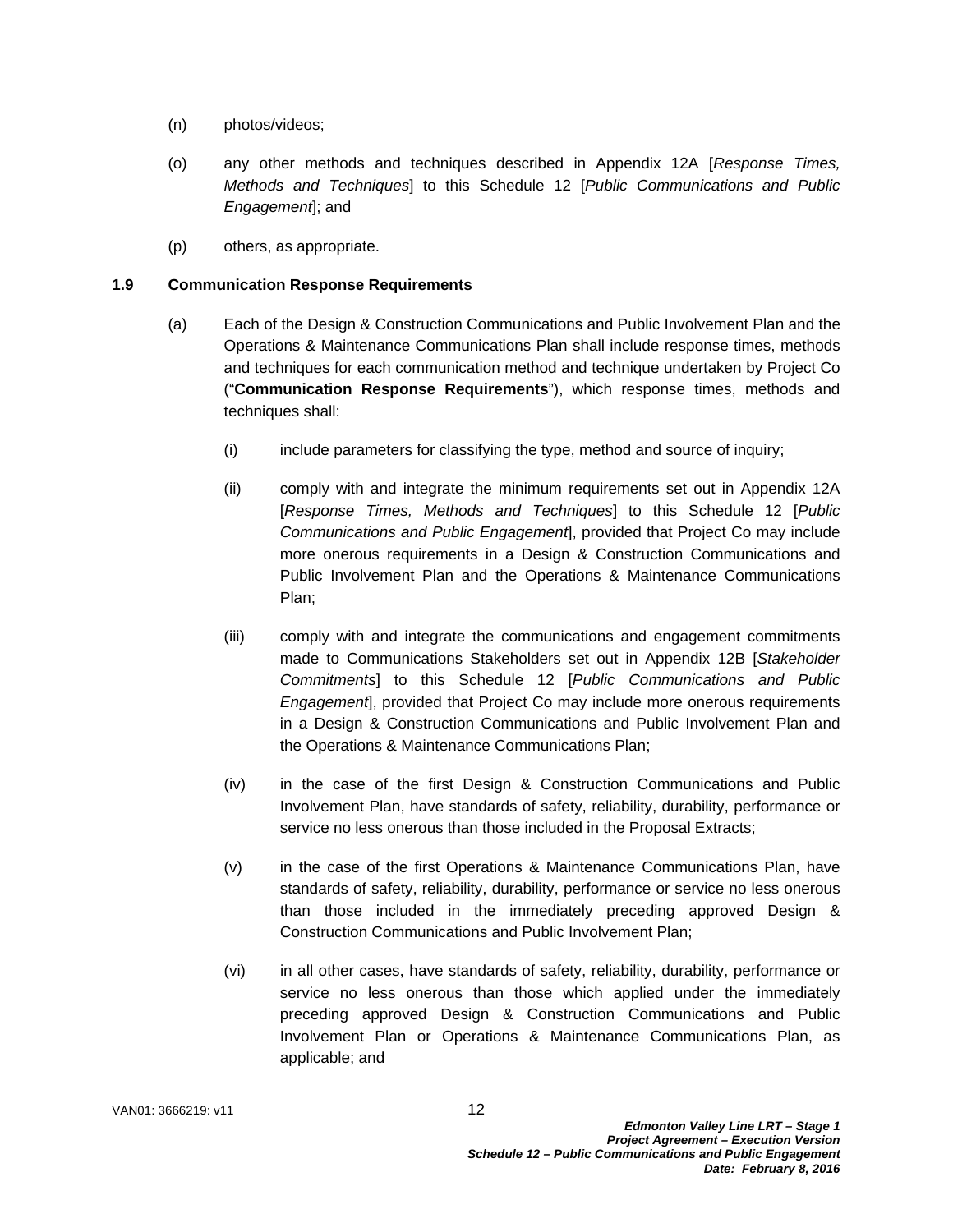(n) photos/videos;

(o) any other methods and techniques described in Appendix 12A [*Response Times, Methods and Techniques*] to this Schedule 12 [*Public Communications and Public Engagement*]; and

(p) others, as appropriate.

### 1.9 Communication Response Requirements

(a) Each of the Design & Construction Communications and Public Involvement Plan and the Operations & Maintenance Communications Plan shall include response times, methods and techniques for each communication method and technique undertaken by Project Co ("**Communication Response Requirements**"), which response times, methods and techniques shall:

  (i) include parameters for classifying the type, method and source of inquiry;

  (ii) comply with and integrate the minimum requirements set out in Appendix 12A [*Response Times, Methods and Techniques*] to this Schedule 12 [*Public Communications and Public Engagement*], provided that Project Co may include more onerous requirements in a Design & Construction Communications and Public Involvement Plan and the Operations & Maintenance Communications Plan;

  (iii) comply with and integrate the communications and engagement commitments made to Communications Stakeholders set out in Appendix 12B [*Stakeholder Commitments*] to this Schedule 12 [*Public Communications and Public Engagement*], provided that Project Co may include more onerous requirements in a Design & Construction Communications and Public Involvement Plan and the Operations & Maintenance Communications Plan;

  (iv) in the case of the first Design & Construction Communications and Public Involvement Plan, have standards of safety, reliability, durability, performance or service no less onerous than those included in the Proposal Extracts;

  (v) in the case of the first Operations & Maintenance Communications Plan, have standards of safety, reliability, durability, performance or service no less onerous than those included in the immediately preceding approved Design & Construction Communications and Public Involvement Plan;

  (vi) in all other cases, have standards of safety, reliability, durability, performance or service no less onerous than those which applied under the immediately preceding approved Design & Construction Communications and Public Involvement Plan or Operations & Maintenance Communications Plan, as applicable; and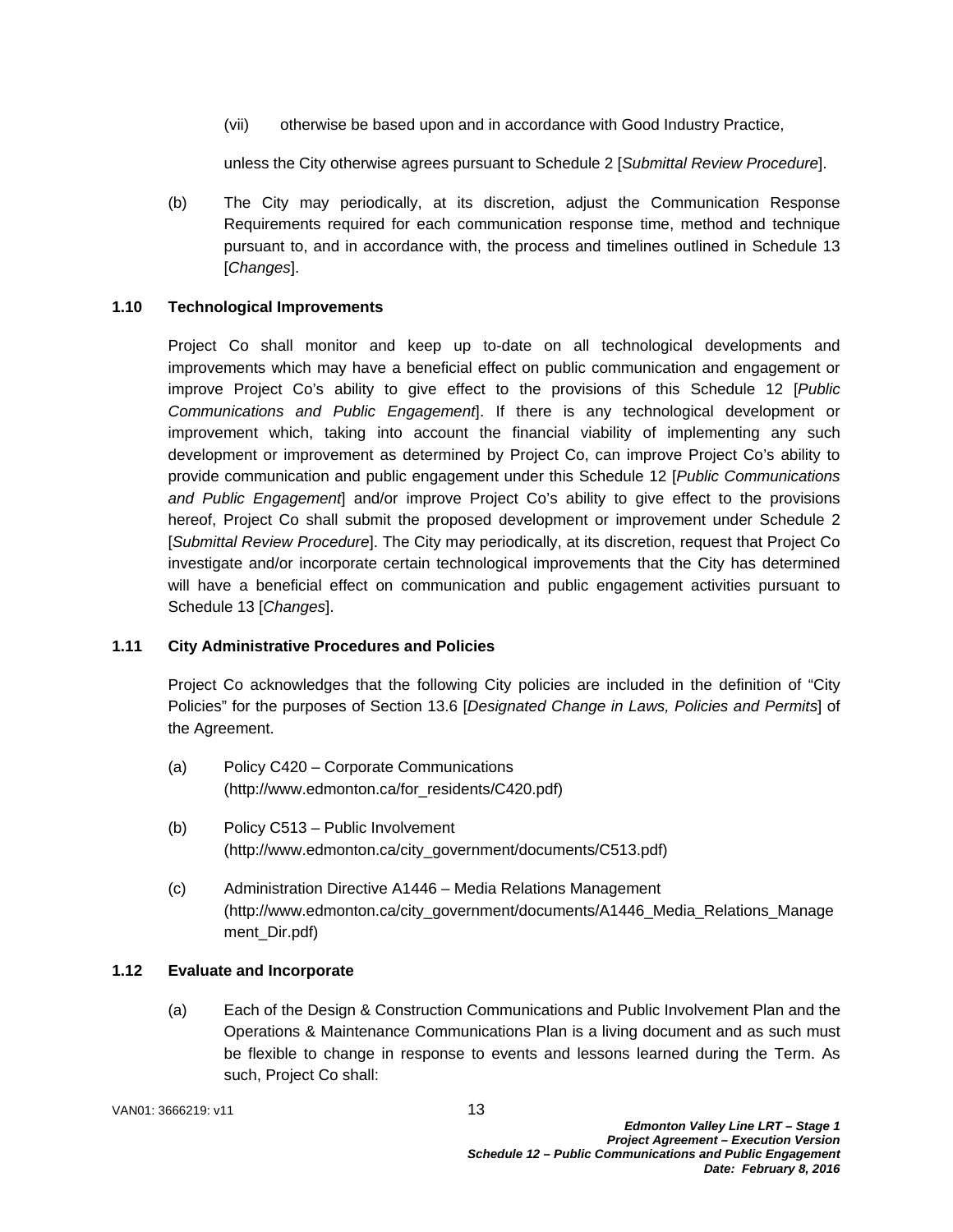(vii) otherwise be based upon and in accordance with Good Industry Practice,

unless the City otherwise agrees pursuant to Schedule 2 [*Submittal Review Procedure*].

(b) The City may periodically, at its discretion, adjust the Communication Response Requirements required for each communication response time, method and technique pursuant to, and in accordance with, the process and timelines outlined in Schedule 13 [*Changes*].

### 1.10 Technological Improvements

Project Co shall monitor and keep up to-date on all technological developments and improvements which may have a beneficial effect on public communication and engagement or improve Project Co's ability to give effect to the provisions of this Schedule 12 [*Public Communications and Public Engagement*]. If there is any technological development or improvement which, taking into account the financial viability of implementing any such development or improvement as determined by Project Co, can improve Project Co's ability to provide communication and public engagement under this Schedule 12 [*Public Communications and Public Engagement*] and/or improve Project Co's ability to give effect to the provisions hereof, Project Co shall submit the proposed development or improvement under Schedule 2 [*Submittal Review Procedure*]. The City may periodically, at its discretion, request that Project Co investigate and/or incorporate certain technological improvements that the City has determined will have a beneficial effect on communication and public engagement activities pursuant to Schedule 13 [*Changes*].

### 1.11 City Administrative Procedures and Policies

Project Co acknowledges that the following City policies are included in the definition of "City Policies" for the purposes of Section 13.6 [*Designated Change in Laws, Policies and Permits*] of the Agreement.

(a) Policy C420 – Corporate Communications (http://www.edmonton.ca/for_residents/C420.pdf)

(b) Policy C513 – Public Involvement (http://www.edmonton.ca/city_government/documents/C513.pdf)

(c) Administration Directive A1446 – Media Relations Management (http://www.edmonton.ca/city_government/documents/A1446_Media_Relations_Management_Dir.pdf)

### 1.12 Evaluate and Incorporate

(a) Each of the Design & Construction Communications and Public Involvement Plan and the Operations & Maintenance Communications Plan is a living document and as such must be flexible to change in response to events and lessons learned during the Term. As such, Project Co shall: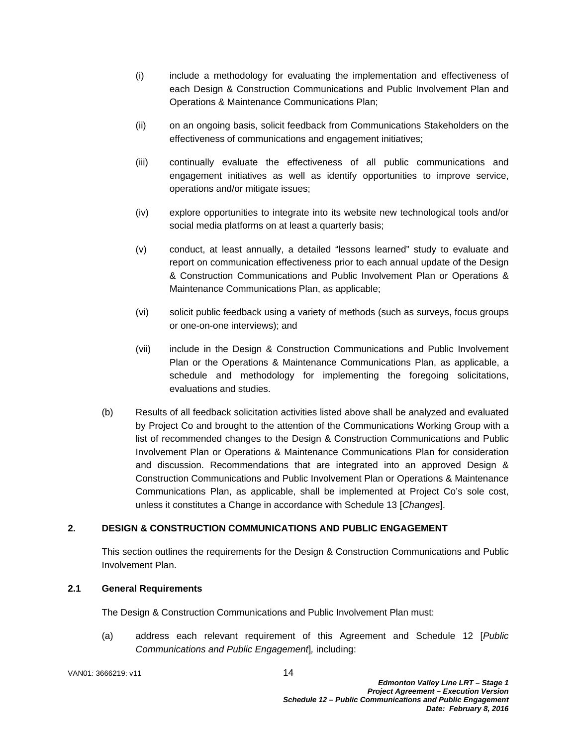(i) include a methodology for evaluating the implementation and effectiveness of each Design & Construction Communications and Public Involvement Plan and Operations & Maintenance Communications Plan;

(ii) on an ongoing basis, solicit feedback from Communications Stakeholders on the effectiveness of communications and engagement initiatives;

(iii) continually evaluate the effectiveness of all public communications and engagement initiatives as well as identify opportunities to improve service, operations and/or mitigate issues;

(iv) explore opportunities to integrate into its website new technological tools and/or social media platforms on at least a quarterly basis;

(v) conduct, at least annually, a detailed "lessons learned" study to evaluate and report on communication effectiveness prior to each annual update of the Design & Construction Communications and Public Involvement Plan or Operations & Maintenance Communications Plan, as applicable;

(vi) solicit public feedback using a variety of methods (such as surveys, focus groups or one-on-one interviews); and

(vii) include in the Design & Construction Communications and Public Involvement Plan or the Operations & Maintenance Communications Plan, as applicable, a schedule and methodology for implementing the foregoing solicitations, evaluations and studies.

(b) Results of all feedback solicitation activities listed above shall be analyzed and evaluated by Project Co and brought to the attention of the Communications Working Group with a list of recommended changes to the Design & Construction Communications and Public Involvement Plan or Operations & Maintenance Communications Plan for consideration and discussion. Recommendations that are integrated into an approved Design & Construction Communications and Public Involvement Plan or Operations & Maintenance Communications Plan, as applicable, shall be implemented at Project Co's sole cost, unless it constitutes a Change in accordance with Schedule 13 [*Changes*].

## 2. DESIGN & CONSTRUCTION COMMUNICATIONS AND PUBLIC ENGAGEMENT

This section outlines the requirements for the Design & Construction Communications and Public Involvement Plan.

### 2.1 General Requirements

The Design & Construction Communications and Public Involvement Plan must:

(a) address each relevant requirement of this Agreement and Schedule 12 [*Public Communications and Public Engagement*], including: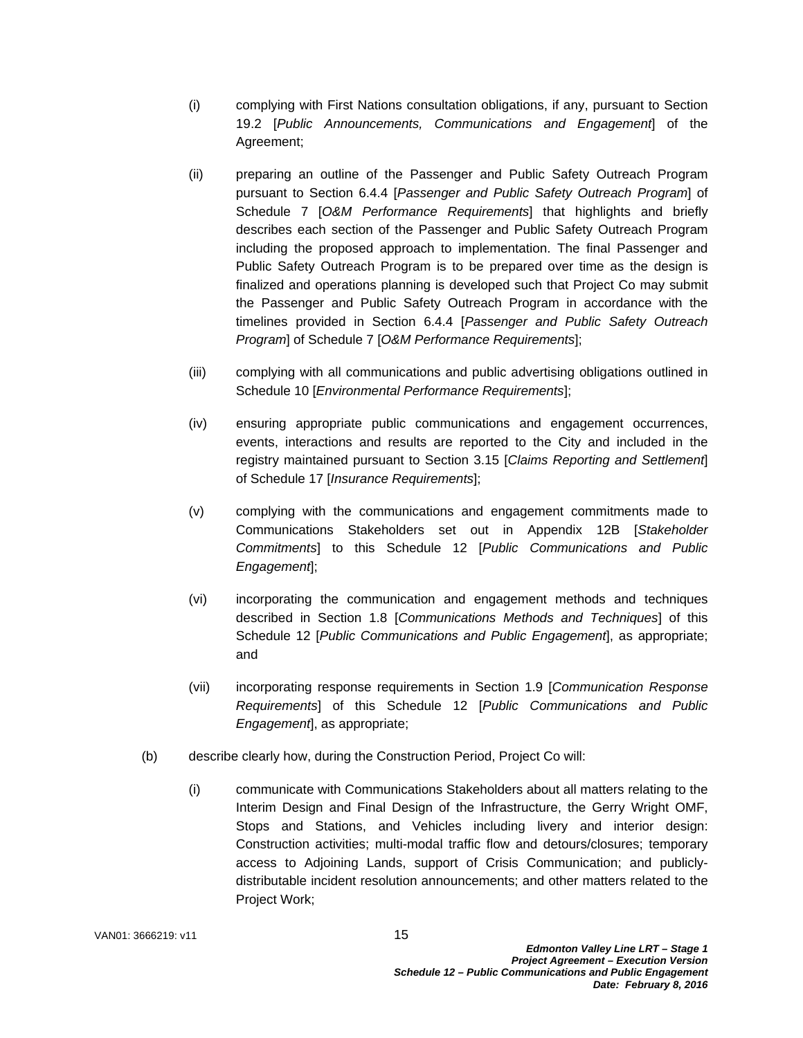(i) complying with First Nations consultation obligations, if any, pursuant to Section 19.2 [*Public Announcements, Communications and Engagement*] of the Agreement;

(ii) preparing an outline of the Passenger and Public Safety Outreach Program pursuant to Section 6.4.4 [*Passenger and Public Safety Outreach Program*] of Schedule 7 [*O&M Performance Requirements*] that highlights and briefly describes each section of the Passenger and Public Safety Outreach Program including the proposed approach to implementation. The final Passenger and Public Safety Outreach Program is to be prepared over time as the design is finalized and operations planning is developed such that Project Co may submit the Passenger and Public Safety Outreach Program in accordance with the timelines provided in Section 6.4.4 [*Passenger and Public Safety Outreach Program*] of Schedule 7 [*O&M Performance Requirements*];

(iii) complying with all communications and public advertising obligations outlined in Schedule 10 [*Environmental Performance Requirements*];

(iv) ensuring appropriate public communications and engagement occurrences, events, interactions and results are reported to the City and included in the registry maintained pursuant to Section 3.15 [*Claims Reporting and Settlement*] of Schedule 17 [*Insurance Requirements*];

(v) complying with the communications and engagement commitments made to Communications Stakeholders set out in Appendix 12B [*Stakeholder Commitments*] to this Schedule 12 [*Public Communications and Public Engagement*];

(vi) incorporating the communication and engagement methods and techniques described in Section 1.8 [*Communications Methods and Techniques*] of this Schedule 12 [*Public Communications and Public Engagement*], as appropriate; and

(vii) incorporating response requirements in Section 1.9 [*Communication Response Requirements*] of this Schedule 12 [*Public Communications and Public Engagement*], as appropriate;

(b) describe clearly how, during the Construction Period, Project Co will:

(i) communicate with Communications Stakeholders about all matters relating to the Interim Design and Final Design of the Infrastructure, the Gerry Wright OMF, Stops and Stations, and Vehicles including livery and interior design: Construction activities; multi-modal traffic flow and detours/closures; temporary access to Adjoining Lands, support of Crisis Communication; and publicly-distributable incident resolution announcements; and other matters related to the Project Work;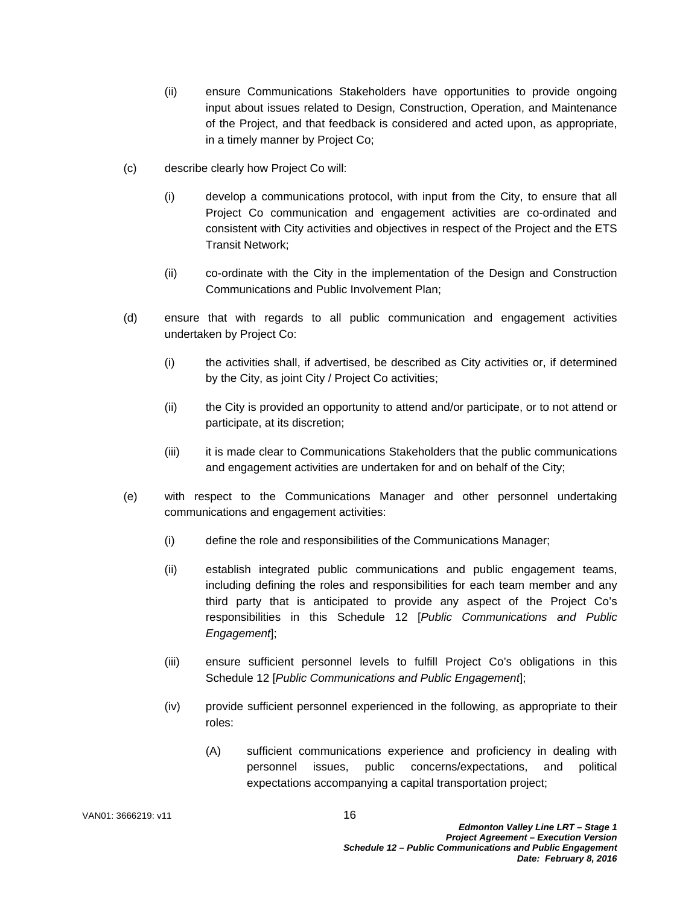(ii) ensure Communications Stakeholders have opportunities to provide ongoing input about issues related to Design, Construction, Operation, and Maintenance of the Project, and that feedback is considered and acted upon, as appropriate, in a timely manner by Project Co;

(c) describe clearly how Project Co will:

(i) develop a communications protocol, with input from the City, to ensure that all Project Co communication and engagement activities are co-ordinated and consistent with City activities and objectives in respect of the Project and the ETS Transit Network;

(ii) co-ordinate with the City in the implementation of the Design and Construction Communications and Public Involvement Plan;

(d) ensure that with regards to all public communication and engagement activities undertaken by Project Co:

(i) the activities shall, if advertised, be described as City activities or, if determined by the City, as joint City / Project Co activities;

(ii) the City is provided an opportunity to attend and/or participate, or to not attend or participate, at its discretion;

(iii) it is made clear to Communications Stakeholders that the public communications and engagement activities are undertaken for and on behalf of the City;

(e) with respect to the Communications Manager and other personnel undertaking communications and engagement activities:

(i) define the role and responsibilities of the Communications Manager;

(ii) establish integrated public communications and public engagement teams, including defining the roles and responsibilities for each team member and any third party that is anticipated to provide any aspect of the Project Co's responsibilities in this Schedule 12 [*Public Communications and Public Engagement*];

(iii) ensure sufficient personnel levels to fulfill Project Co's obligations in this Schedule 12 [*Public Communications and Public Engagement*];

(iv) provide sufficient personnel experienced in the following, as appropriate to their roles:

(A) sufficient communications experience and proficiency in dealing with personnel issues, public concerns/expectations, and political expectations accompanying a capital transportation project;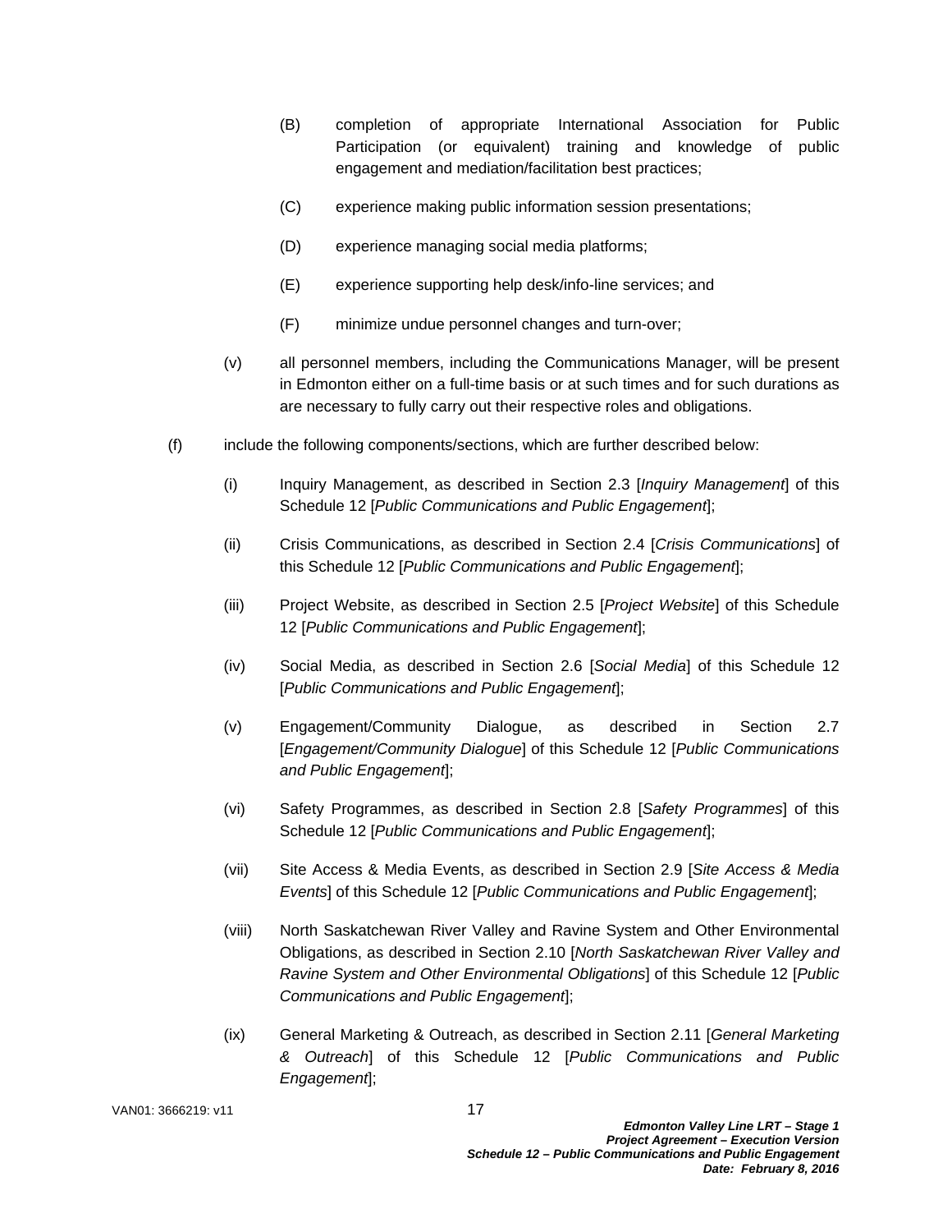(B) completion of appropriate International Association for Public Participation (or equivalent) training and knowledge of public engagement and mediation/facilitation best practices;

(C) experience making public information session presentations;

(D) experience managing social media platforms;

(E) experience supporting help desk/info-line services; and

(F) minimize undue personnel changes and turn-over;

(v) all personnel members, including the Communications Manager, will be present in Edmonton either on a full-time basis or at such times and for such durations as are necessary to fully carry out their respective roles and obligations.

(f) include the following components/sections, which are further described below:

(i) Inquiry Management, as described in Section 2.3 [*Inquiry Management*] of this Schedule 12 [*Public Communications and Public Engagement*];

(ii) Crisis Communications, as described in Section 2.4 [*Crisis Communications*] of this Schedule 12 [*Public Communications and Public Engagement*];

(iii) Project Website, as described in Section 2.5 [*Project Website*] of this Schedule 12 [*Public Communications and Public Engagement*];

(iv) Social Media, as described in Section 2.6 [*Social Media*] of this Schedule 12 [*Public Communications and Public Engagement*];

(v) Engagement/Community Dialogue, as described in Section 2.7 [*Engagement/Community Dialogue*] of this Schedule 12 [*Public Communications and Public Engagement*];

(vi) Safety Programmes, as described in Section 2.8 [*Safety Programmes*] of this Schedule 12 [*Public Communications and Public Engagement*];

(vii) Site Access & Media Events, as described in Section 2.9 [*Site Access & Media Events*] of this Schedule 12 [*Public Communications and Public Engagement*];

(viii) North Saskatchewan River Valley and Ravine System and Other Environmental Obligations, as described in Section 2.10 [*North Saskatchewan River Valley and Ravine System and Other Environmental Obligations*] of this Schedule 12 [*Public Communications and Public Engagement*];

(ix) General Marketing & Outreach, as described in Section 2.11 [*General Marketing & Outreach*] of this Schedule 12 [*Public Communications and Public Engagement*];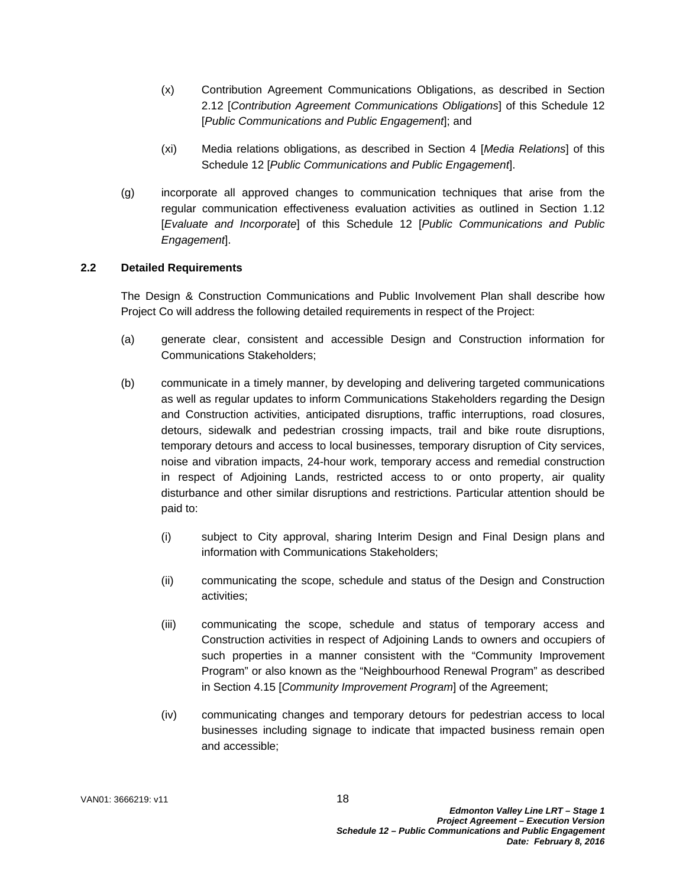(x) Contribution Agreement Communications Obligations, as described in Section 2.12 [*Contribution Agreement Communications Obligations*] of this Schedule 12 [*Public Communications and Public Engagement*]; and

(xi) Media relations obligations, as described in Section 4 [*Media Relations*] of this Schedule 12 [*Public Communications and Public Engagement*].

(g) incorporate all approved changes to communication techniques that arise from the regular communication effectiveness evaluation activities as outlined in Section 1.12 [*Evaluate and Incorporate*] of this Schedule 12 [*Public Communications and Public Engagement*].

### 2.2 Detailed Requirements

The Design & Construction Communications and Public Involvement Plan shall describe how Project Co will address the following detailed requirements in respect of the Project:

(a) generate clear, consistent and accessible Design and Construction information for Communications Stakeholders;

(b) communicate in a timely manner, by developing and delivering targeted communications as well as regular updates to inform Communications Stakeholders regarding the Design and Construction activities, anticipated disruptions, traffic interruptions, road closures, detours, sidewalk and pedestrian crossing impacts, trail and bike route disruptions, temporary detours and access to local businesses, temporary disruption of City services, noise and vibration impacts, 24-hour work, temporary access and remedial construction in respect of Adjoining Lands, restricted access to or onto property, air quality disturbance and other similar disruptions and restrictions. Particular attention should be paid to:

(i) subject to City approval, sharing Interim Design and Final Design plans and information with Communications Stakeholders;

(ii) communicating the scope, schedule and status of the Design and Construction activities;

(iii) communicating the scope, schedule and status of temporary access and Construction activities in respect of Adjoining Lands to owners and occupiers of such properties in a manner consistent with the "Community Improvement Program" or also known as the "Neighbourhood Renewal Program" as described in Section 4.15 [*Community Improvement Program*] of the Agreement;

(iv) communicating changes and temporary detours for pedestrian access to local businesses including signage to indicate that impacted business remain open and accessible;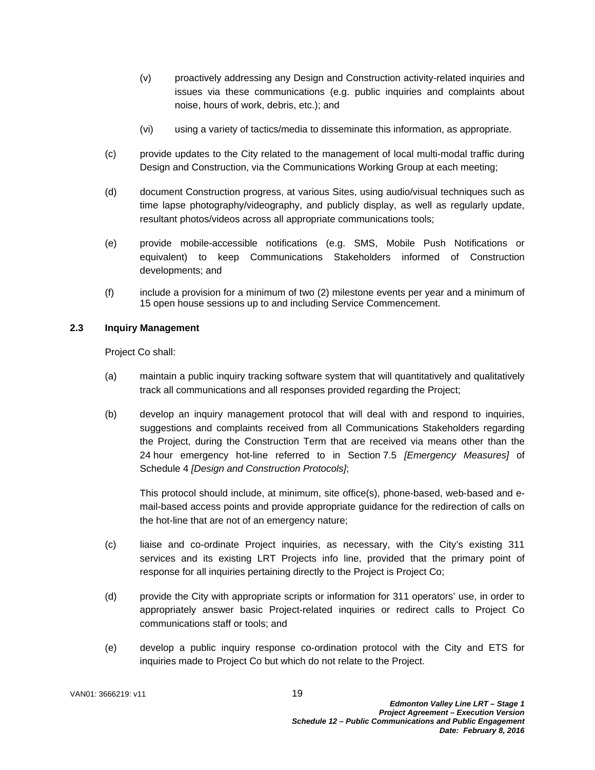(v) proactively addressing any Design and Construction activity-related inquiries and issues via these communications (e.g. public inquiries and complaints about noise, hours of work, debris, etc.); and

(vi) using a variety of tactics/media to disseminate this information, as appropriate.

(c) provide updates to the City related to the management of local multi-modal traffic during Design and Construction, via the Communications Working Group at each meeting;

(d) document Construction progress, at various Sites, using audio/visual techniques such as time lapse photography/videography, and publicly display, as well as regularly update, resultant photos/videos across all appropriate communications tools;

(e) provide mobile-accessible notifications (e.g. SMS, Mobile Push Notifications or equivalent) to keep Communications Stakeholders informed of Construction developments; and

(f) include a provision for a minimum of two (2) milestone events per year and a minimum of 15 open house sessions up to and including Service Commencement.

**2.3 Inquiry Management**

Project Co shall:

(a) maintain a public inquiry tracking software system that will quantitatively and qualitatively track all communications and all responses provided regarding the Project;

(b) develop an inquiry management protocol that will deal with and respond to inquiries, suggestions and complaints received from all Communications Stakeholders regarding the Project, during the Construction Term that are received via means other than the 24 hour emergency hot-line referred to in Section 7.5 *[Emergency Measures]* of Schedule 4 *[Design and Construction Protocols]*;

This protocol should include, at minimum, site office(s), phone-based, web-based and e-mail-based access points and provide appropriate guidance for the redirection of calls on the hot-line that are not of an emergency nature;

(c) liaise and co-ordinate Project inquiries, as necessary, with the City's existing 311 services and its existing LRT Projects info line, provided that the primary point of response for all inquiries pertaining directly to the Project is Project Co;

(d) provide the City with appropriate scripts or information for 311 operators' use, in order to appropriately answer basic Project-related inquiries or redirect calls to Project Co communications staff or tools; and

(e) develop a public inquiry response co-ordination protocol with the City and ETS for inquiries made to Project Co but which do not relate to the Project.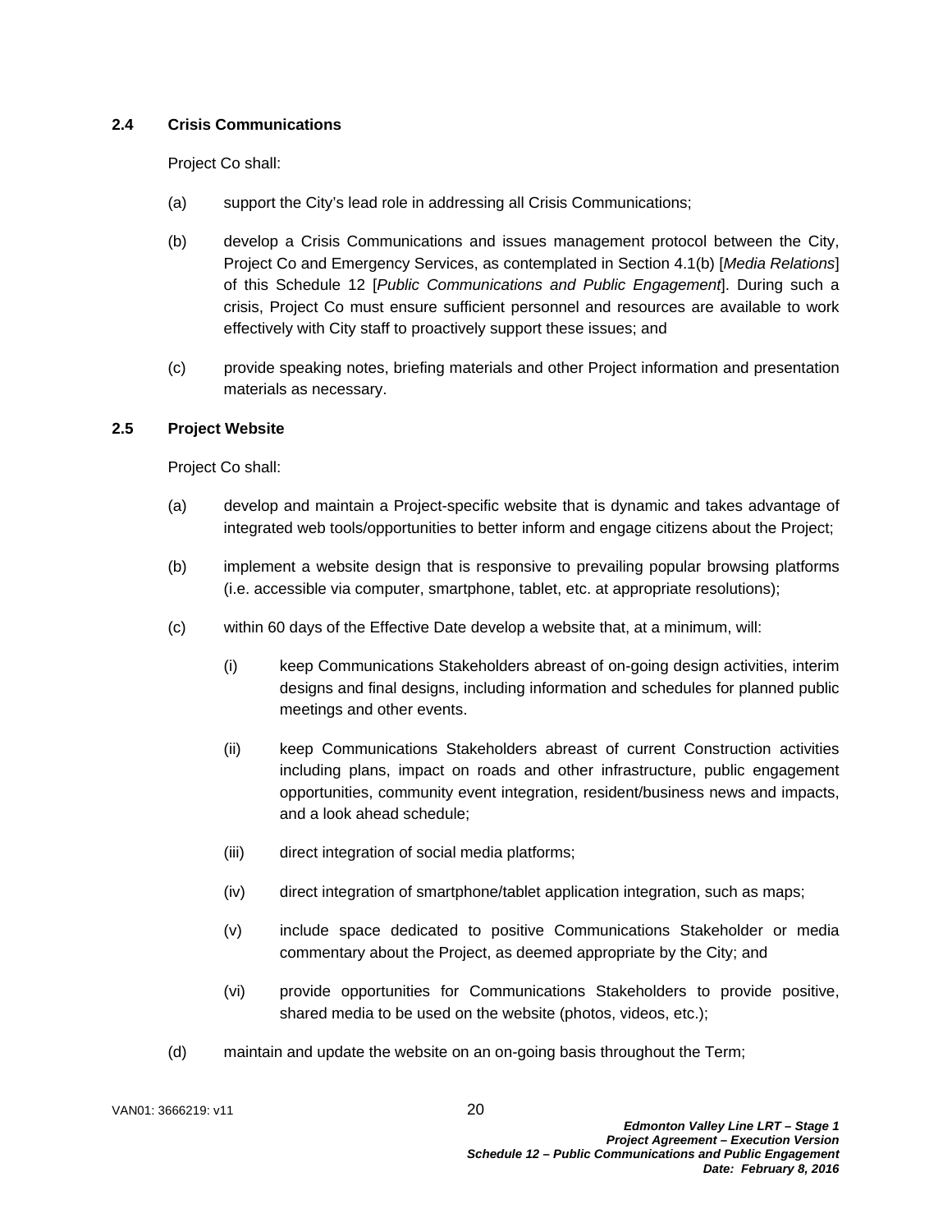### 2.4 Crisis Communications

Project Co shall:

(a) support the City's lead role in addressing all Crisis Communications;

(b) develop a Crisis Communications and issues management protocol between the City, Project Co and Emergency Services, as contemplated in Section 4.1(b) [*Media Relations*] of this Schedule 12 [*Public Communications and Public Engagement*]. During such a crisis, Project Co must ensure sufficient personnel and resources are available to work effectively with City staff to proactively support these issues; and

(c) provide speaking notes, briefing materials and other Project information and presentation materials as necessary.

### 2.5 Project Website

Project Co shall:

(a) develop and maintain a Project-specific website that is dynamic and takes advantage of integrated web tools/opportunities to better inform and engage citizens about the Project;

(b) implement a website design that is responsive to prevailing popular browsing platforms (i.e. accessible via computer, smartphone, tablet, etc. at appropriate resolutions);

(c) within 60 days of the Effective Date develop a website that, at a minimum, will:

  (i) keep Communications Stakeholders abreast of on-going design activities, interim designs and final designs, including information and schedules for planned public meetings and other events.

  (ii) keep Communications Stakeholders abreast of current Construction activities including plans, impact on roads and other infrastructure, public engagement opportunities, community event integration, resident/business news and impacts, and a look ahead schedule;

  (iii) direct integration of social media platforms;

  (iv) direct integration of smartphone/tablet application integration, such as maps;

  (v) include space dedicated to positive Communications Stakeholder or media commentary about the Project, as deemed appropriate by the City; and

  (vi) provide opportunities for Communications Stakeholders to provide positive, shared media to be used on the website (photos, videos, etc.);

(d) maintain and update the website on an on-going basis throughout the Term;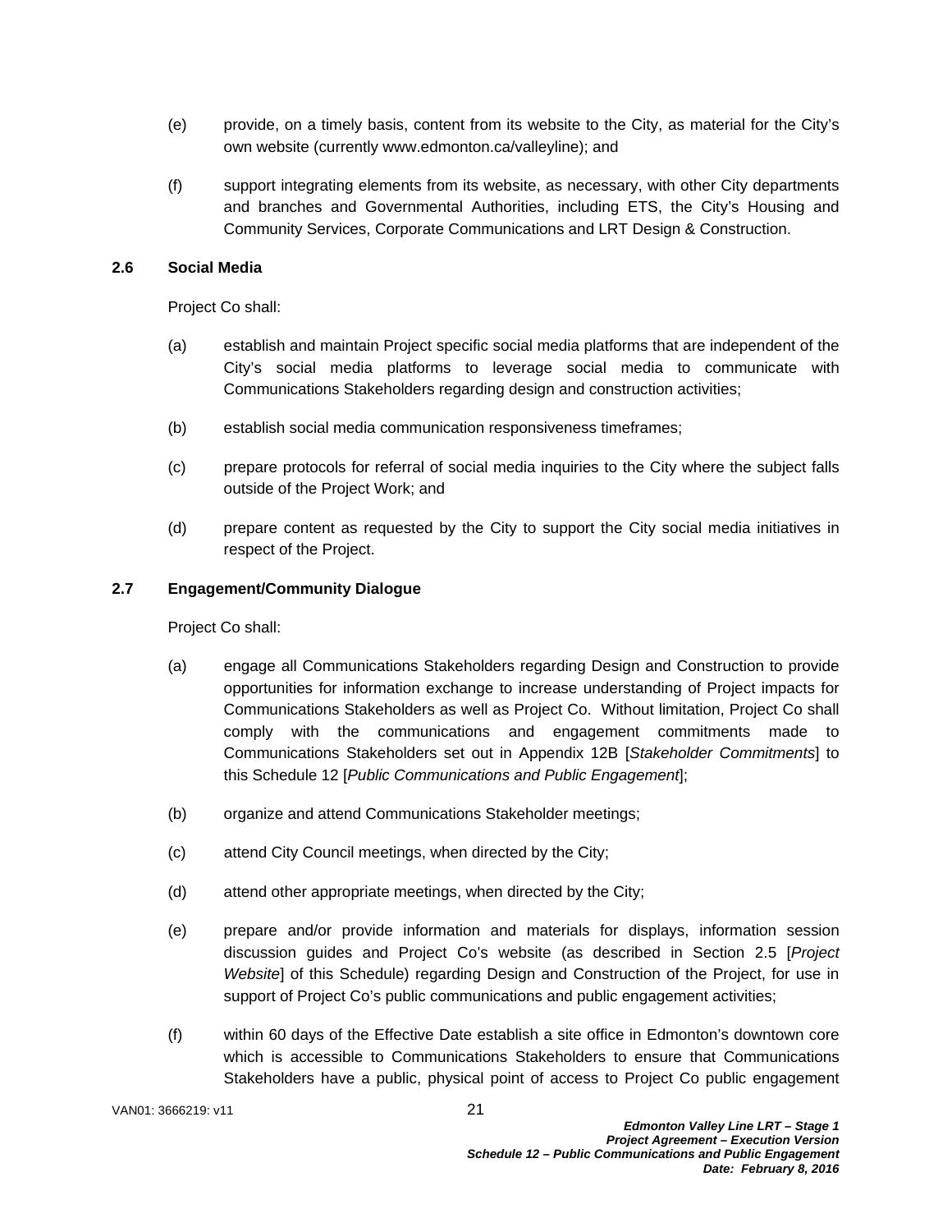(e) provide, on a timely basis, content from its website to the City, as material for the City's own website (currently www.edmonton.ca/valleyline); and

(f) support integrating elements from its website, as necessary, with other City departments and branches and Governmental Authorities, including ETS, the City's Housing and Community Services, Corporate Communications and LRT Design & Construction.

**2.6 Social Media**

Project Co shall:

(a) establish and maintain Project specific social media platforms that are independent of the City's social media platforms to leverage social media to communicate with Communications Stakeholders regarding design and construction activities;

(b) establish social media communication responsiveness timeframes;

(c) prepare protocols for referral of social media inquiries to the City where the subject falls outside of the Project Work; and

(d) prepare content as requested by the City to support the City social media initiatives in respect of the Project.

**2.7 Engagement/Community Dialogue**

Project Co shall:

(a) engage all Communications Stakeholders regarding Design and Construction to provide opportunities for information exchange to increase understanding of Project impacts for Communications Stakeholders as well as Project Co. Without limitation, Project Co shall comply with the communications and engagement commitments made to Communications Stakeholders set out in Appendix 12B [*Stakeholder Commitments*] to this Schedule 12 [*Public Communications and Public Engagement*];

(b) organize and attend Communications Stakeholder meetings;

(c) attend City Council meetings, when directed by the City;

(d) attend other appropriate meetings, when directed by the City;

(e) prepare and/or provide information and materials for displays, information session discussion guides and Project Co's website (as described in Section 2.5 [*Project Website*] of this Schedule) regarding Design and Construction of the Project, for use in support of Project Co's public communications and public engagement activities;

(f) within 60 days of the Effective Date establish a site office in Edmonton's downtown core which is accessible to Communications Stakeholders to ensure that Communications Stakeholders have a public, physical point of access to Project Co public engagement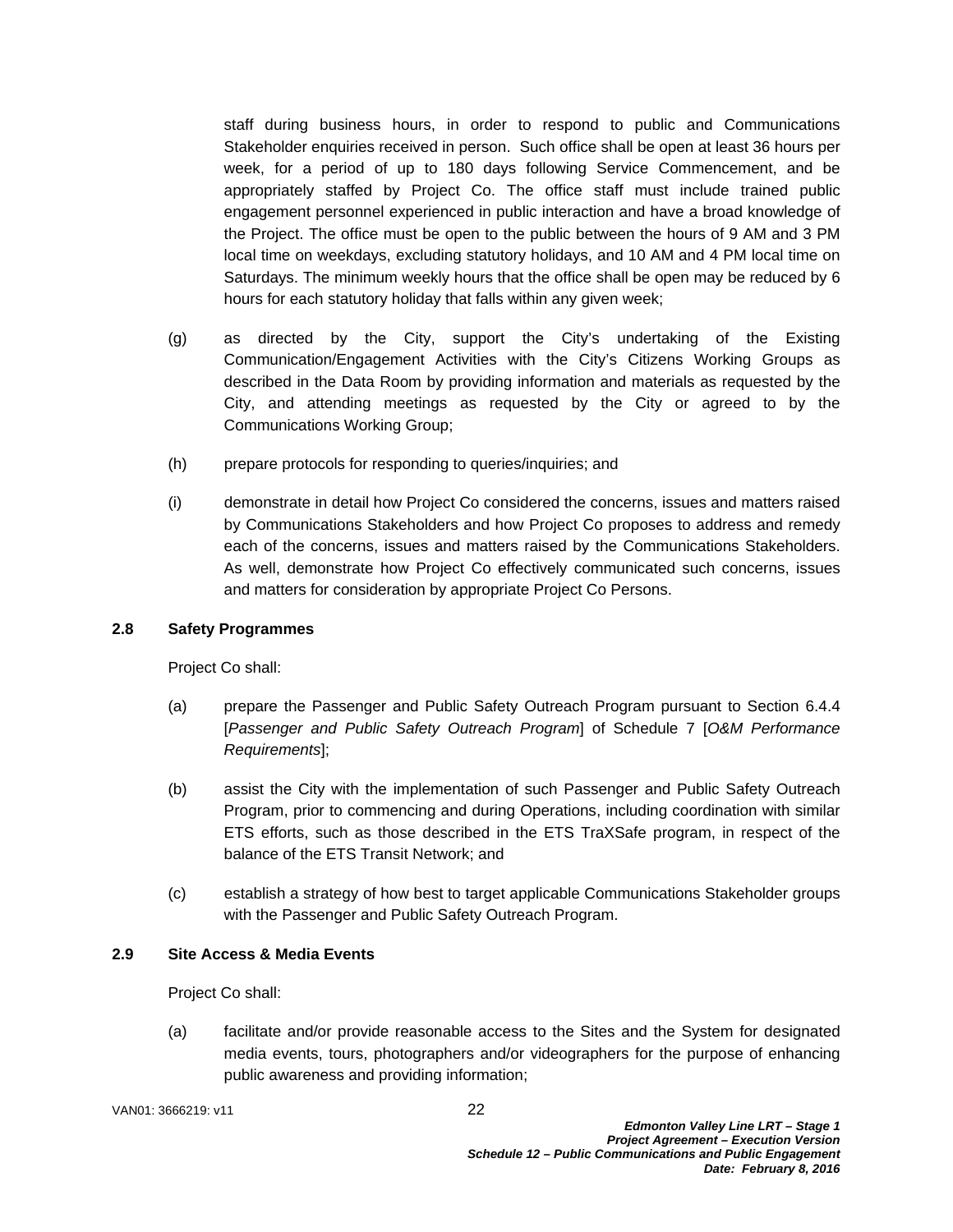staff during business hours, in order to respond to public and Communications Stakeholder enquiries received in person. Such office shall be open at least 36 hours per week, for a period of up to 180 days following Service Commencement, and be appropriately staffed by Project Co. The office staff must include trained public engagement personnel experienced in public interaction and have a broad knowledge of the Project. The office must be open to the public between the hours of 9 AM and 3 PM local time on weekdays, excluding statutory holidays, and 10 AM and 4 PM local time on Saturdays. The minimum weekly hours that the office shall be open may be reduced by 6 hours for each statutory holiday that falls within any given week;

(g) as directed by the City, support the City's undertaking of the Existing Communication/Engagement Activities with the City's Citizens Working Groups as described in the Data Room by providing information and materials as requested by the City, and attending meetings as requested by the City or agreed to by the Communications Working Group;

(h) prepare protocols for responding to queries/inquiries; and

(i) demonstrate in detail how Project Co considered the concerns, issues and matters raised by Communications Stakeholders and how Project Co proposes to address and remedy each of the concerns, issues and matters raised by the Communications Stakeholders. As well, demonstrate how Project Co effectively communicated such concerns, issues and matters for consideration by appropriate Project Co Persons.

### 2.8 Safety Programmes

Project Co shall:

(a) prepare the Passenger and Public Safety Outreach Program pursuant to Section 6.4.4 [*Passenger and Public Safety Outreach Program*] of Schedule 7 [*O&M Performance Requirements*];

(b) assist the City with the implementation of such Passenger and Public Safety Outreach Program, prior to commencing and during Operations, including coordination with similar ETS efforts, such as those described in the ETS TraXSafe program, in respect of the balance of the ETS Transit Network; and

(c) establish a strategy of how best to target applicable Communications Stakeholder groups with the Passenger and Public Safety Outreach Program.

### 2.9 Site Access & Media Events

Project Co shall:

(a) facilitate and/or provide reasonable access to the Sites and the System for designated media events, tours, photographers and/or videographers for the purpose of enhancing public awareness and providing information;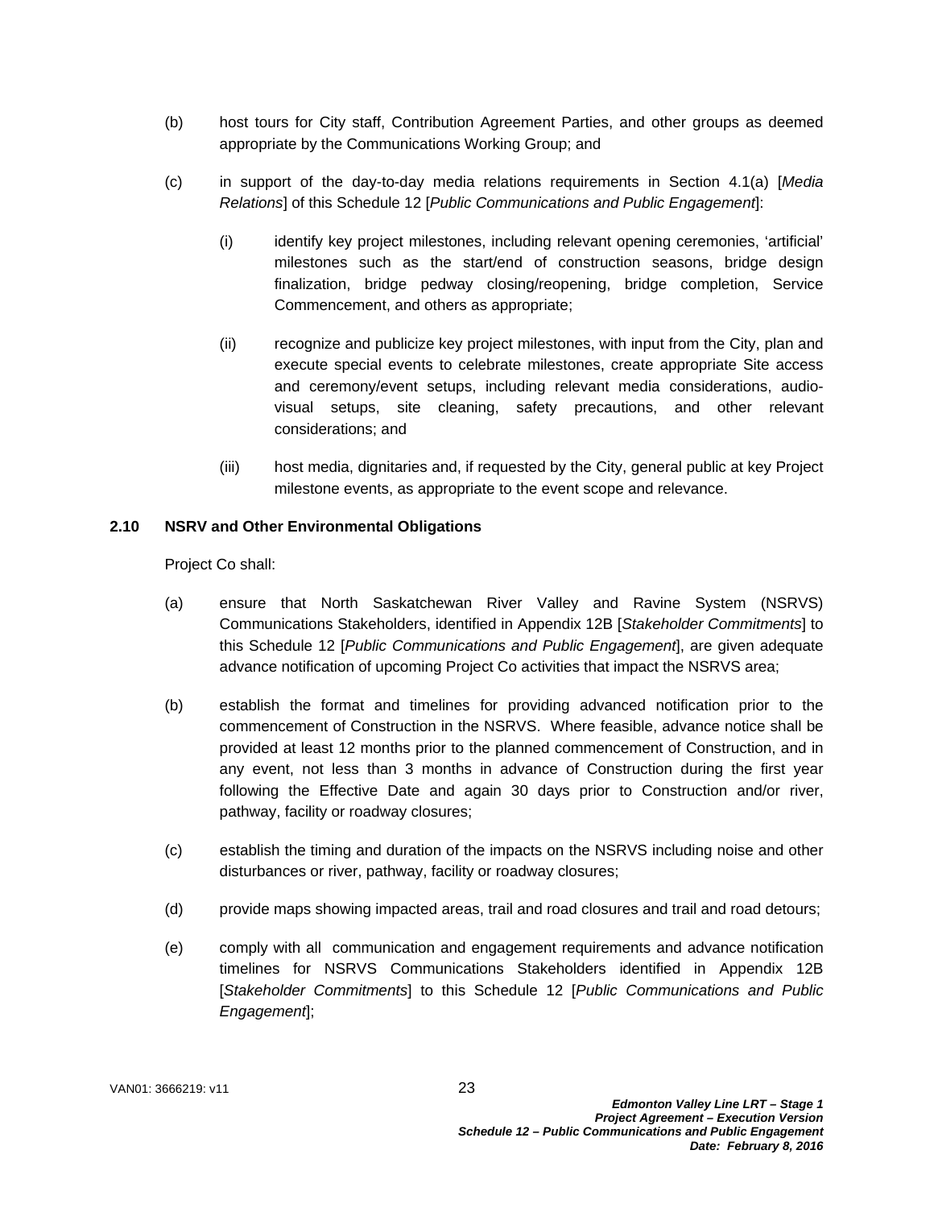(b) host tours for City staff, Contribution Agreement Parties, and other groups as deemed appropriate by the Communications Working Group; and

(c) in support of the day-to-day media relations requirements in Section 4.1(a) [*Media Relations*] of this Schedule 12 [*Public Communications and Public Engagement*]:

   (i) identify key project milestones, including relevant opening ceremonies, 'artificial' milestones such as the start/end of construction seasons, bridge design finalization, bridge pedway closing/reopening, bridge completion, Service Commencement, and others as appropriate;

   (ii) recognize and publicize key project milestones, with input from the City, plan and execute special events to celebrate milestones, create appropriate Site access and ceremony/event setups, including relevant media considerations, audio-visual setups, site cleaning, safety precautions, and other relevant considerations; and

   (iii) host media, dignitaries and, if requested by the City, general public at key Project milestone events, as appropriate to the event scope and relevance.

### 2.10 NSRV and Other Environmental Obligations

Project Co shall:

(a) ensure that North Saskatchewan River Valley and Ravine System (NSRVS) Communications Stakeholders, identified in Appendix 12B [*Stakeholder Commitments*] to this Schedule 12 [*Public Communications and Public Engagement*], are given adequate advance notification of upcoming Project Co activities that impact the NSRVS area;

(b) establish the format and timelines for providing advanced notification prior to the commencement of Construction in the NSRVS. Where feasible, advance notice shall be provided at least 12 months prior to the planned commencement of Construction, and in any event, not less than 3 months in advance of Construction during the first year following the Effective Date and again 30 days prior to Construction and/or river, pathway, facility or roadway closures;

(c) establish the timing and duration of the impacts on the NSRVS including noise and other disturbances or river, pathway, facility or roadway closures;

(d) provide maps showing impacted areas, trail and road closures and trail and road detours;

(e) comply with all communication and engagement requirements and advance notification timelines for NSRVS Communications Stakeholders identified in Appendix 12B [*Stakeholder Commitments*] to this Schedule 12 [*Public Communications and Public Engagement*];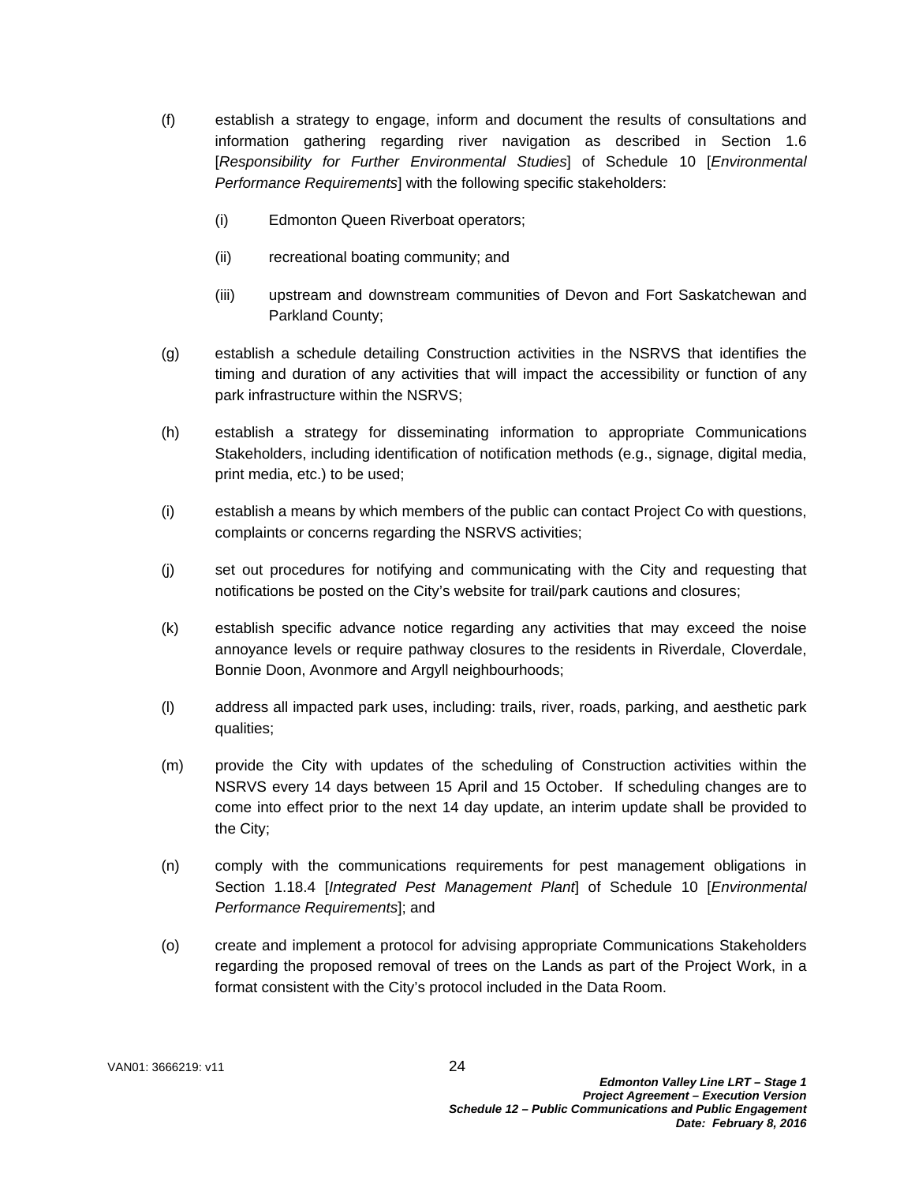(f) establish a strategy to engage, inform and document the results of consultations and information gathering regarding river navigation as described in Section 1.6 [*Responsibility for Further Environmental Studies*] of Schedule 10 [*Environmental Performance Requirements*] with the following specific stakeholders:

  (i) Edmonton Queen Riverboat operators;

  (ii) recreational boating community; and

  (iii) upstream and downstream communities of Devon and Fort Saskatchewan and Parkland County;

(g) establish a schedule detailing Construction activities in the NSRVS that identifies the timing and duration of any activities that will impact the accessibility or function of any park infrastructure within the NSRVS;

(h) establish a strategy for disseminating information to appropriate Communications Stakeholders, including identification of notification methods (e.g., signage, digital media, print media, etc.) to be used;

(i) establish a means by which members of the public can contact Project Co with questions, complaints or concerns regarding the NSRVS activities;

(j) set out procedures for notifying and communicating with the City and requesting that notifications be posted on the City's website for trail/park cautions and closures;

(k) establish specific advance notice regarding any activities that may exceed the noise annoyance levels or require pathway closures to the residents in Riverdale, Cloverdale, Bonnie Doon, Avonmore and Argyll neighbourhoods;

(l) address all impacted park uses, including: trails, river, roads, parking, and aesthetic park qualities;

(m) provide the City with updates of the scheduling of Construction activities within the NSRVS every 14 days between 15 April and 15 October. If scheduling changes are to come into effect prior to the next 14 day update, an interim update shall be provided to the City;

(n) comply with the communications requirements for pest management obligations in Section 1.18.4 [*Integrated Pest Management Plant*] of Schedule 10 [*Environmental Performance Requirements*]; and

(o) create and implement a protocol for advising appropriate Communications Stakeholders regarding the proposed removal of trees on the Lands as part of the Project Work, in a format consistent with the City's protocol included in the Data Room.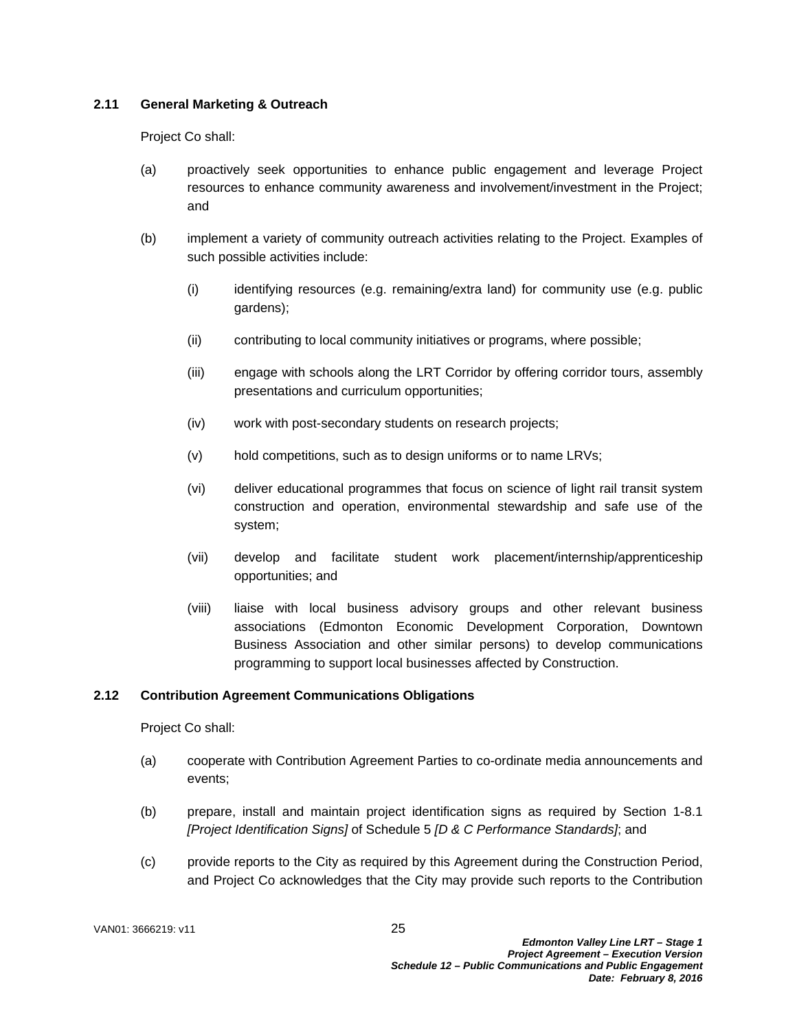### 2.11 General Marketing & Outreach

Project Co shall:

(a) proactively seek opportunities to enhance public engagement and leverage Project resources to enhance community awareness and involvement/investment in the Project; and

(b) implement a variety of community outreach activities relating to the Project. Examples of such possible activities include:

  (i) identifying resources (e.g. remaining/extra land) for community use (e.g. public gardens);

  (ii) contributing to local community initiatives or programs, where possible;

  (iii) engage with schools along the LRT Corridor by offering corridor tours, assembly presentations and curriculum opportunities;

  (iv) work with post-secondary students on research projects;

  (v) hold competitions, such as to design uniforms or to name LRVs;

  (vi) deliver educational programmes that focus on science of light rail transit system construction and operation, environmental stewardship and safe use of the system;

  (vii) develop and facilitate student work placement/internship/apprenticeship opportunities; and

  (viii) liaise with local business advisory groups and other relevant business associations (Edmonton Economic Development Corporation, Downtown Business Association and other similar persons) to develop communications programming to support local businesses affected by Construction.

### 2.12 Contribution Agreement Communications Obligations

Project Co shall:

(a) cooperate with Contribution Agreement Parties to co-ordinate media announcements and events;

(b) prepare, install and maintain project identification signs as required by Section 1-8.1 *[Project Identification Signs]* of Schedule 5 *[D & C Performance Standards]*; and

(c) provide reports to the City as required by this Agreement during the Construction Period, and Project Co acknowledges that the City may provide such reports to the Contribution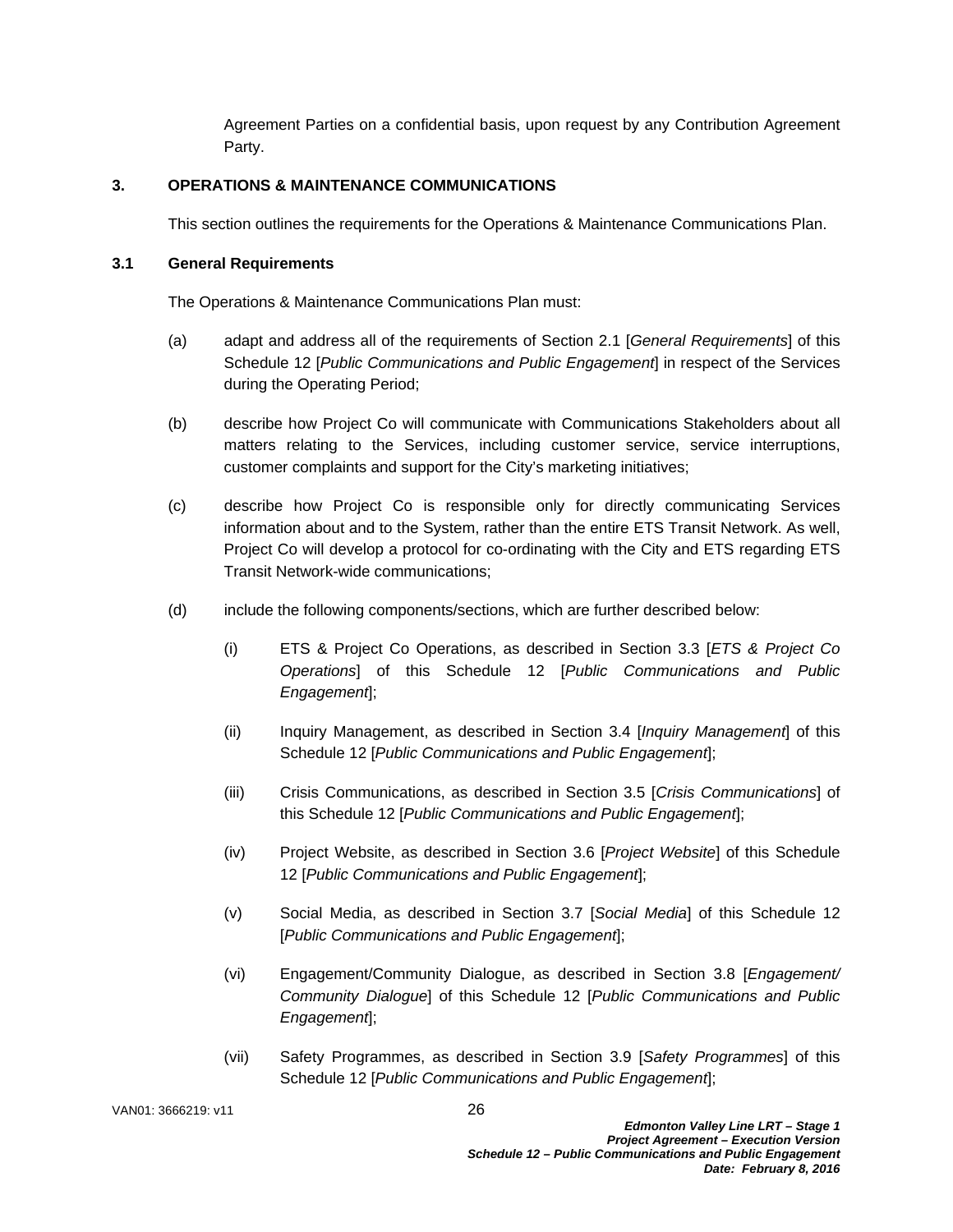Agreement Parties on a confidential basis, upon request by any Contribution Agreement Party.

## 3. OPERATIONS & MAINTENANCE COMMUNICATIONS

This section outlines the requirements for the Operations & Maintenance Communications Plan.

### 3.1 General Requirements

The Operations & Maintenance Communications Plan must:

(a) adapt and address all of the requirements of Section 2.1 [*General Requirements*] of this Schedule 12 [*Public Communications and Public Engagement*] in respect of the Services during the Operating Period;

(b) describe how Project Co will communicate with Communications Stakeholders about all matters relating to the Services, including customer service, service interruptions, customer complaints and support for the City's marketing initiatives;

(c) describe how Project Co is responsible only for directly communicating Services information about and to the System, rather than the entire ETS Transit Network. As well, Project Co will develop a protocol for co-ordinating with the City and ETS regarding ETS Transit Network-wide communications;

(d) include the following components/sections, which are further described below:

(i) ETS & Project Co Operations, as described in Section 3.3 [*ETS & Project Co Operations*] of this Schedule 12 [*Public Communications and Public Engagement*];

(ii) Inquiry Management, as described in Section 3.4 [*Inquiry Management*] of this Schedule 12 [*Public Communications and Public Engagement*];

(iii) Crisis Communications, as described in Section 3.5 [*Crisis Communications*] of this Schedule 12 [*Public Communications and Public Engagement*];

(iv) Project Website, as described in Section 3.6 [*Project Website*] of this Schedule 12 [*Public Communications and Public Engagement*];

(v) Social Media, as described in Section 3.7 [*Social Media*] of this Schedule 12 [*Public Communications and Public Engagement*];

(vi) Engagement/Community Dialogue, as described in Section 3.8 [*Engagement/ Community Dialogue*] of this Schedule 12 [*Public Communications and Public Engagement*];

(vii) Safety Programmes, as described in Section 3.9 [*Safety Programmes*] of this Schedule 12 [*Public Communications and Public Engagement*];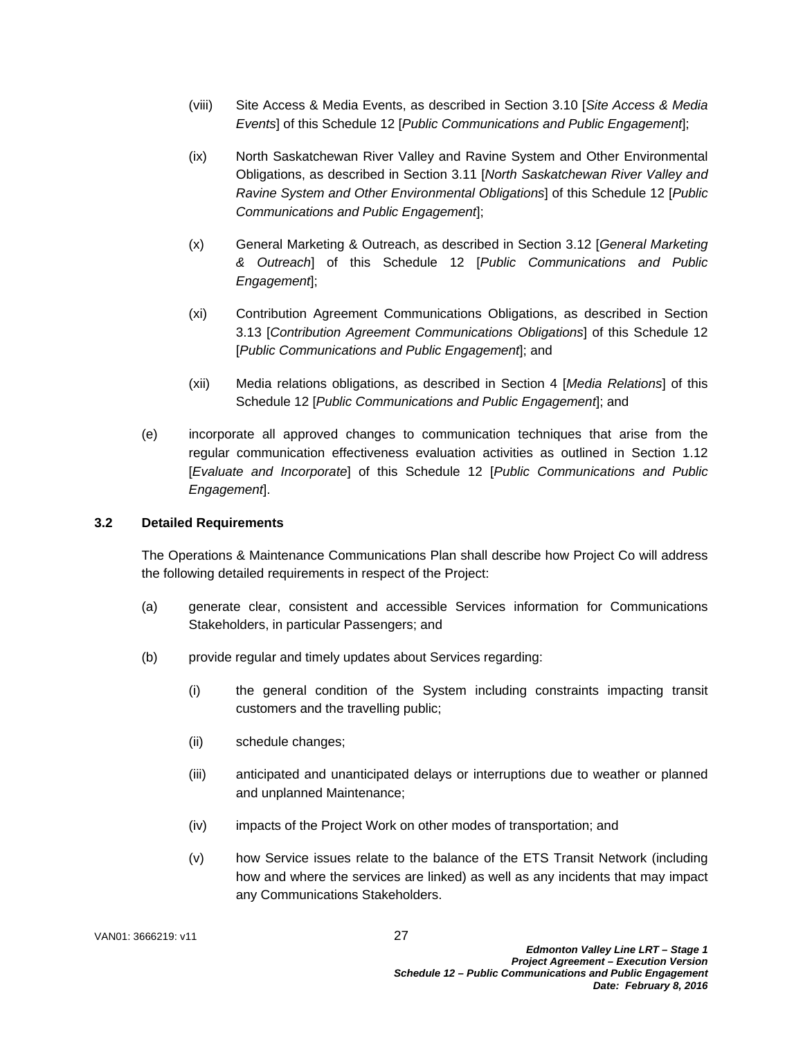(viii) Site Access & Media Events, as described in Section 3.10 [*Site Access & Media Events*] of this Schedule 12 [*Public Communications and Public Engagement*];

(ix) North Saskatchewan River Valley and Ravine System and Other Environmental Obligations, as described in Section 3.11 [*North Saskatchewan River Valley and Ravine System and Other Environmental Obligations*] of this Schedule 12 [*Public Communications and Public Engagement*];

(x) General Marketing & Outreach, as described in Section 3.12 [*General Marketing & Outreach*] of this Schedule 12 [*Public Communications and Public Engagement*];

(xi) Contribution Agreement Communications Obligations, as described in Section 3.13 [*Contribution Agreement Communications Obligations*] of this Schedule 12 [*Public Communications and Public Engagement*]; and

(xii) Media relations obligations, as described in Section 4 [*Media Relations*] of this Schedule 12 [*Public Communications and Public Engagement*]; and

(e) incorporate all approved changes to communication techniques that arise from the regular communication effectiveness evaluation activities as outlined in Section 1.12 [*Evaluate and Incorporate*] of this Schedule 12 [*Public Communications and Public Engagement*].

### 3.2 Detailed Requirements

The Operations & Maintenance Communications Plan shall describe how Project Co will address the following detailed requirements in respect of the Project:

(a) generate clear, consistent and accessible Services information for Communications Stakeholders, in particular Passengers; and

(b) provide regular and timely updates about Services regarding:

(i) the general condition of the System including constraints impacting transit customers and the travelling public;

(ii) schedule changes;

(iii) anticipated and unanticipated delays or interruptions due to weather or planned and unplanned Maintenance;

(iv) impacts of the Project Work on other modes of transportation; and

(v) how Service issues relate to the balance of the ETS Transit Network (including how and where the services are linked) as well as any incidents that may impact any Communications Stakeholders.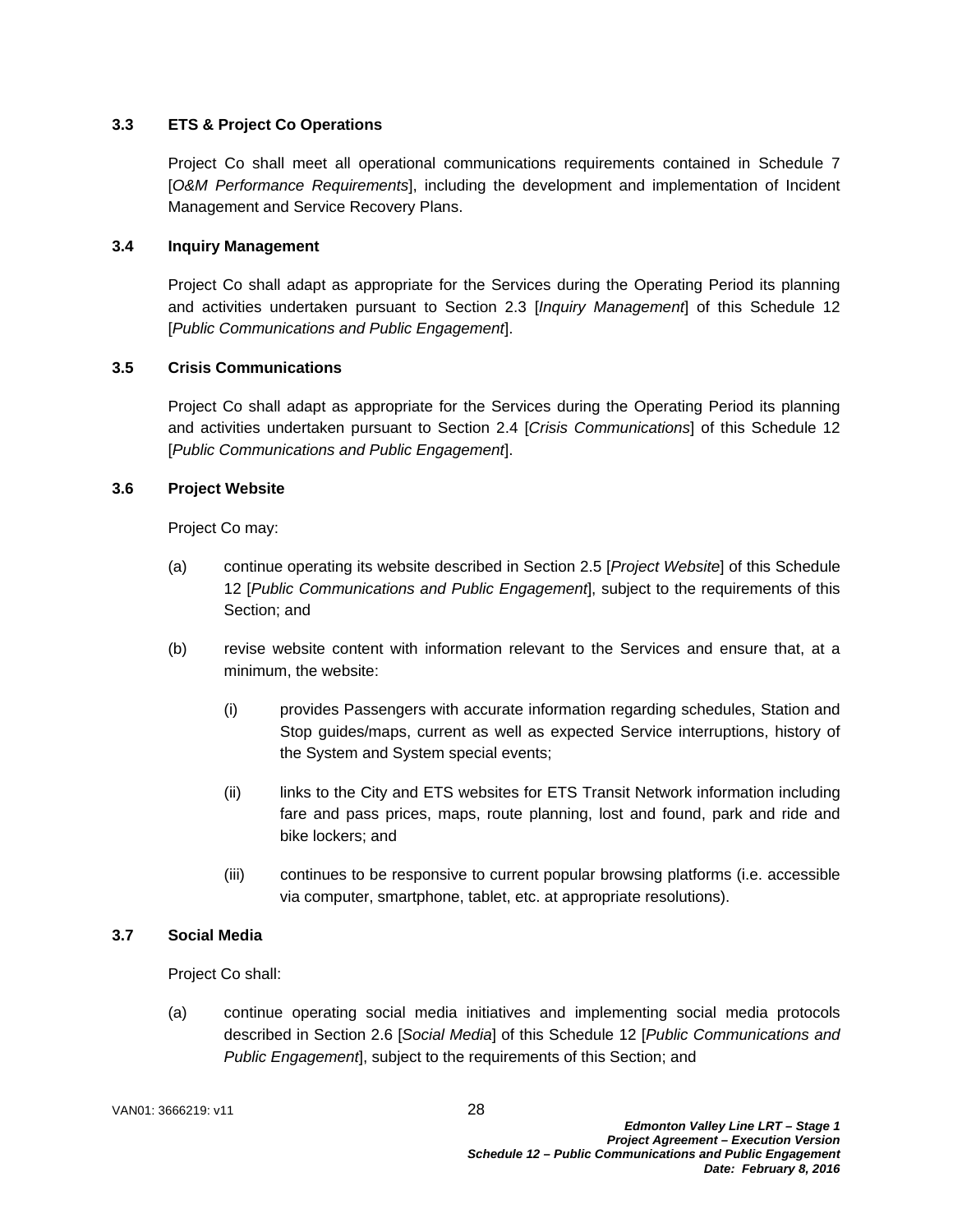### 3.3 ETS & Project Co Operations

Project Co shall meet all operational communications requirements contained in Schedule 7 [*O&M Performance Requirements*], including the development and implementation of Incident Management and Service Recovery Plans.

### 3.4 Inquiry Management

Project Co shall adapt as appropriate for the Services during the Operating Period its planning and activities undertaken pursuant to Section 2.3 [*Inquiry Management*] of this Schedule 12 [*Public Communications and Public Engagement*].

### 3.5 Crisis Communications

Project Co shall adapt as appropriate for the Services during the Operating Period its planning and activities undertaken pursuant to Section 2.4 [*Crisis Communications*] of this Schedule 12 [*Public Communications and Public Engagement*].

### 3.6 Project Website

Project Co may:

(a) continue operating its website described in Section 2.5 [*Project Website*] of this Schedule 12 [*Public Communications and Public Engagement*], subject to the requirements of this Section; and

(b) revise website content with information relevant to the Services and ensure that, at a minimum, the website:

   (i) provides Passengers with accurate information regarding schedules, Station and Stop guides/maps, current as well as expected Service interruptions, history of the System and System special events;

   (ii) links to the City and ETS websites for ETS Transit Network information including fare and pass prices, maps, route planning, lost and found, park and ride and bike lockers; and

   (iii) continues to be responsive to current popular browsing platforms (i.e. accessible via computer, smartphone, tablet, etc. at appropriate resolutions).

### 3.7 Social Media

Project Co shall:

(a) continue operating social media initiatives and implementing social media protocols described in Section 2.6 [*Social Media*] of this Schedule 12 [*Public Communications and Public Engagement*], subject to the requirements of this Section; and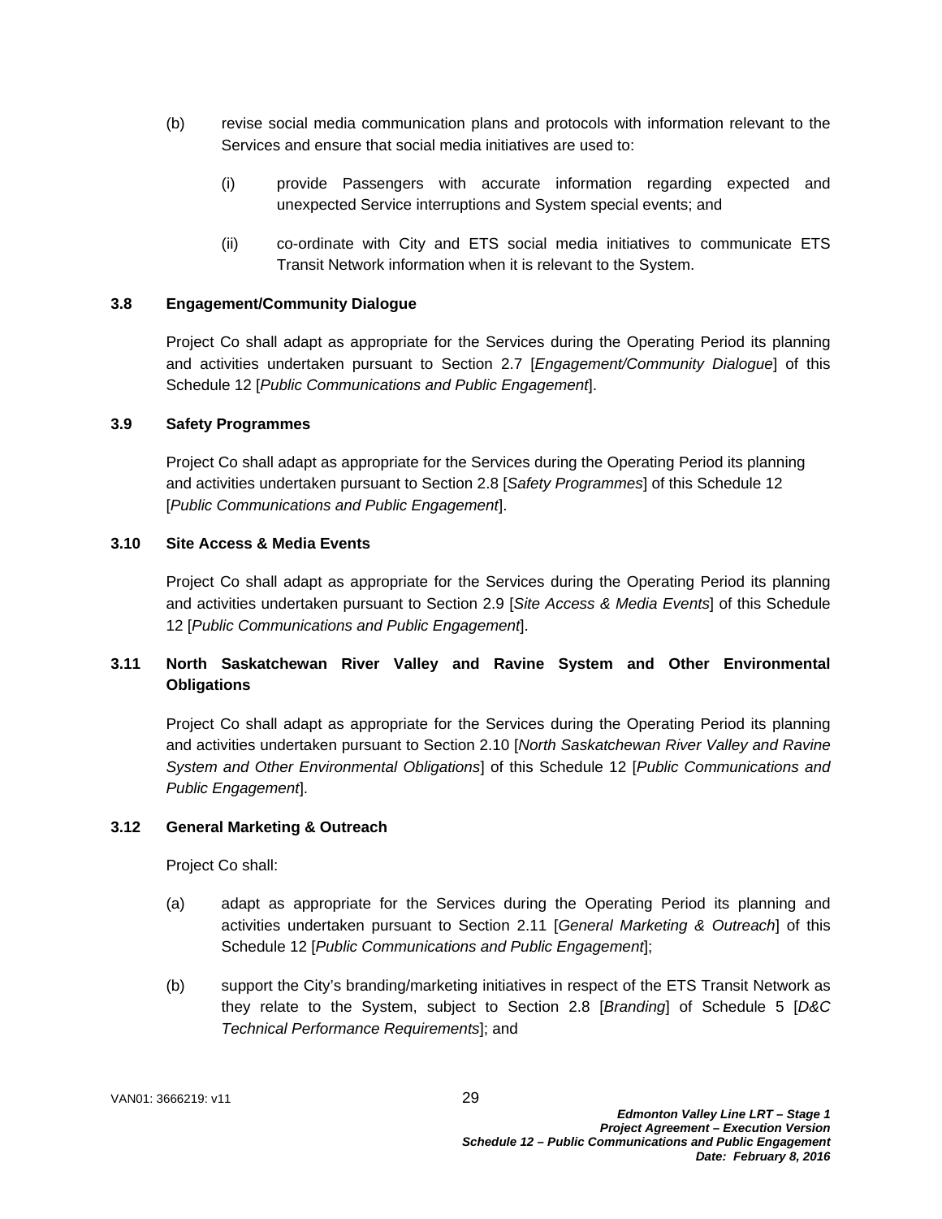(b) revise social media communication plans and protocols with information relevant to the Services and ensure that social media initiatives are used to:

   (i) provide Passengers with accurate information regarding expected and unexpected Service interruptions and System special events; and

   (ii) co-ordinate with City and ETS social media initiatives to communicate ETS Transit Network information when it is relevant to the System.

### 3.8 Engagement/Community Dialogue

Project Co shall adapt as appropriate for the Services during the Operating Period its planning and activities undertaken pursuant to Section 2.7 [*Engagement/Community Dialogue*] of this Schedule 12 [*Public Communications and Public Engagement*].

### 3.9 Safety Programmes

Project Co shall adapt as appropriate for the Services during the Operating Period its planning and activities undertaken pursuant to Section 2.8 [*Safety Programmes*] of this Schedule 12 [*Public Communications and Public Engagement*].

### 3.10 Site Access & Media Events

Project Co shall adapt as appropriate for the Services during the Operating Period its planning and activities undertaken pursuant to Section 2.9 [*Site Access & Media Events*] of this Schedule 12 [*Public Communications and Public Engagement*].

### 3.11 North Saskatchewan River Valley and Ravine System and Other Environmental Obligations

Project Co shall adapt as appropriate for the Services during the Operating Period its planning and activities undertaken pursuant to Section 2.10 [*North Saskatchewan River Valley and Ravine System and Other Environmental Obligations*] of this Schedule 12 [*Public Communications and Public Engagement*].

### 3.12 General Marketing & Outreach

Project Co shall:

(a) adapt as appropriate for the Services during the Operating Period its planning and activities undertaken pursuant to Section 2.11 [*General Marketing & Outreach*] of this Schedule 12 [*Public Communications and Public Engagement*];

(b) support the City's branding/marketing initiatives in respect of the ETS Transit Network as they relate to the System, subject to Section 2.8 [*Branding*] of Schedule 5 [*D&C Technical Performance Requirements*]; and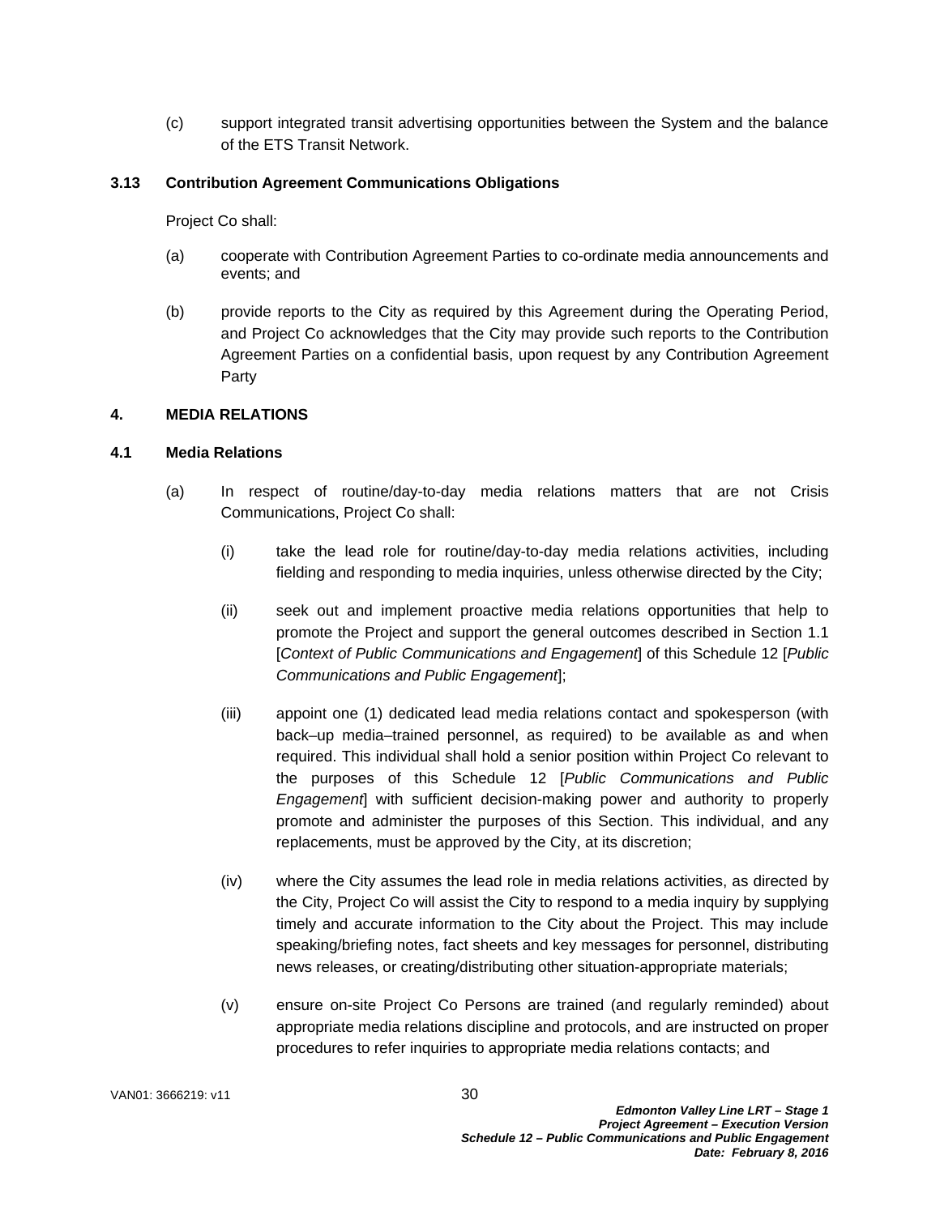(c) support integrated transit advertising opportunities between the System and the balance of the ETS Transit Network.

### 3.13 Contribution Agreement Communications Obligations

Project Co shall:

(a) cooperate with Contribution Agreement Parties to co-ordinate media announcements and events; and

(b) provide reports to the City as required by this Agreement during the Operating Period, and Project Co acknowledges that the City may provide such reports to the Contribution Agreement Parties on a confidential basis, upon request by any Contribution Agreement Party

## 4. MEDIA RELATIONS

### 4.1 Media Relations

(a) In respect of routine/day-to-day media relations matters that are not Crisis Communications, Project Co shall:

(i) take the lead role for routine/day-to-day media relations activities, including fielding and responding to media inquiries, unless otherwise directed by the City;

(ii) seek out and implement proactive media relations opportunities that help to promote the Project and support the general outcomes described in Section 1.1 [*Context of Public Communications and Engagement*] of this Schedule 12 [*Public Communications and Public Engagement*];

(iii) appoint one (1) dedicated lead media relations contact and spokesperson (with back–up media–trained personnel, as required) to be available as and when required. This individual shall hold a senior position within Project Co relevant to the purposes of this Schedule 12 [*Public Communications and Public Engagement*] with sufficient decision-making power and authority to properly promote and administer the purposes of this Section. This individual, and any replacements, must be approved by the City, at its discretion;

(iv) where the City assumes the lead role in media relations activities, as directed by the City, Project Co will assist the City to respond to a media inquiry by supplying timely and accurate information to the City about the Project. This may include speaking/briefing notes, fact sheets and key messages for personnel, distributing news releases, or creating/distributing other situation-appropriate materials;

(v) ensure on-site Project Co Persons are trained (and regularly reminded) about appropriate media relations discipline and protocols, and are instructed on proper procedures to refer inquiries to appropriate media relations contacts; and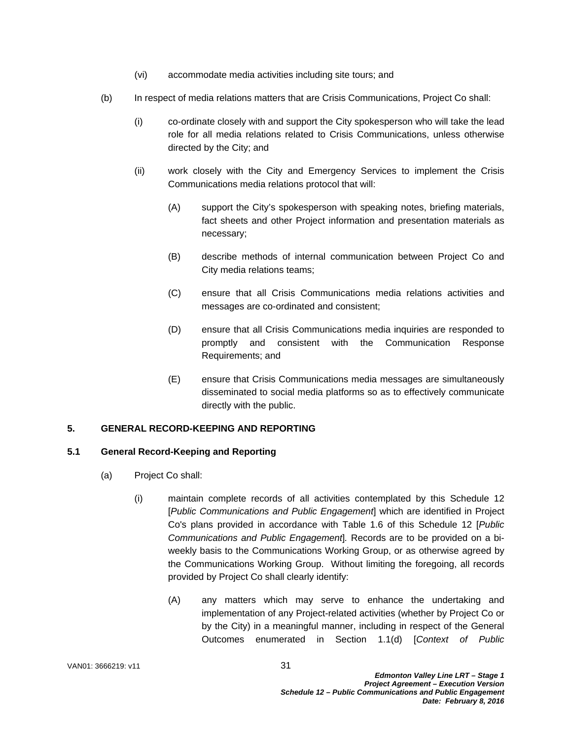(vi) accommodate media activities including site tours; and

(b) In respect of media relations matters that are Crisis Communications, Project Co shall:

(i) co-ordinate closely with and support the City spokesperson who will take the lead role for all media relations related to Crisis Communications, unless otherwise directed by the City; and

(ii) work closely with the City and Emergency Services to implement the Crisis Communications media relations protocol that will:

(A) support the City's spokesperson with speaking notes, briefing materials, fact sheets and other Project information and presentation materials as necessary;

(B) describe methods of internal communication between Project Co and City media relations teams;

(C) ensure that all Crisis Communications media relations activities and messages are co-ordinated and consistent;

(D) ensure that all Crisis Communications media inquiries are responded to promptly and consistent with the Communication Response Requirements; and

(E) ensure that Crisis Communications media messages are simultaneously disseminated to social media platforms so as to effectively communicate directly with the public.

## 5. GENERAL RECORD-KEEPING AND REPORTING

### 5.1 General Record-Keeping and Reporting

(a) Project Co shall:

(i) maintain complete records of all activities contemplated by this Schedule 12 [*Public Communications and Public Engagement*] which are identified in Project Co's plans provided in accordance with Table 1.6 of this Schedule 12 [*Public Communications and Public Engagement*]. Records are to be provided on a bi-weekly basis to the Communications Working Group, or as otherwise agreed by the Communications Working Group. Without limiting the foregoing, all records provided by Project Co shall clearly identify:

(A) any matters which may serve to enhance the undertaking and implementation of any Project-related activities (whether by Project Co or by the City) in a meaningful manner, including in respect of the General Outcomes enumerated in Section 1.1(d) [*Context of Public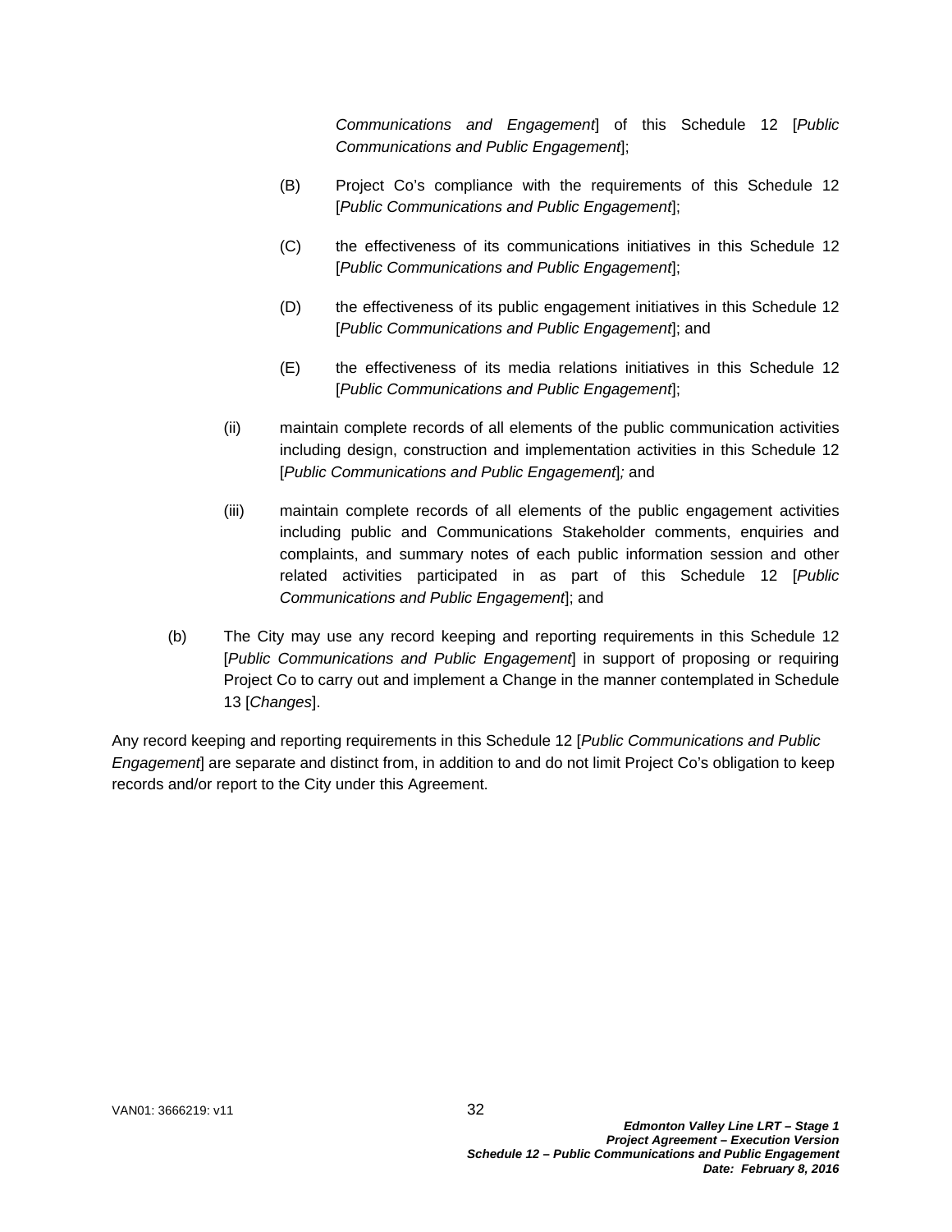*Communications and Engagement*] of this Schedule 12 [*Public Communications and Public Engagement*];

(B) Project Co's compliance with the requirements of this Schedule 12 [*Public Communications and Public Engagement*];

(C) the effectiveness of its communications initiatives in this Schedule 12 [*Public Communications and Public Engagement*];

(D) the effectiveness of its public engagement initiatives in this Schedule 12 [*Public Communications and Public Engagement*]; and

(E) the effectiveness of its media relations initiatives in this Schedule 12 [*Public Communications and Public Engagement*];

(ii) maintain complete records of all elements of the public communication activities including design, construction and implementation activities in this Schedule 12 [*Public Communications and Public Engagement*]*;* and

(iii) maintain complete records of all elements of the public engagement activities including public and Communications Stakeholder comments, enquiries and complaints, and summary notes of each public information session and other related activities participated in as part of this Schedule 12 [*Public Communications and Public Engagement*]; and

(b) The City may use any record keeping and reporting requirements in this Schedule 12 [*Public Communications and Public Engagement*] in support of proposing or requiring Project Co to carry out and implement a Change in the manner contemplated in Schedule 13 [*Changes*].

Any record keeping and reporting requirements in this Schedule 12 [*Public Communications and Public Engagement*] are separate and distinct from, in addition to and do not limit Project Co's obligation to keep records and/or report to the City under this Agreement.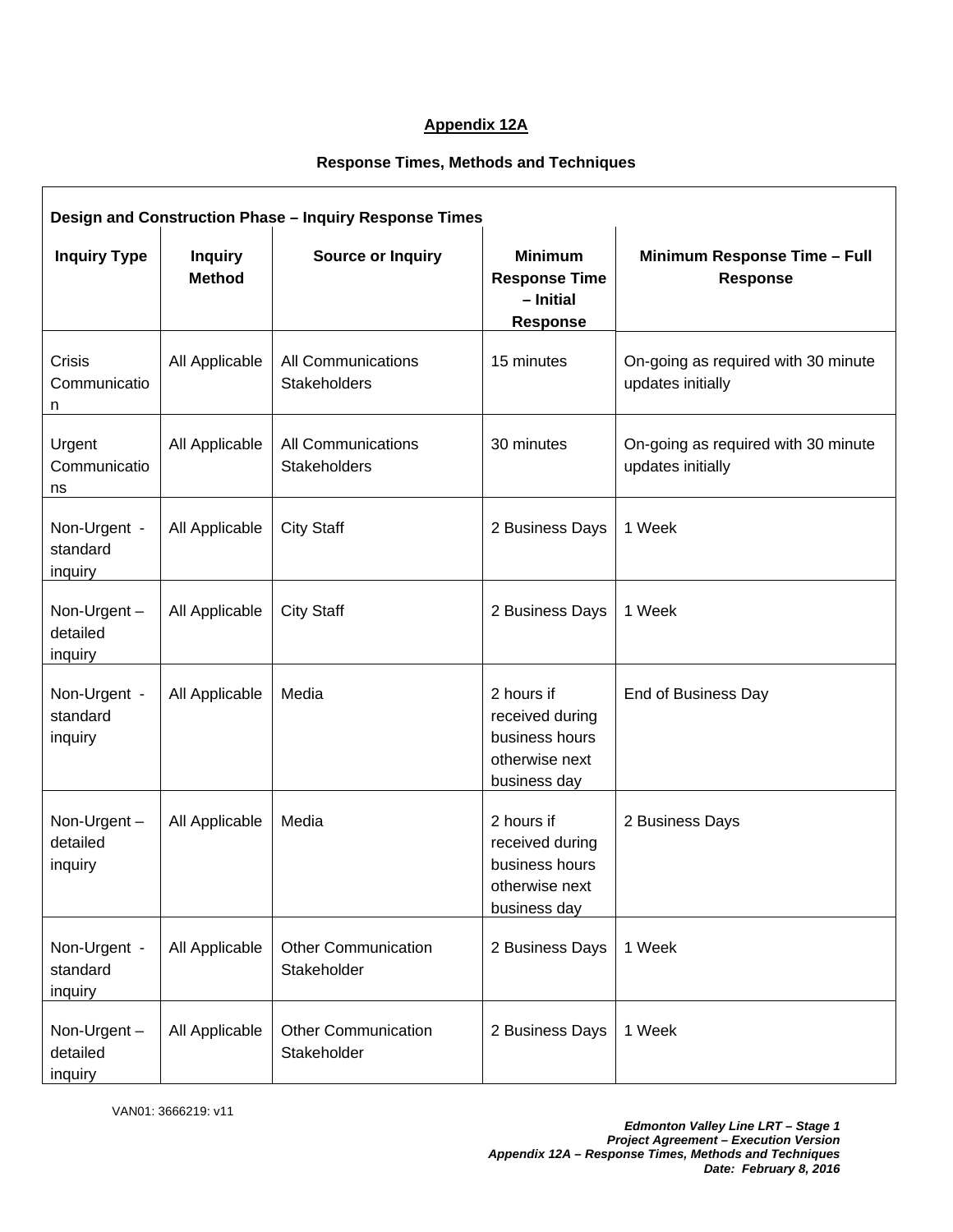## Appendix 12A

### Response Times, Methods and Techniques

| Design and Construction Phase – Inquiry Response Times | | | | |
|---|---|---|---|---|
| **Inquiry Type** | **Inquiry Method** | **Source or Inquiry** | **Minimum Response Time – Initial Response** | **Minimum Response Time – Full Response** |
| Crisis Communication | All Applicable | All Communications Stakeholders | 15 minutes | On-going as required with 30 minute updates initially |
| Urgent Communications | All Applicable | All Communications Stakeholders | 30 minutes | On-going as required with 30 minute updates initially |
| Non-Urgent - standard inquiry | All Applicable | City Staff | 2 Business Days | 1 Week |
| Non-Urgent – detailed inquiry | All Applicable | City Staff | 2 Business Days | 1 Week |
| Non-Urgent - standard inquiry | All Applicable | Media | 2 hours if received during business hours otherwise next business day | End of Business Day |
| Non-Urgent – detailed inquiry | All Applicable | Media | 2 hours if received during business hours otherwise next business day | 2 Business Days |
| Non-Urgent - standard inquiry | All Applicable | Other Communication Stakeholder | 2 Business Days | 1 Week |
| Non-Urgent – detailed inquiry | All Applicable | Other Communication Stakeholder | 2 Business Days | 1 Week |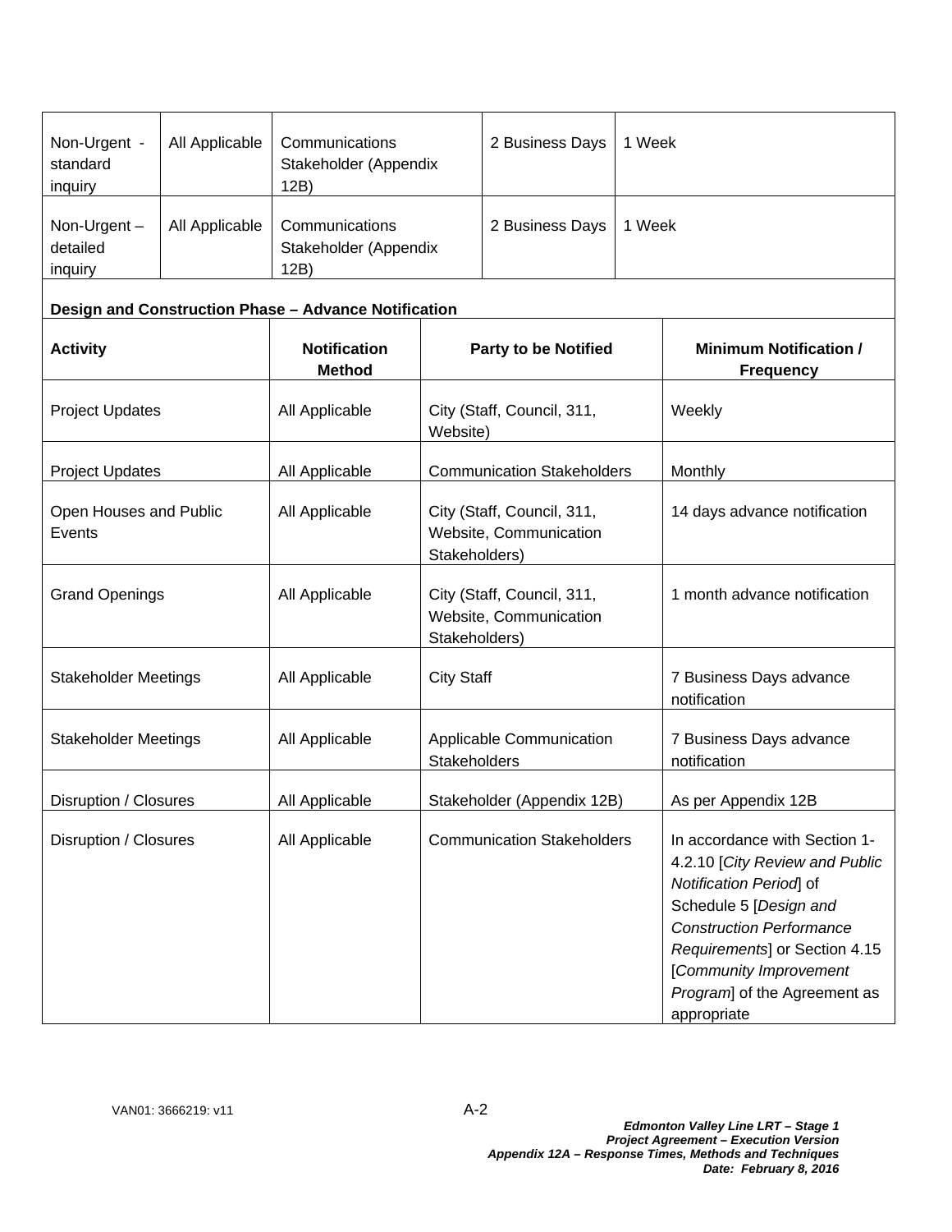| Non-Urgent - standard inquiry | All Applicable | Communications Stakeholder (Appendix 12B) | 2 Business Days | 1 Week |
|---|---|---|---|---|
| Non-Urgent – detailed inquiry | All Applicable | Communications Stakeholder (Appendix 12B) | 2 Business Days | 1 Week |

**Design and Construction Phase – Advance Notification**

| Activity | Notification Method | Party to be Notified | Minimum Notification / Frequency |
|---|---|---|---|
| Project Updates | All Applicable | City (Staff, Council, 311, Website) | Weekly |
| Project Updates | All Applicable | Communication Stakeholders | Monthly |
| Open Houses and Public Events | All Applicable | City (Staff, Council, 311, Website, Communication Stakeholders) | 14 days advance notification |
| Grand Openings | All Applicable | City (Staff, Council, 311, Website, Communication Stakeholders) | 1 month advance notification |
| Stakeholder Meetings | All Applicable | City Staff | 7 Business Days advance notification |
| Stakeholder Meetings | All Applicable | Applicable Communication Stakeholders | 7 Business Days advance notification |
| Disruption / Closures | All Applicable | Stakeholder (Appendix 12B) | As per Appendix 12B |
| Disruption / Closures | All Applicable | Communication Stakeholders | In accordance with Section 1-4.2.10 [*City Review and Public Notification Period*] of Schedule 5 [*Design and Construction Performance Requirements*] or Section 4.15 [*Community Improvement Program*] of the Agreement as appropriate |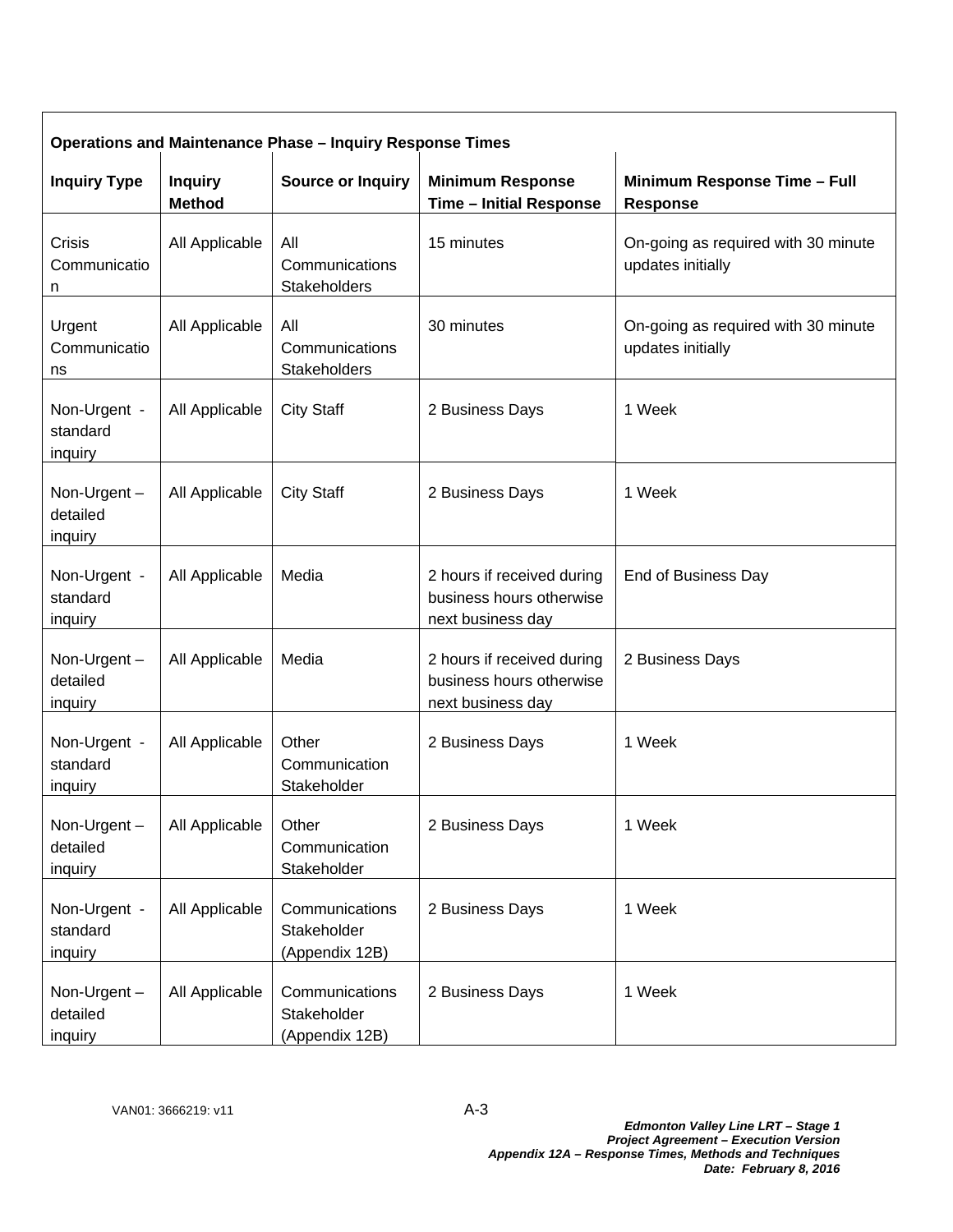**Operations and Maintenance Phase – Inquiry Response Times**

| Inquiry Type | Inquiry Method | Source or Inquiry | Minimum Response Time – Initial Response | Minimum Response Time – Full Response |
|---|---|---|---|---|
| Crisis Communication | All Applicable | All Communications Stakeholders | 15 minutes | On-going as required with 30 minute updates initially |
| Urgent Communications | All Applicable | All Communications Stakeholders | 30 minutes | On-going as required with 30 minute updates initially |
| Non-Urgent - standard inquiry | All Applicable | City Staff | 2 Business Days | 1 Week |
| Non-Urgent – detailed inquiry | All Applicable | City Staff | 2 Business Days | 1 Week |
| Non-Urgent - standard inquiry | All Applicable | Media | 2 hours if received during business hours otherwise next business day | End of Business Day |
| Non-Urgent – detailed inquiry | All Applicable | Media | 2 hours if received during business hours otherwise next business day | 2 Business Days |
| Non-Urgent - standard inquiry | All Applicable | Other Communication Stakeholder | 2 Business Days | 1 Week |
| Non-Urgent – detailed inquiry | All Applicable | Other Communication Stakeholder | 2 Business Days | 1 Week |
| Non-Urgent - standard inquiry | All Applicable | Communications Stakeholder (Appendix 12B) | 2 Business Days | 1 Week |
| Non-Urgent – detailed inquiry | All Applicable | Communications Stakeholder (Appendix 12B) | 2 Business Days | 1 Week |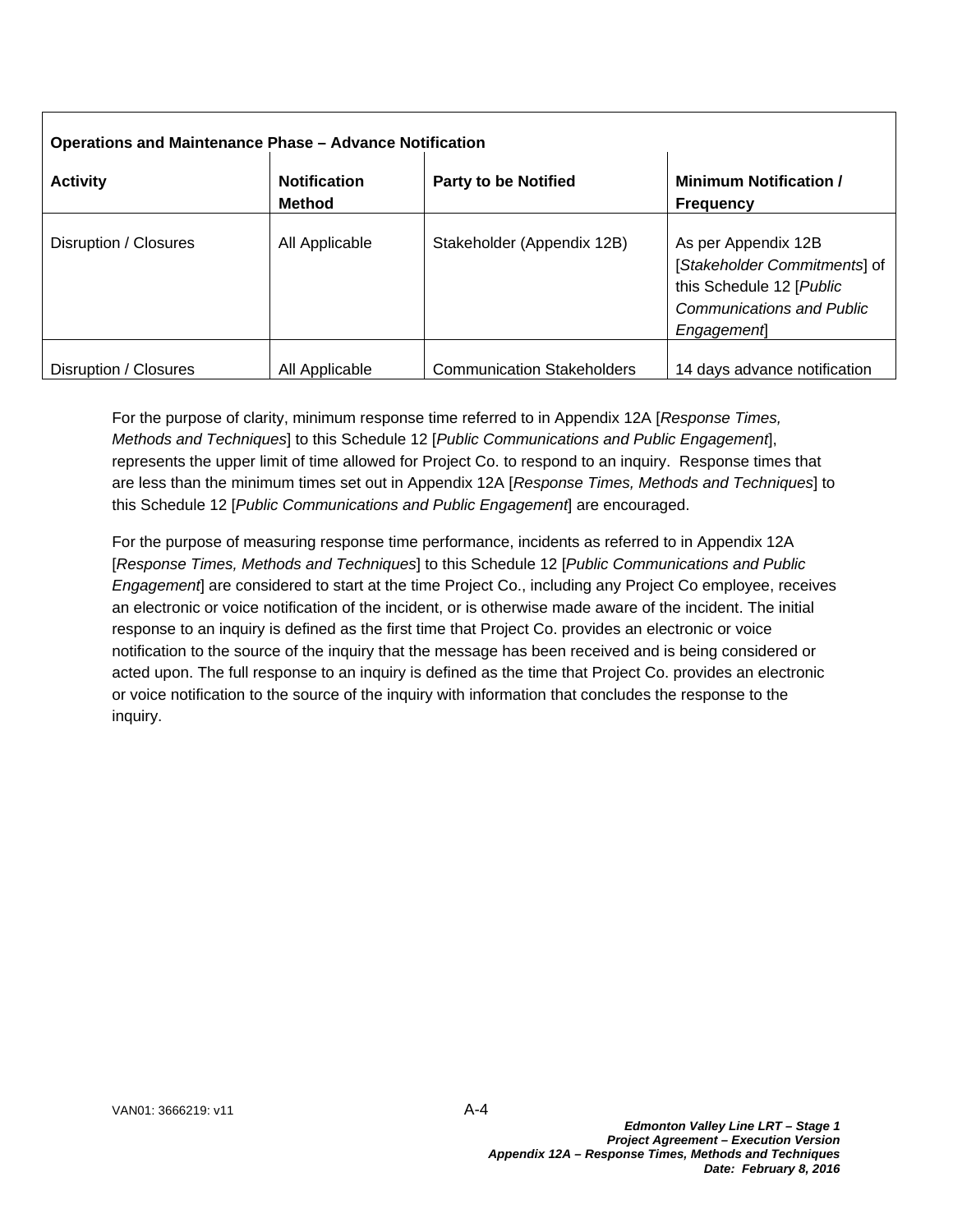| **Operations and Maintenance Phase – Advance Notification** | | | |
|---|---|---|---|
| **Activity** | **Notification Method** | **Party to be Notified** | **Minimum Notification / Frequency** |
| Disruption / Closures | All Applicable | Stakeholder (Appendix 12B) | As per Appendix 12B [*Stakeholder Commitments*] of this Schedule 12 [*Public Communications and Public Engagement*] |
| Disruption / Closures | All Applicable | Communication Stakeholders | 14 days advance notification |

For the purpose of clarity, minimum response time referred to in Appendix 12A [*Response Times, Methods and Techniques*] to this Schedule 12 [*Public Communications and Public Engagement*], represents the upper limit of time allowed for Project Co. to respond to an inquiry. Response times that are less than the minimum times set out in Appendix 12A [*Response Times, Methods and Techniques*] to this Schedule 12 [*Public Communications and Public Engagement*] are encouraged.

For the purpose of measuring response time performance, incidents as referred to in Appendix 12A [*Response Times, Methods and Techniques*] to this Schedule 12 [*Public Communications and Public Engagement*] are considered to start at the time Project Co., including any Project Co employee, receives an electronic or voice notification of the incident, or is otherwise made aware of the incident. The initial response to an inquiry is defined as the first time that Project Co. provides an electronic or voice notification to the source of the inquiry that the message has been received and is being considered or acted upon. The full response to an inquiry is defined as the time that Project Co. provides an electronic or voice notification to the source of the inquiry with information that concludes the response to the inquiry.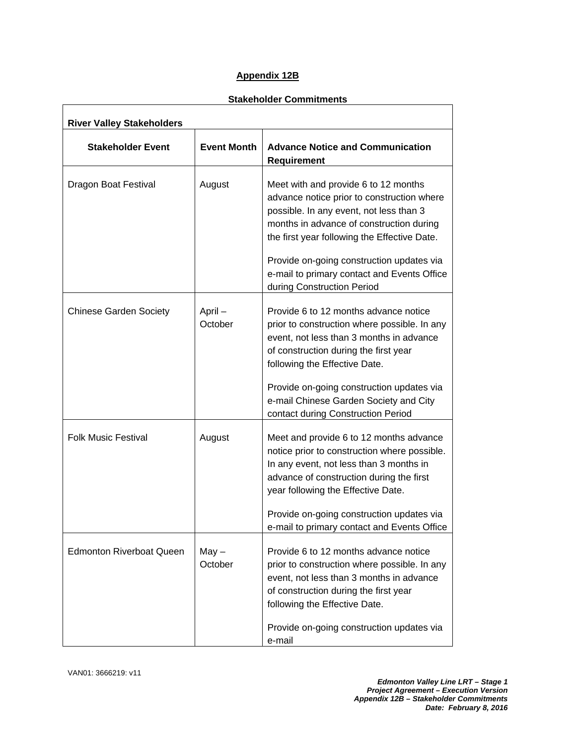## Appendix 12B

### Stakeholder Commitments

| **River Valley Stakeholders** | | |
|---|---|---|
| **Stakeholder Event** | **Event Month** | **Advance Notice and Communication Requirement** |
| Dragon Boat Festival | August | Meet with and provide 6 to 12 months advance notice prior to construction where possible. In any event, not less than 3 months in advance of construction during the first year following the Effective Date.<br><br>Provide on-going construction updates via e-mail to primary contact and Events Office during Construction Period |
| Chinese Garden Society | April – October | Provide 6 to 12 months advance notice prior to construction where possible. In any event, not less than 3 months in advance of construction during the first year following the Effective Date.<br><br>Provide on-going construction updates via e-mail Chinese Garden Society and City contact during Construction Period |
| Folk Music Festival | August | Meet and provide 6 to 12 months advance notice prior to construction where possible. In any event, not less than 3 months in advance of construction during the first year following the Effective Date.<br><br>Provide on-going construction updates via e-mail to primary contact and Events Office |
| Edmonton Riverboat Queen | May – October | Provide 6 to 12 months advance notice prior to construction where possible. In any event, not less than 3 months in advance of construction during the first year following the Effective Date.<br><br>Provide on-going construction updates via e-mail |

VAN01: 3666219: v11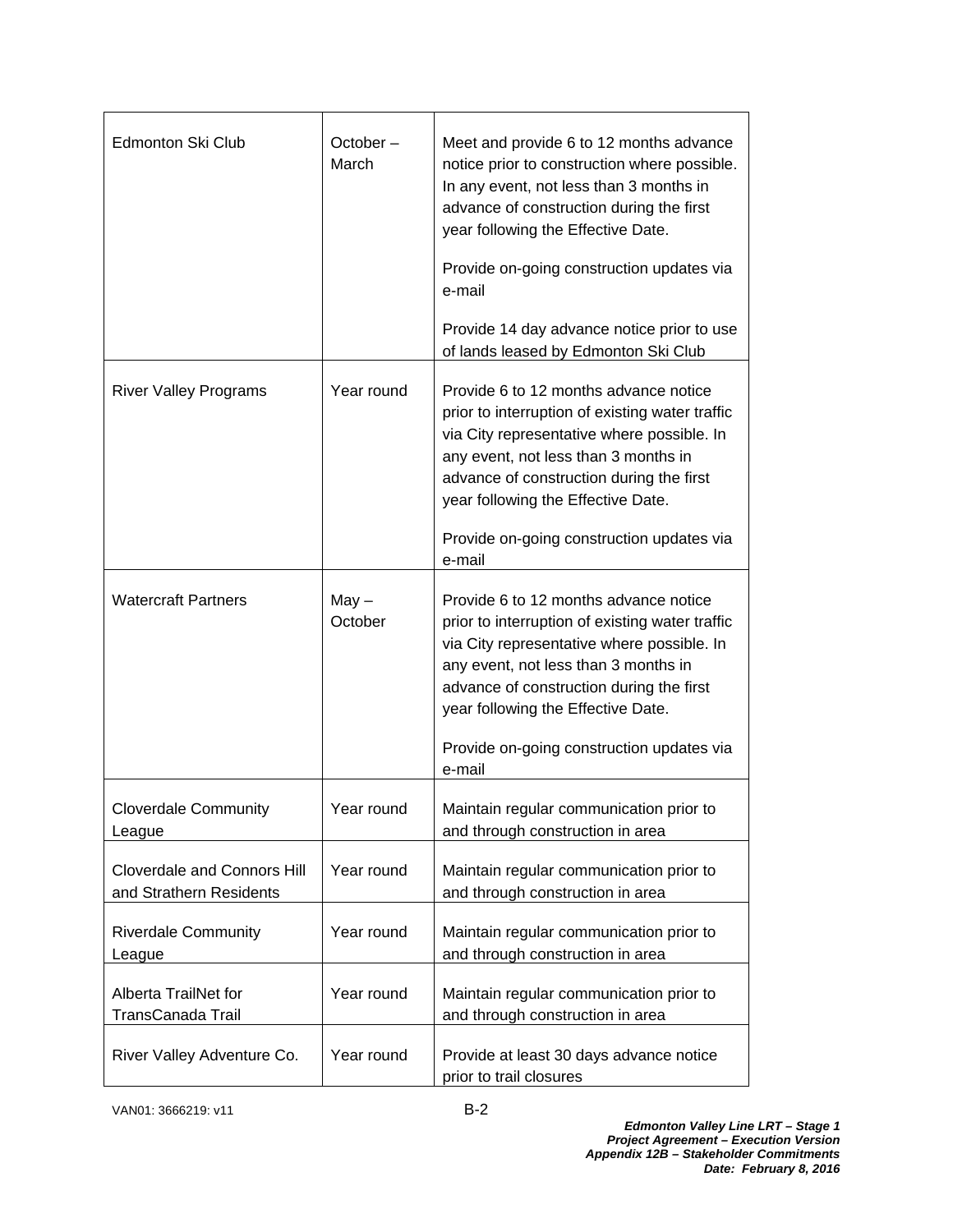| | | |
|---|---|---|
| Edmonton Ski Club | October – March | Meet and provide 6 to 12 months advance notice prior to construction where possible. In any event, not less than 3 months in advance of construction during the first year following the Effective Date.<br><br>Provide on-going construction updates via e-mail<br><br>Provide 14 day advance notice prior to use of lands leased by Edmonton Ski Club |
| River Valley Programs | Year round | Provide 6 to 12 months advance notice prior to interruption of existing water traffic via City representative where possible. In any event, not less than 3 months in advance of construction during the first year following the Effective Date.<br><br>Provide on-going construction updates via e-mail |
| Watercraft Partners | May – October | Provide 6 to 12 months advance notice prior to interruption of existing water traffic via City representative where possible. In any event, not less than 3 months in advance of construction during the first year following the Effective Date.<br><br>Provide on-going construction updates via e-mail |
| Cloverdale Community League | Year round | Maintain regular communication prior to and through construction in area |
| Cloverdale and Connors Hill and Strathern Residents | Year round | Maintain regular communication prior to and through construction in area |
| Riverdale Community League | Year round | Maintain regular communication prior to and through construction in area |
| Alberta TrailNet for TransCanada Trail | Year round | Maintain regular communication prior to and through construction in area |
| River Valley Adventure Co. | Year round | Provide at least 30 days advance notice prior to trail closures |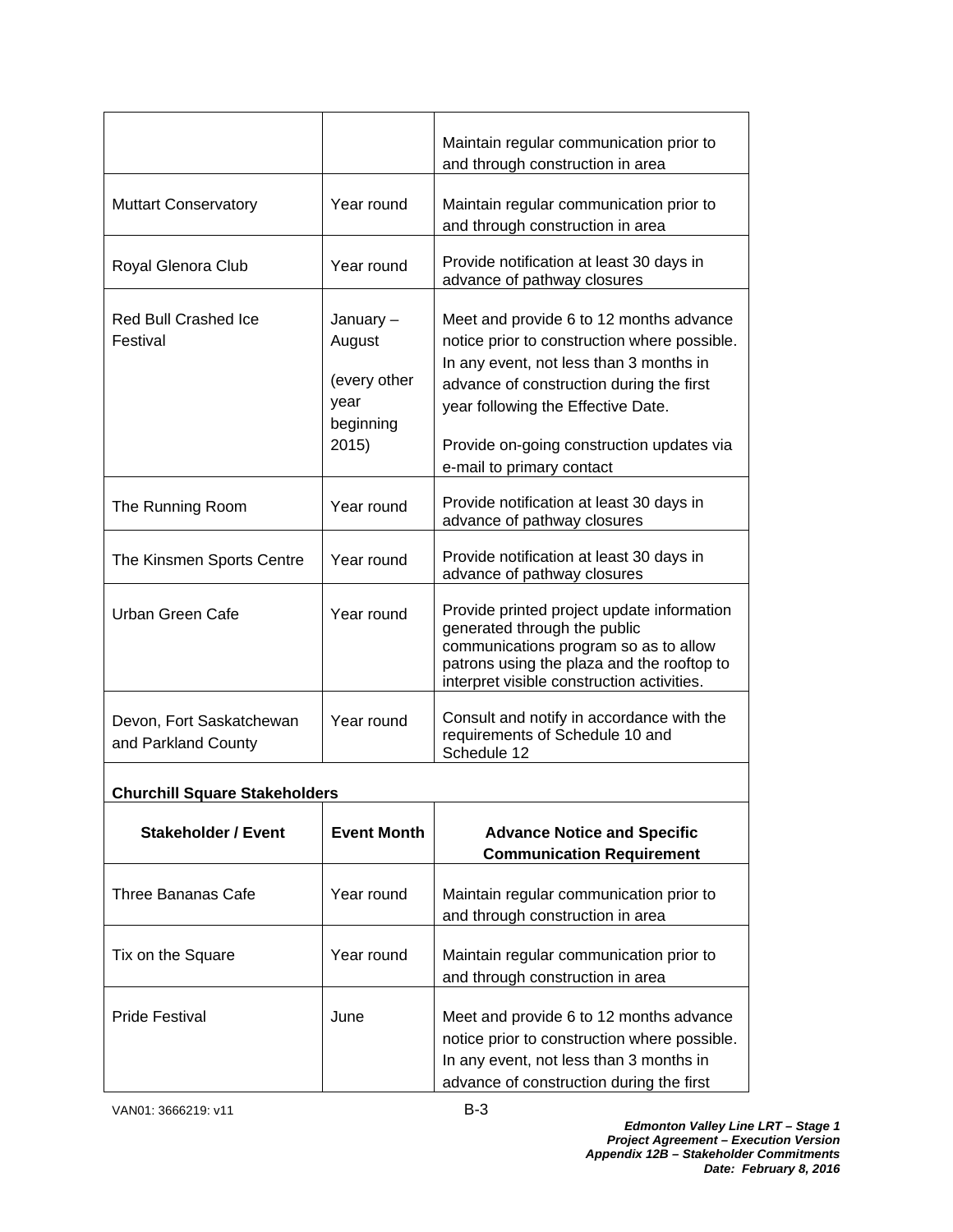| | | |
|---|---|---|
| | | Maintain regular communication prior to and through construction in area |
| Muttart Conservatory | Year round | Maintain regular communication prior to and through construction in area |
| Royal Glenora Club | Year round | Provide notification at least 30 days in advance of pathway closures |
| Red Bull Crashed Ice Festival | January – August<br><br>(every other year beginning 2015) | Meet and provide 6 to 12 months advance notice prior to construction where possible. In any event, not less than 3 months in advance of construction during the first year following the Effective Date.<br><br>Provide on-going construction updates via e-mail to primary contact |
| The Running Room | Year round | Provide notification at least 30 days in advance of pathway closures |
| The Kinsmen Sports Centre | Year round | Provide notification at least 30 days in advance of pathway closures |
| Urban Green Cafe | Year round | Provide printed project update information generated through the public communications program so as to allow patrons using the plaza and the rooftop to interpret visible construction activities. |
| Devon, Fort Saskatchewan and Parkland County | Year round | Consult and notify in accordance with the requirements of Schedule 10 and Schedule 12 |

**Churchill Square Stakeholders**

| Stakeholder / Event | Event Month | Advance Notice and Specific Communication Requirement |
|---|---|---|
| Three Bananas Cafe | Year round | Maintain regular communication prior to and through construction in area |
| Tix on the Square | Year round | Maintain regular communication prior to and through construction in area |
| Pride Festival | June | Meet and provide 6 to 12 months advance notice prior to construction where possible. In any event, not less than 3 months in advance of construction during the first |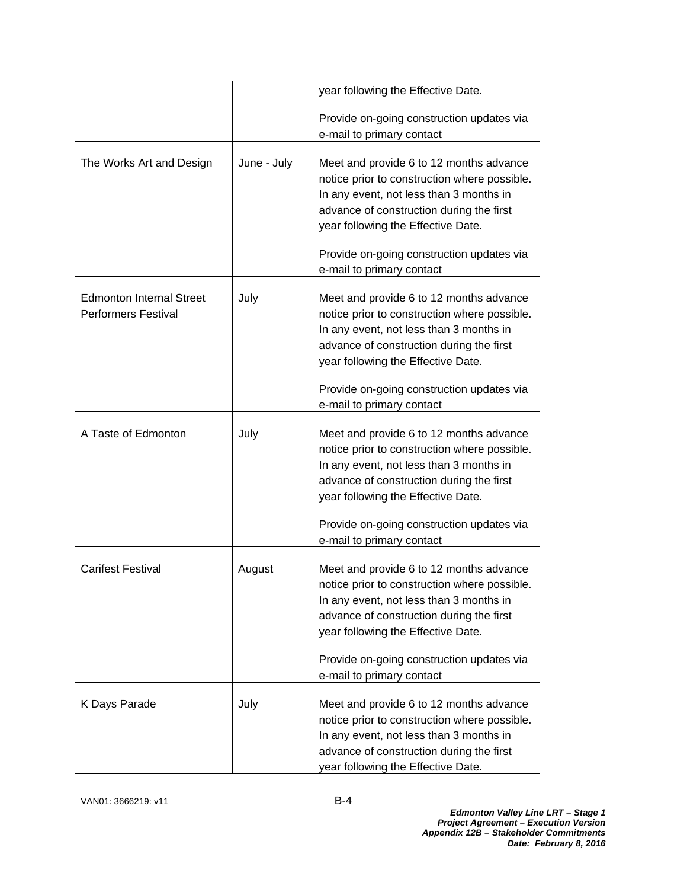|  |  | year following the Effective Date.<br><br>Provide on-going construction updates via e-mail to primary contact |
|---|---|---|
| The Works Art and Design | June - July | Meet and provide 6 to 12 months advance notice prior to construction where possible. In any event, not less than 3 months in advance of construction during the first year following the Effective Date.<br><br>Provide on-going construction updates via e-mail to primary contact |
| Edmonton Internal Street Performers Festival | July | Meet and provide 6 to 12 months advance notice prior to construction where possible. In any event, not less than 3 months in advance of construction during the first year following the Effective Date.<br><br>Provide on-going construction updates via e-mail to primary contact |
| A Taste of Edmonton | July | Meet and provide 6 to 12 months advance notice prior to construction where possible. In any event, not less than 3 months in advance of construction during the first year following the Effective Date.<br><br>Provide on-going construction updates via e-mail to primary contact |
| Carifest Festival | August | Meet and provide 6 to 12 months advance notice prior to construction where possible. In any event, not less than 3 months in advance of construction during the first year following the Effective Date.<br><br>Provide on-going construction updates via e-mail to primary contact |
| K Days Parade | July | Meet and provide 6 to 12 months advance notice prior to construction where possible. In any event, not less than 3 months in advance of construction during the first year following the Effective Date. |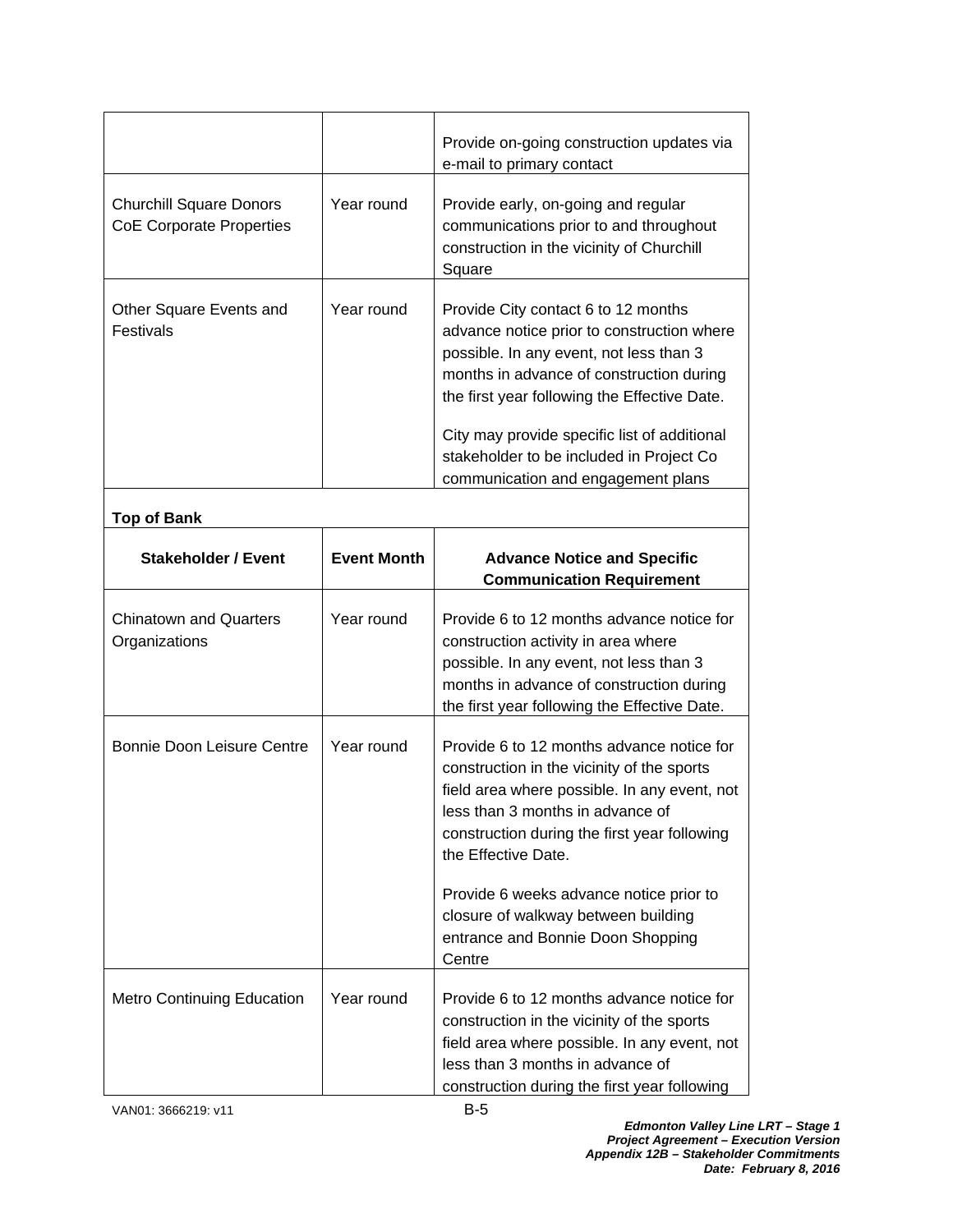| | | |
|---|---|---|
| | | Provide on-going construction updates via e-mail to primary contact |
| Churchill Square Donors<br>CoE Corporate Properties | Year round | Provide early, on-going and regular communications prior to and throughout construction in the vicinity of Churchill Square |
| Other Square Events and Festivals | Year round | Provide City contact 6 to 12 months advance notice prior to construction where possible. In any event, not less than 3 months in advance of construction during the first year following the Effective Date.<br><br>City may provide specific list of additional stakeholder to be included in Project Co communication and engagement plans |

**Top of Bank**

| Stakeholder / Event | Event Month | Advance Notice and Specific Communication Requirement |
|---|---|---|
| Chinatown and Quarters Organizations | Year round | Provide 6 to 12 months advance notice for construction activity in area where possible. In any event, not less than 3 months in advance of construction during the first year following the Effective Date. |
| Bonnie Doon Leisure Centre | Year round | Provide 6 to 12 months advance notice for construction in the vicinity of the sports field area where possible. In any event, not less than 3 months in advance of construction during the first year following the Effective Date.<br><br>Provide 6 weeks advance notice prior to closure of walkway between building entrance and Bonnie Doon Shopping Centre |
| Metro Continuing Education | Year round | Provide 6 to 12 months advance notice for construction in the vicinity of the sports field area where possible. In any event, not less than 3 months in advance of construction during the first year following |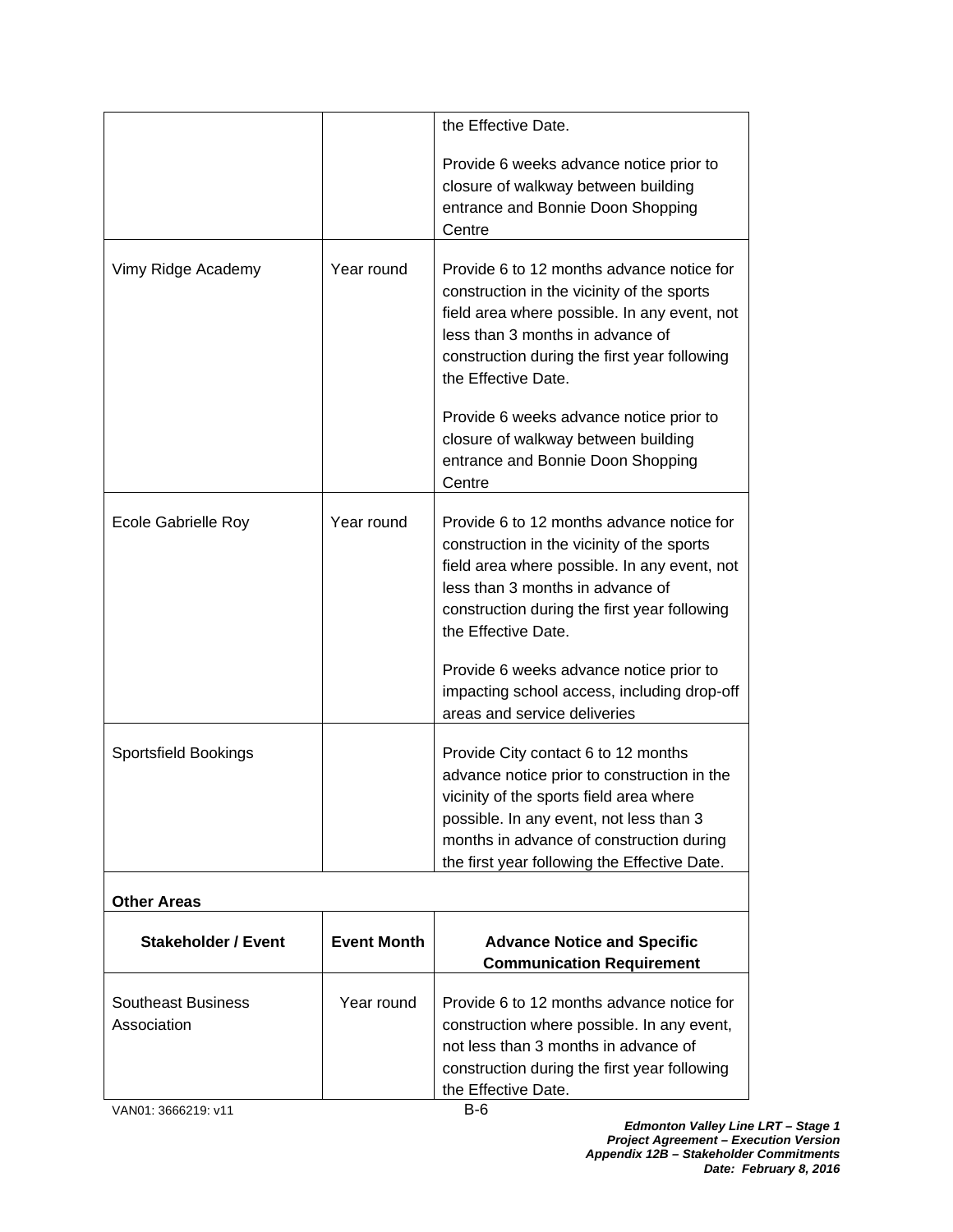| | | |
|---|---|---|
| | | the Effective Date.<br><br>Provide 6 weeks advance notice prior to closure of walkway between building entrance and Bonnie Doon Shopping Centre |
| Vimy Ridge Academy | Year round | Provide 6 to 12 months advance notice for construction in the vicinity of the sports field area where possible. In any event, not less than 3 months in advance of construction during the first year following the Effective Date.<br><br>Provide 6 weeks advance notice prior to closure of walkway between building entrance and Bonnie Doon Shopping Centre |
| Ecole Gabrielle Roy | Year round | Provide 6 to 12 months advance notice for construction in the vicinity of the sports field area where possible. In any event, not less than 3 months in advance of construction during the first year following the Effective Date.<br><br>Provide 6 weeks advance notice prior to impacting school access, including drop-off areas and service deliveries |
| Sportsfield Bookings | | Provide City contact 6 to 12 months advance notice prior to construction in the vicinity of the sports field area where possible. In any event, not less than 3 months in advance of construction during the first year following the Effective Date. |

**Other Areas**

| Stakeholder / Event | Event Month | Advance Notice and Specific Communication Requirement |
|---|---|---|
| Southeast Business Association | Year round | Provide 6 to 12 months advance notice for construction where possible. In any event, not less than 3 months in advance of construction during the first year following the Effective Date. |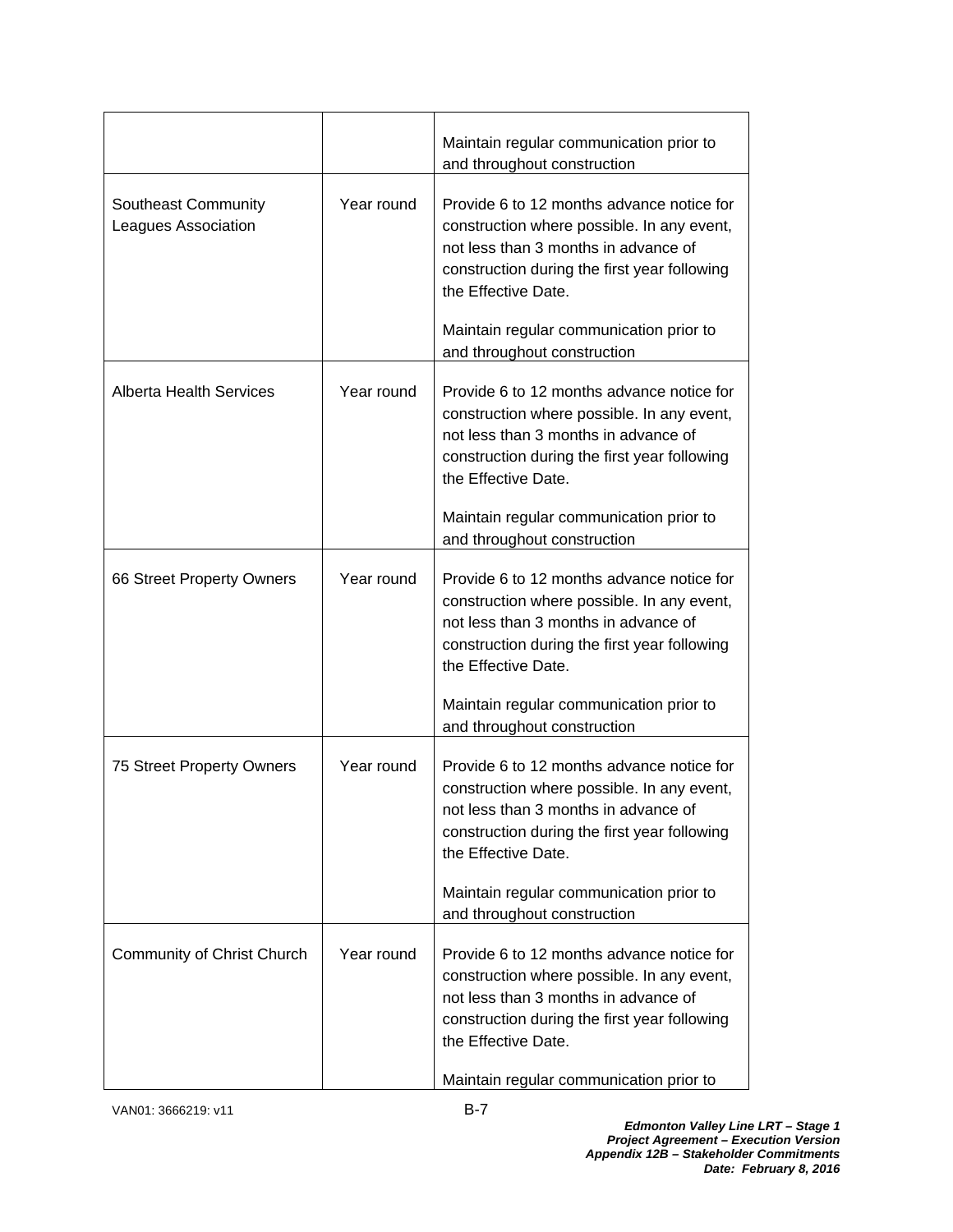| | | |
|---|---|---|
| | | Maintain regular communication prior to and throughout construction |
| Southeast Community Leagues Association | Year round | Provide 6 to 12 months advance notice for construction where possible. In any event, not less than 3 months in advance of construction during the first year following the Effective Date.<br><br>Maintain regular communication prior to and throughout construction |
| Alberta Health Services | Year round | Provide 6 to 12 months advance notice for construction where possible. In any event, not less than 3 months in advance of construction during the first year following the Effective Date.<br><br>Maintain regular communication prior to and throughout construction |
| 66 Street Property Owners | Year round | Provide 6 to 12 months advance notice for construction where possible. In any event, not less than 3 months in advance of construction during the first year following the Effective Date.<br><br>Maintain regular communication prior to and throughout construction |
| 75 Street Property Owners | Year round | Provide 6 to 12 months advance notice for construction where possible. In any event, not less than 3 months in advance of construction during the first year following the Effective Date.<br><br>Maintain regular communication prior to and throughout construction |
| Community of Christ Church | Year round | Provide 6 to 12 months advance notice for construction where possible. In any event, not less than 3 months in advance of construction during the first year following the Effective Date.<br><br>Maintain regular communication prior to |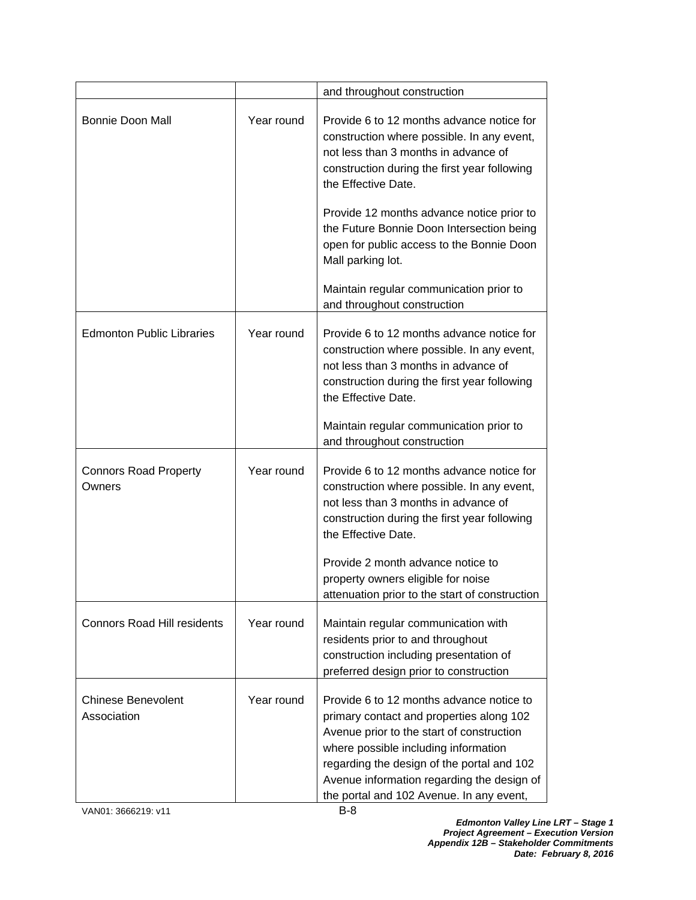| | | |
|---|---|---|
| | | and throughout construction |
| Bonnie Doon Mall | Year round | Provide 6 to 12 months advance notice for construction where possible. In any event, not less than 3 months in advance of construction during the first year following the Effective Date.<br><br>Provide 12 months advance notice prior to the Future Bonnie Doon Intersection being open for public access to the Bonnie Doon Mall parking lot.<br><br>Maintain regular communication prior to and throughout construction |
| Edmonton Public Libraries | Year round | Provide 6 to 12 months advance notice for construction where possible. In any event, not less than 3 months in advance of construction during the first year following the Effective Date.<br><br>Maintain regular communication prior to and throughout construction |
| Connors Road Property Owners | Year round | Provide 6 to 12 months advance notice for construction where possible. In any event, not less than 3 months in advance of construction during the first year following the Effective Date.<br><br>Provide 2 month advance notice to property owners eligible for noise attenuation prior to the start of construction |
| Connors Road Hill residents | Year round | Maintain regular communication with residents prior to and throughout construction including presentation of preferred design prior to construction |
| Chinese Benevolent Association | Year round | Provide 6 to 12 months advance notice to primary contact and properties along 102 Avenue prior to the start of construction where possible including information regarding the design of the portal and 102 Avenue information regarding the design of the portal and 102 Avenue. In any event, |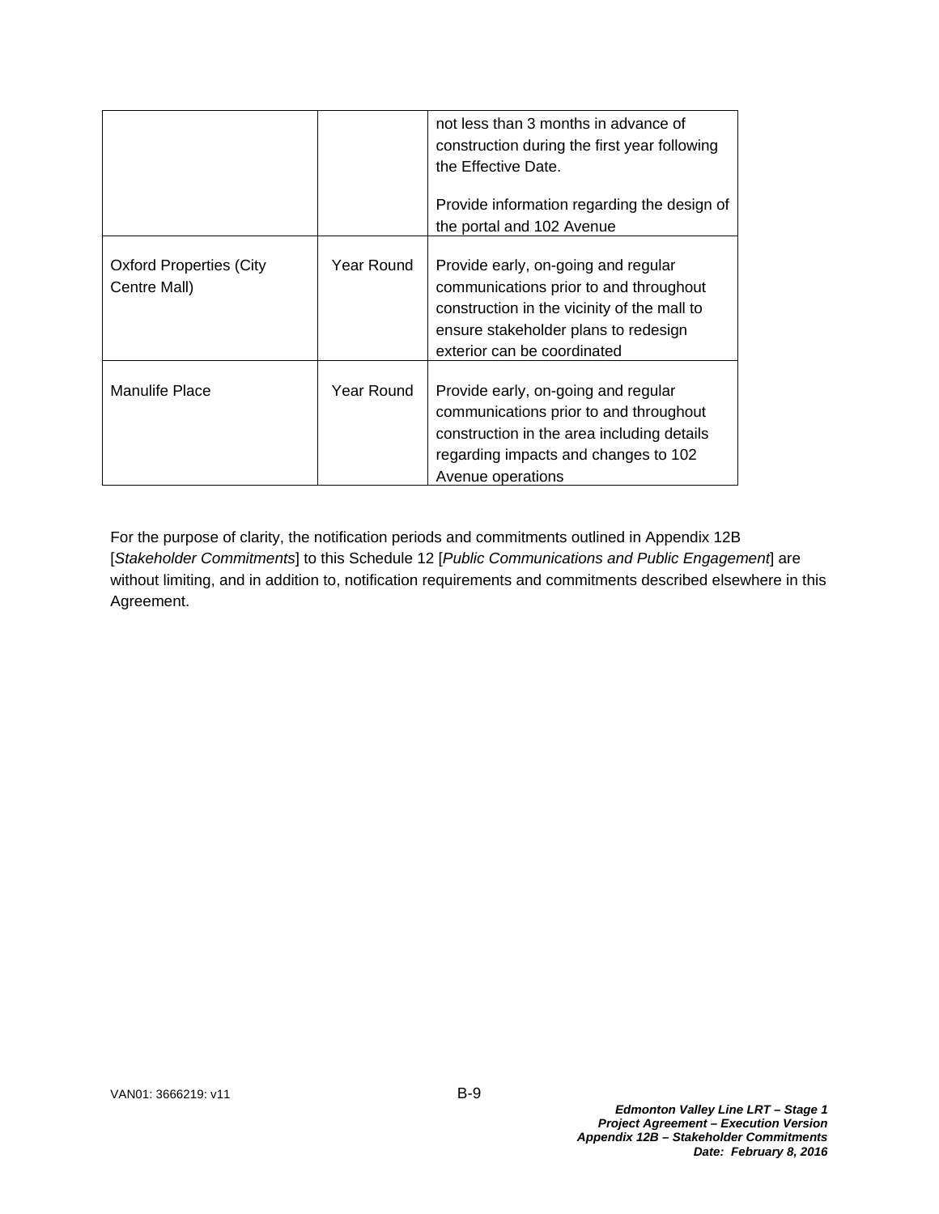| | | |
|---|---|---|
| | | not less than 3 months in advance of construction during the first year following the Effective Date.<br><br>Provide information regarding the design of the portal and 102 Avenue |
| Oxford Properties (City Centre Mall) | Year Round | Provide early, on-going and regular communications prior to and throughout construction in the vicinity of the mall to ensure stakeholder plans to redesign exterior can be coordinated |
| Manulife Place | Year Round | Provide early, on-going and regular communications prior to and throughout construction in the area including details regarding impacts and changes to 102 Avenue operations |

For the purpose of clarity, the notification periods and commitments outlined in Appendix 12B [*Stakeholder Commitments*] to this Schedule 12 [*Public Communications and Public Engagement*] are without limiting, and in addition to, notification requirements and commitments described elsewhere in this Agreement.